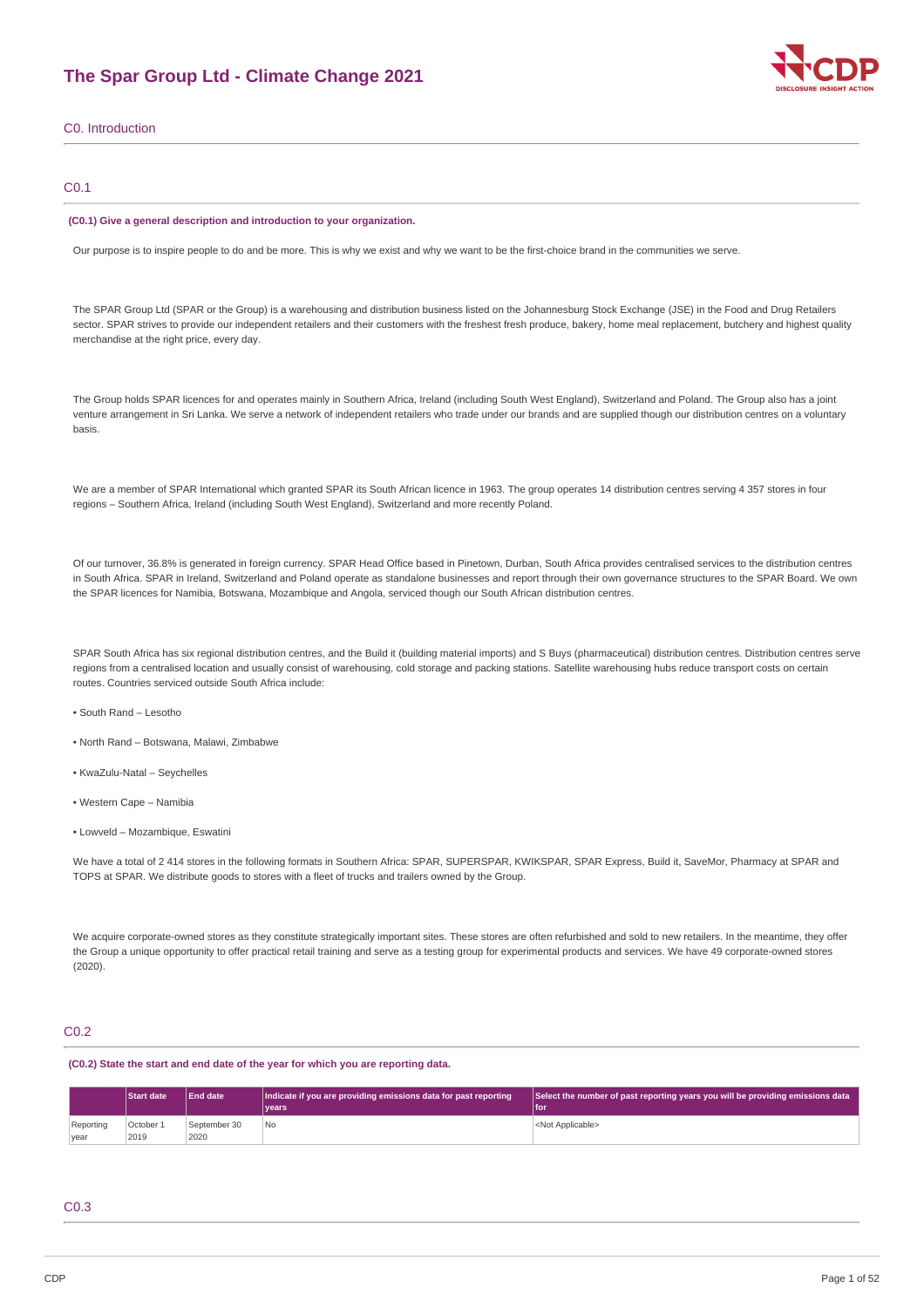# The Spar Group Ltd - Climate Change 2021

## C0. Introduction

### C0.1

**(C0.1) Give a general description and introduction to your organization.**

Our purpose is to inspire people to do and be more. This is why we exist and why we want to be the first-choice brand in the communities we serve.

The SPAR Group Ltd (SPAR or the Group) is a warehousing and distribution business listed on the Johannesburg Stock Exchange (JSE) in the Food and Drug Retailers sector. SPAR strives to provide our independent retailers and their customers with the freshest fresh produce, bakery, home meal replacement, butchery and highest quality merchandise at the right price, every day.

The Group holds SPAR licences for and operates mainly in Southern Africa, Ireland (including South West England), Switzerland and Poland. The Group also has a joint venture arrangement in Sri Lanka. We serve a network of independent retailers who trade under our brands and are supplied though our distribution centres on a voluntary basis.

We are a member of SPAR International which granted SPAR its South African licence in 1963. The group operates 14 distribution centres serving 4 357 stores in four regions – Southern Africa, Ireland (including South West England), Switzerland and more recently Poland.

Of our turnover, 36.8% is generated in foreign currency. SPAR Head Office based in Pinetown, Durban, South Africa provides centralised services to the distribution centres in South Africa. SPAR in Ireland, Switzerland and Poland operate as standalone businesses and report through their own governance structures to the SPAR Board. We own the SPAR licences for Namibia, Botswana, Mozambique and Angola, serviced though our South African distribution centres.

SPAR South Africa has six regional distribution centres, and the Build it (building material imports) and S Buys (pharmaceutical) distribution centres. Distribution centres serve regions from a centralised location and usually consist of warehousing, cold storage and packing stations. Satellite warehousing hubs reduce transport costs on certain routes. Countries serviced outside South Africa include:

- South Rand – Lesotho
- North Rand – Botswana, Malawi, Zimbabwe
- KwaZulu-Natal – Seychelles
- Western Cape – Namibia
- Lowveld – Mozambique, Eswatini

We have a total of 2 414 stores in the following formats in Southern Africa: SPAR, SUPERSPAR, KWIKSPAR, SPAR Express, Build it, SaveMor, Pharmacy at SPAR and TOPS at SPAR. We distribute goods to stores with a fleet of trucks and trailers owned by the Group.

We acquire corporate-owned stores as they constitute strategically important sites. These stores are often refurbished and sold to new retailers. In the meantime, they offer the Group a unique opportunity to offer practical retail training and serve as a testing group for experimental products and services. We have 49 corporate-owned stores (2020).

### C0.2

**(C0.2) State the start and end date of the year for which you are reporting data.**

| | Start date | End date | Indicate if you are providing emissions data for past reporting years | Select the number of past reporting years you will be providing emissions data for |
|---|---|---|---|---|
| Reporting year | October 1 2019 | September 30 2020 | No | <Not Applicable> |

### C0.3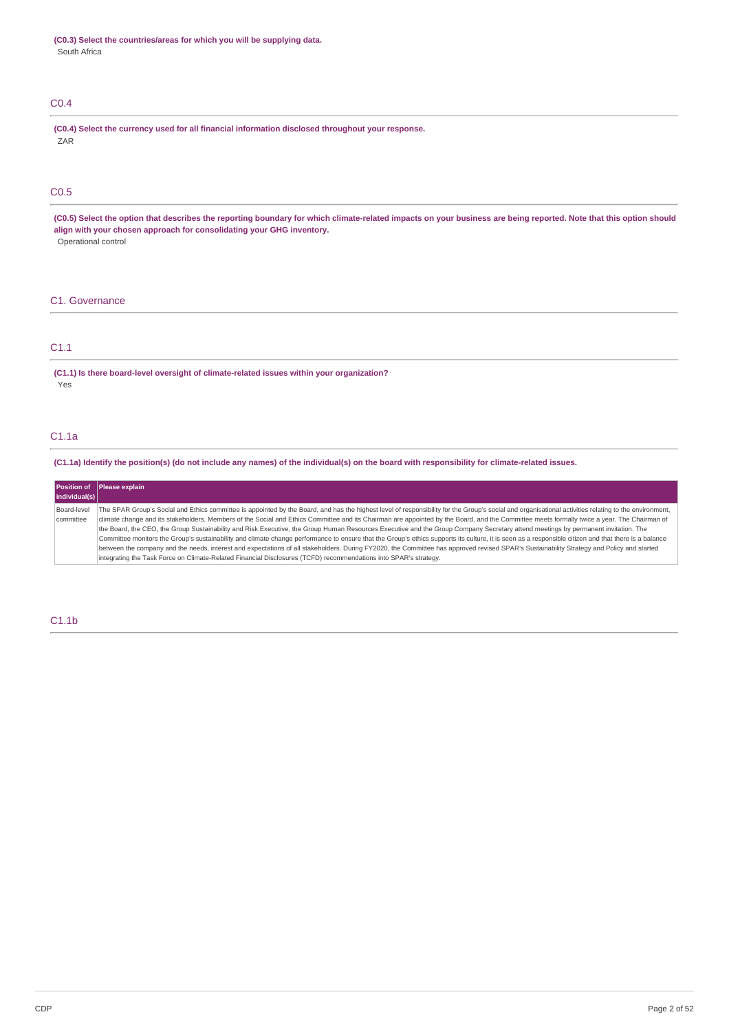**(C0.3) Select the countries/areas for which you will supply data.**

South Africa

## C0.4

**(C0.4) Select the currency used for all financial information disclosed throughout your response.**

ZAR

## C0.5

**(C0.5) Select the option that describes the reporting boundary for which climate-related impacts on your business are being reported. Note that this option should align with your chosen approach for consolidating your GHG inventory.**

Operational control

# C1. Governance

## C1.1

**(C1.1) Is there board-level oversight of climate-related issues within your organization?**

Yes

## C1.1a

**(C1.1a) Identify the position(s) (do not include any names) of the individual(s) on the board with responsibility for climate-related issues.**

| Position of individual(s) | Please explain |
| --- | --- |
| Board-level committee | The SPAR Group's Social and Ethics committee is appointed by the Board, and has the highest level of responsibility for the Group's social and organisational activities relating to the environment, climate change and its stakeholders. Members of the Social and Ethics Committee and its Chairman are appointed by the Board, and the Committee meets formally twice a year. The Chairman of the Board, the CEO, the Group Sustainability and Risk Executive, the Group Human Resources Executive and the Group Company Secretary attend meetings by permanent invitation. The Committee monitors the Group's sustainability and climate change performance to ensure that the Group's ethics supports its culture, it is seen as a responsible citizen and that there is a balance between the company and the needs, interest and expectations of all stakeholders. During FY2020, the Committee has approved revised SPAR's Sustainability Strategy and Policy and started integrating the Task Force on Climate-Related Financial Disclosures (TCFD) recommendations into SPAR's strategy. |

## C1.1b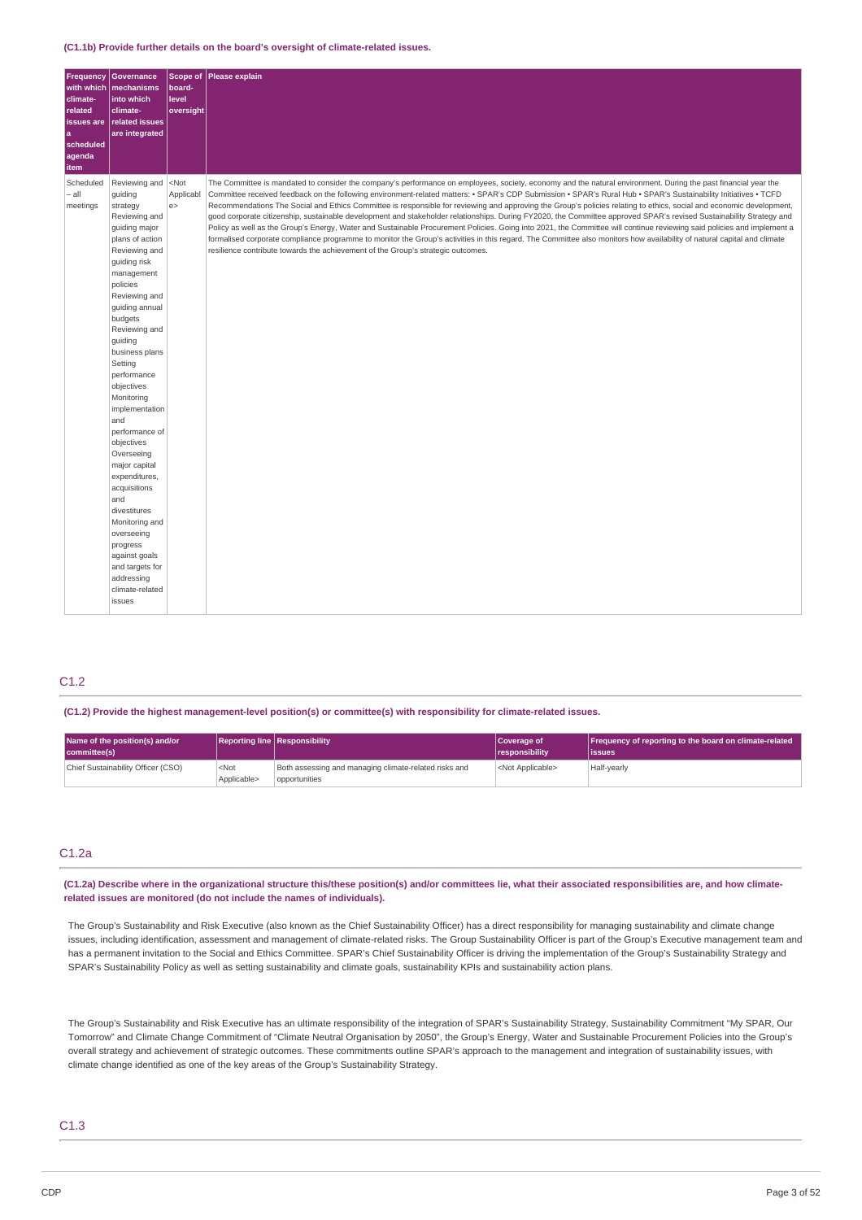**(C1.1b) Provide further details on the board's oversight of climate-related issues.**

| Frequency with which climate-related issues are a scheduled agenda item | Governance mechanisms into which climate-related issues are integrated | Scope of board-level oversight | Please explain |
|---|---|---|---|
| Scheduled – all meetings | Reviewing and guiding strategy Reviewing and guiding major plans of action Reviewing and guiding risk management policies Reviewing and guiding annual budgets Reviewing and guiding business plans Setting performance objectives Monitoring implementation and performance of objectives Overseeing major capital expenditures, acquisitions and divestitures Monitoring and overseeing progress against goals and targets for addressing climate-related issues | <Not Applicable> | The Committee is mandated to consider the company's performance on employees, society, economy and the natural environment. During the past financial year the Committee received feedback on the following environment-related matters: • SPAR's CDP Submission • SPAR's Rural Hub • SPAR's Sustainability Initiatives • TCFD Recommendations The Social and Ethics Committee is responsible for reviewing and approving the Group's policies relating to ethics, social and economic development, good corporate citizenship, sustainable development and stakeholder relationships. During FY2020, the Committee approved SPAR's revised Sustainability Strategy and Policy as well as the Group's Energy, Water and Sustainable Procurement Policies. Going into 2021, the Committee will continue reviewing said policies and implement a formalised corporate compliance programme to monitor the Group's activities in this regard. The Committee also monitors how availability of natural capital and climate resilience contribute towards the achievement of the Group's strategic outcomes. |

## C1.2

**(C1.2) Provide the highest management-level position(s) or committee(s) with responsibility for climate-related issues.**

| Name of the position(s) and/or committee(s) | Reporting line | Responsibility | Coverage of responsibility | Frequency of reporting to the board on climate-related issues |
|---|---|---|---|---|
| Chief Sustainability Officer (CSO) | <Not Applicable> | Both assessing and managing climate-related risks and opportunities | <Not Applicable> | Half-yearly |

## C1.2a

**(C1.2a) Describe where in the organizational structure this/these position(s) and/or committees lie, what their associated responsibilities are, and how climate-related issues are monitored (do not include the names of individuals).**

The Group's Sustainability and Risk Executive (also known as the Chief Sustainability Officer) has a direct responsibility for managing sustainability and climate change issues, including identification, assessment and management of climate-related risks. The Group Sustainability Officer is part of the Group's Executive management team and has a permanent invitation to the Social and Ethics Committee. SPAR's Chief Sustainability Officer is driving the implementation of the Group's Sustainability Strategy and SPAR's Sustainability Policy as well as setting sustainability and climate goals, sustainability KPIs and sustainability action plans.

The Group's Sustainability and Risk Executive has an ultimate responsibility of the integration of SPAR's Sustainability Strategy, Sustainability Commitment "My SPAR, Our Tomorrow" and Climate Change Commitment of "Climate Neutral Organisation by 2050", the Group's Energy, Water and Sustainable Procurement Policies into the Group's overall strategy and achievement of strategic outcomes. These commitments outline SPAR's approach to the management and integration of sustainability issues, with climate change identified as one of the key areas of the Group's Sustainability Strategy.

## C1.3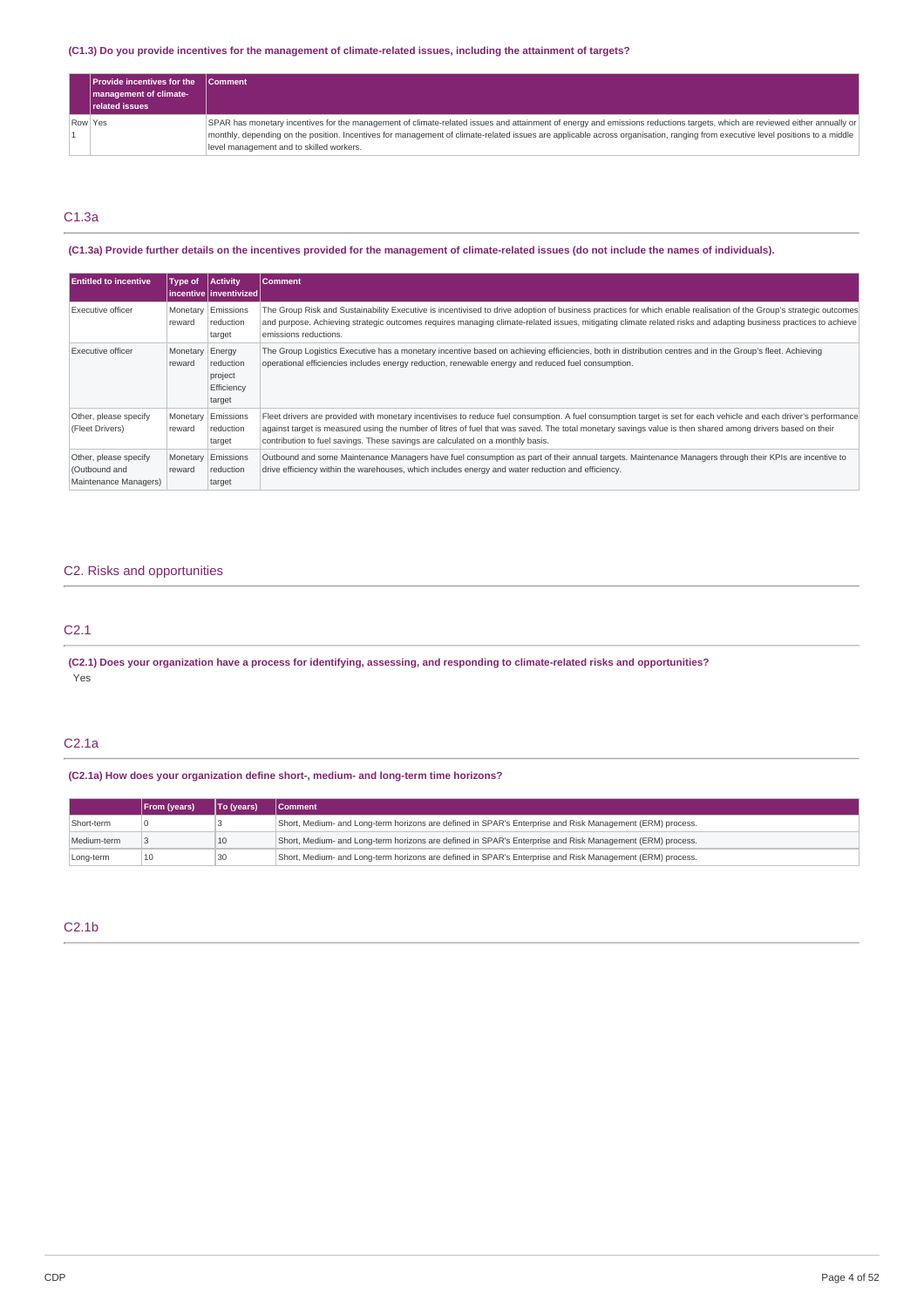### (C1.3) Do you provide incentives for the management of climate-related issues, including the attainment of targets?

| | Provide incentives for the management of climate-related issues | Comment |
|---|---|---|
| Row 1 | Yes | SPAR has monetary incentives for the management of climate-related issues and attainment of energy and emissions reductions targets, which are reviewed either annually or monthly, depending on the position. Incentives for management of climate-related issues are applicable across organisation, ranging from executive level positions to a middle level management and to skilled workers. |

## C1.3a

### (C1.3a) Provide further details on the incentives provided for the management of climate-related issues (do not include the names of individuals).

| Entitled to incentive | Type of incentive | Activity inventivized | Comment |
|---|---|---|---|
| Executive officer | Monetary reward | Emissions reduction target | The Group Risk and Sustainability Executive is incentivised to drive adoption of business practices for which enable realisation of the Group's strategic outcomes and purpose. Achieving strategic outcomes requires managing climate-related issues, mitigating climate related risks and adapting business practices to achieve emissions reductions. |
| Executive officer | Monetary reward | Energy reduction project Efficiency target | The Group Logistics Executive has a monetary incentive based on achieving efficiencies, both in distribution centres and in the Group's fleet. Achieving operational efficiencies includes energy reduction, renewable energy and reduced fuel consumption. |
| Other, please specify (Fleet Drivers) | Monetary reward | Emissions reduction target | Fleet drivers are provided with monetary incentivises to reduce fuel consumption. A fuel consumption target is set for each vehicle and each driver's performance against target is measured using the number of litres of fuel that was saved. The total monetary savings value is then shared among drivers based on their contribution to fuel savings. These savings are calculated on a monthly basis. |
| Other, please specify (Outbound and Maintenance Managers) | Monetary reward | Emissions reduction target | Outbound and some Maintenance Managers have fuel consumption as part of their annual targets. Maintenance Managers through their KPIs are incentive to drive efficiency within the warehouses, which includes energy and water reduction and efficiency. |

# C2. Risks and opportunities

## C2.1

### (C2.1) Does your organization have a process for identifying, assessing, and responding to climate-related risks and opportunities?

Yes

## C2.1a

### (C2.1a) How does your organization define short-, medium- and long-term time horizons?

| | From (years) | To (years) | Comment |
|---|---|---|---|
| Short-term | 0 | 3 | Short, Medium- and Long-term horizons are defined in SPAR's Enterprise and Risk Management (ERM) process. |
| Medium-term | 3 | 10 | Short, Medium- and Long-term horizons are defined in SPAR's Enterprise and Risk Management (ERM) process. |
| Long-term | 10 | 30 | Short, Medium- and Long-term horizons are defined in SPAR's Enterprise and Risk Management (ERM) process. |

## C2.1b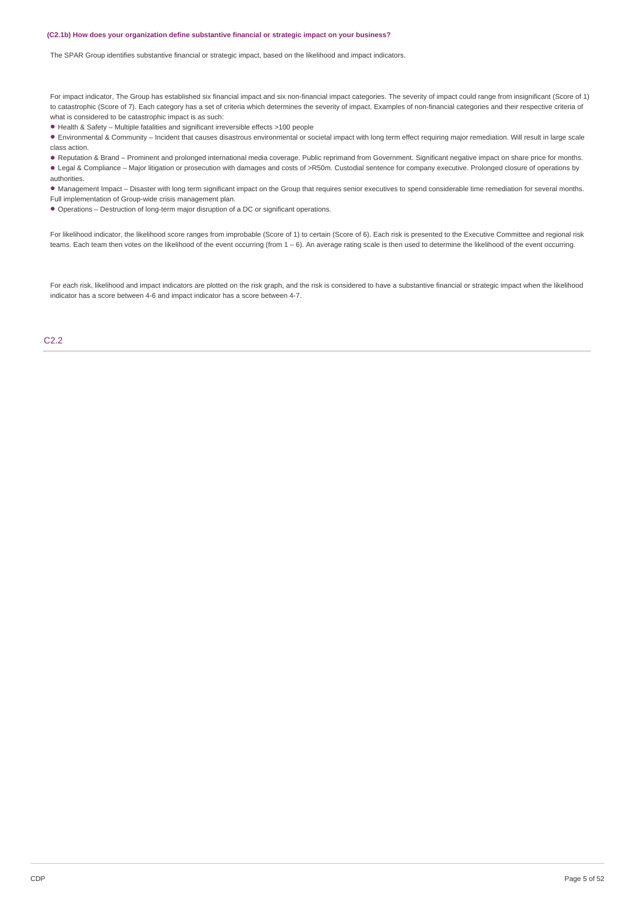### (C2.1b) How does your organization define substantive financial or strategic impact on your business?

The SPAR Group identifies substantive financial or strategic impact, based on the likelihood and impact indicators.

For impact indicator, The Group has established six financial impact and six non-financial impact categories. The severity of impact could range from insignificant (Score of 1) to catastrophic (Score of 7). Each category has a set of criteria which determines the severity of impact. Examples of non-financial categories and their respective criteria of what is considered to be catastrophic impact is as such:

- Health & Safety – Multiple fatalities and significant irreversible effects >100 people
- Environmental & Community – Incident that causes disastrous environmental or societal impact with long term effect requiring major remediation. Will result in large scale class action.
- Reputation & Brand – Prominent and prolonged international media coverage. Public reprimand from Government. Significant negative impact on share price for months.
- Legal & Compliance – Major litigation or prosecution with damages and costs of >R50m. Custodial sentence for company executive. Prolonged closure of operations by authorities.
- Management Impact – Disaster with long term significant impact on the Group that requires senior executives to spend considerable time remediation for several months. Full implementation of Group-wide crisis management plan.
- Operations – Destruction of long-term major disruption of a DC or significant operations.

For likelihood indicator, the likelihood score ranges from improbable (Score of 1) to certain (Score of 6). Each risk is presented to the Executive Committee and regional risk teams. Each team then votes on the likelihood of the event occurring (from 1 – 6). An average rating scale is then used to determine the likelihood of the event occurring.

For each risk, likelihood and impact indicators are plotted on the risk graph, and the risk is considered to have a substantive financial or strategic impact when the likelihood indicator has a score between 4-6 and impact indicator has a score between 4-7.

## C2.2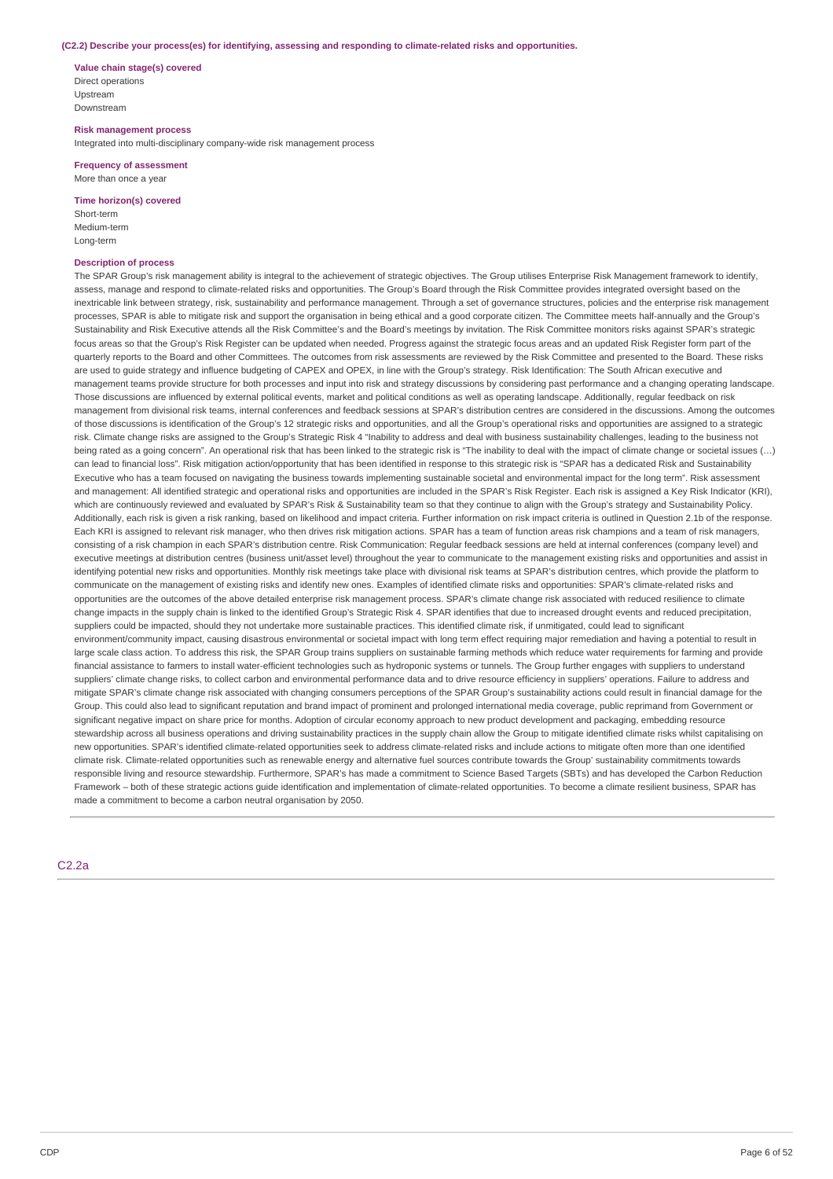**(C2.2) Describe your process(es) for identifying, assessing and responding to climate-related risks and opportunities.**

**Value chain stage(s) covered**
Direct operations
Upstream
Downstream

**Risk management process**
Integrated into multi-disciplinary company-wide risk management process

**Frequency of assessment**
More than once a year

**Time horizon(s) covered**
Short-term
Medium-term
Long-term

**Description of process**
The SPAR Group's risk management ability is integral to the achievement of strategic objectives. The Group utilises Enterprise Risk Management framework to identify, assess, manage and respond to climate-related risks and opportunities. The Group's Board through the Risk Committee provides integrated oversight based on the inextricable link between strategy, risk, sustainability and performance management. Through a set of governance structures, policies and the enterprise risk management processes, SPAR is able to mitigate risk and support the organisation in being ethical and a good corporate citizen. The Committee meets half-annually and the Group's Sustainability and Risk Executive attends all the Risk Committee's and the Board's meetings by invitation. The Risk Committee monitors risks against SPAR's strategic focus areas so that the Group's Risk Register can be updated when needed. Progress against the strategic focus areas and an updated Risk Register form part of the quarterly reports to the Board and other Committees. The outcomes from risk assessments are reviewed by the Risk Committee and presented to the Board. These risks are used to guide strategy and influence budgeting of CAPEX and OPEX, in line with the Group's strategy. Risk Identification: The South African executive and management teams provide structure for both processes and input into risk and strategy discussions by considering past performance and a changing operating landscape. Those discussions are influenced by external political events, market and political conditions as well as operating landscape. Additionally, regular feedback on risk management from divisional risk teams, internal conferences and feedback sessions at SPAR's distribution centres are considered in the discussions. Among the outcomes of those discussions is identification of the Group's 12 strategic risks and opportunities, and all the Group's operational risks and opportunities are assigned to a strategic risk. Climate change risks are assigned to the Group's Strategic Risk 4 "Inability to address and deal with business sustainability challenges, leading to the business not being rated as a going concern". An operational risk that has been linked to the strategic risk is "The inability to deal with the impact of climate change or societal issues (…) can lead to financial loss". Risk mitigation action/opportunity that has been identified in response to this strategic risk is "SPAR has a dedicated Risk and Sustainability Executive who has a team focused on navigating the business towards implementing sustainable societal and environmental impact for the long term". Risk assessment and management: All identified strategic and operational risks and opportunities are included in the SPAR's Risk Register. Each risk is assigned a Key Risk Indicator (KRI), which are continuously reviewed and evaluated by SPAR's Risk & Sustainability team so that they continue to align with the Group's strategy and Sustainability Policy. Additionally, each risk is given a risk ranking, based on likelihood and impact criteria. Further information on risk impact criteria is outlined in Question 2.1b of the response. Each KRI is assigned to relevant risk manager, who then drives risk mitigation actions. SPAR has a team of function areas risk champions and a team of risk managers, consisting of a risk champion in each SPAR's distribution centre. Risk Communication: Regular feedback sessions are held at internal conferences (company level) and executive meetings at distribution centres (business unit/asset level) throughout the year to communicate to the management existing risks and opportunities and assist in identifying potential new risks and opportunities. Monthly risk meetings take place with divisional risk teams at SPAR's distribution centres, which provide the platform to communicate on the management of existing risks and identify new ones. Examples of identified climate risks and opportunities: SPAR's climate-related risks and opportunities are the outcomes of the above detailed enterprise risk management process. SPAR's climate change risk associated with reduced resilience to climate change impacts in the supply chain is linked to the identified Group's Strategic Risk 4. SPAR identifies that due to increased drought events and reduced precipitation, suppliers could be impacted, should they not undertake more sustainable practices. This identified climate risk, if unmitigated, could lead to significant environment/community impact, causing disastrous environmental or societal impact with long term effect requiring major remediation and having a potential to result in large scale class action. To address this risk, the SPAR Group trains suppliers on sustainable farming methods which reduce water requirements for farming and provide financial assistance to farmers to install water-efficient technologies such as hydroponic systems or tunnels. The Group further engages with suppliers to understand suppliers' climate change risks, to collect carbon and environmental performance data and to drive resource efficiency in suppliers' operations. Failure to address and mitigate SPAR's climate change risk associated with changing consumers perceptions of the SPAR Group's sustainability actions could result in financial damage for the Group. This could also lead to significant reputation and brand impact of prominent and prolonged international media coverage, public reprimand from Government or significant negative impact on share price for months. Adoption of circular economy approach to new product development and packaging, embedding resource stewardship across all business operations and driving sustainability practices in the supply chain allow the Group to mitigate identified climate risks whilst capitalising on new opportunities. SPAR's identified climate-related opportunities seek to address climate-related risks and include actions to mitigate often more than one identified climate risk. Climate-related opportunities such as renewable energy and alternative fuel sources contribute towards the Group' sustainability commitments towards responsible living and resource stewardship. Furthermore, SPAR's has made a commitment to Science Based Targets (SBTs) and has developed the Carbon Reduction Framework – both of these strategic actions guide identification and implementation of climate-related opportunities. To become a climate resilient business, SPAR has made a commitment to become a carbon neutral organisation by 2050.

## C2.2a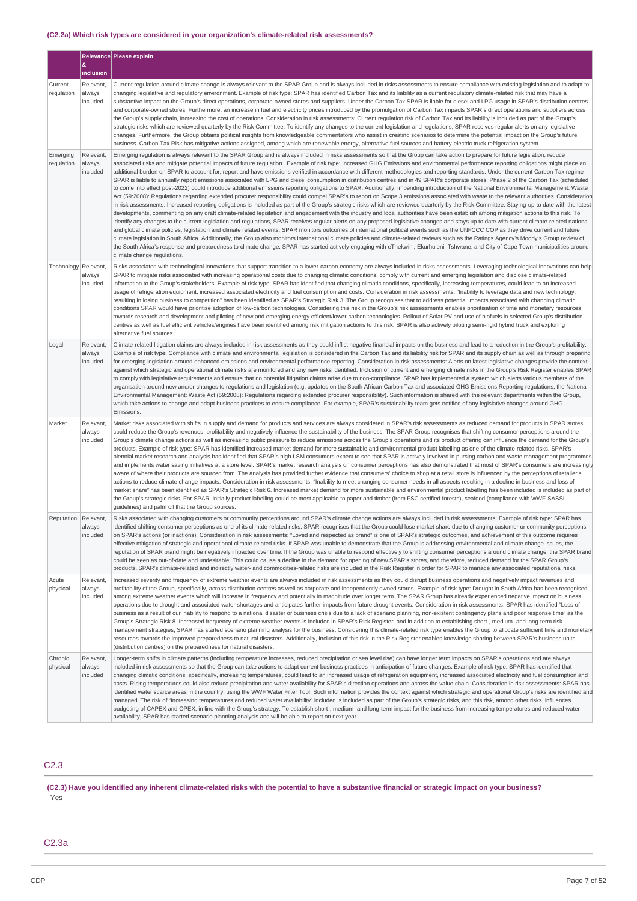### (C2.2a) Which risk types are considered in your organization's climate-related risk assessments?

| | Relevance & inclusion | Please explain |
|---|---|---|
| Current regulation | Relevant, always included | Current regulation around climate change is always relevant to the SPAR Group and is always included in risks assessments to ensure compliance with existing legislation and to adapt to changing legislative and regulatory environment. Example of risk type: SPAR has identified Carbon Tax and its liability as a current regulatory climate-related risk that may have a substantive impact on the Group's direct operations, corporate-owned stores and suppliers. Under the Carbon Tax SPAR is liable for diesel and LPG usage in SPAR's distribution centres and corporate-owned stores. Furthermore, an increase in fuel and electricity prices introduced by the promulgation of Carbon Tax impacts SPAR's direct operations and suppliers across the Group's supply chain, increasing the cost of operations. Consideration in risk assessments: Current regulation risk of Carbon Tax and its liability is included as part of the Group's strategic risks which are reviewed quarterly by the Risk Committee. To identify any changes to the current legislation and regulations, SPAR receives regular alerts on any legislative changes. Furthermore, the Group obtains political insights from knowledgeable commentators who assist in creating scenarios to determine the potential impact on the Group's future business. Carbon Tax Risk has mitigative actions assigned, among which are renewable energy, alternative fuel sources and battery-electric truck refrigeration system. |
| Emerging regulation | Relevant, always included | Emerging regulation is always relevant to the SPAR Group and is always included in risks assessments so that the Group can take action to prepare for future legislation, reduce associated risks and mitigate potential impacts of future regulation.. Example of risk type: Increased GHG Emissions and environmental performance reporting obligations might place an additional burden on SPAR to account for, report and have emissions verified in accordance with different methodologies and reporting standards. Under the current Carbon Tax regime SPAR is liable to annually report emissions associated with LPG and diesel consumption in distribution centres and in 49 SPAR's corporate stores. Phase 2 of the Carbon Tax (scheduled to come into effect post-2022) could introduce additional emissions reporting obligations to SPAR. Additionally, impending introduction of the National Environmental Management: Waste Act (59:2008): Regulations regarding extended procurer responsibility could compel SPAR's to report on Scope 3 emissions associated with waste to the relevant authorities. Consideration in risk assessments: Increased reporting obligations is included as part of the Group's strategic risks which are reviewed quarterly by the Risk Committee. Staying-up-to date with the latest developments, commenting on any draft climate-related legislation and engagement with the industry and local authorities have been establish among mitigation actions to this risk. To identify any changes to the current legislation and regulations, SPAR receives regular alerts on any proposed legislative changes and stays up to date with current climate-related national and global climate policies, legislation and climate related events. SPAR monitors outcomes of international political events such as the UNFCCC COP as they drive current and future climate legislation in South Africa. Additionally, the Group also monitors international climate policies and climate-related reviews such as the Ratings Agency's Moody's Group review of the South Africa's response and preparedness to climate change. SPAR has started actively engaging with eThekwini, Ekurhuleni, Tshwane, and City of Cape Town municipalities around climate change regulations. |
| Technology | Relevant, always included | Risks associated with technological innovations that support transition to a lower-carbon economy are always included in risks assessments. Leveraging technological innovations can help SPAR to mitigate risks associated with increasing operational costs due to changing climatic conditions, comply with current and emerging legislation and disclose climate-related information to the Group's stakeholders. Example of risk type: SPAR has identified that changing climatic conditions, specifically, increasing temperatures, could lead to an increased usage of refrigeration equipment, increased associated electricity and fuel consumption and costs. Consideration in risk assessments: "Inability to leverage data and new technology, resulting in losing business to competition" has been identified as SPAR's Strategic Risk 3. The Group recognises that to address potential impacts associated with changing climatic conditions SPAR would have prioritise adoption of low-carbon technologies. Considering this risk in the Group's risk assessments enables prioritisation of time and monetary resources towards research and development and piloting of new and emerging energy efficient/lower-carbon technologies. Rollout of Solar PV and use of biofuels in selected Group's distribution centres as well as fuel efficient vehicles/engines have been identified among risk mitigation actions to this risk. SPAR is also actively piloting semi-rigid hybrid truck and exploring alternative fuel sources. |
| Legal | Relevant, always included | Climate-related litigation claims are always included in risks assessments as they could inflict negative financial impacts on the business and lead to a reduction in the Group's profitability. Example of risk type: Compliance with climate and environmental legislation is considered in the Carbon Tax and its liability risk for SPAR and its supply chain as well as through preparing for emerging legislation around enhanced emissions and environmental performance reporting. Consideration in risk assessments: Alerts on latest legislative changes provide the context against which strategic and operational climate risks are monitored and any new risks identified. Inclusion of current and emerging climate risks in the Group's Risk Register enables SPAR to comply with legislative requirements and ensure that no potential litigation claims arise due to non-compliance. SPAR has implemented a system which alerts various members of the organisation around new and/or changes to regulations and legislation (e.g. updates on the South African Carbon Tax and associated GHG Emissions Reporting regulations, the National Environmental Management: Waste Act (59:2008): Regulations regarding extended procurer responsibility). Such information is shared with the relevant departments within the Group, which take actions to change and adapt business practices to ensure compliance. For example, SPAR's sustainability team gets notified of any legislative changes around GHG Emissions. |
| Market | Relevant, always included | Market risks associated with shifts in supply and demand for products and services are always considered in SPAR's risk assessments as reduced demand for products in SPAR stores could reduce the Group's revenues, profitability and negatively influence the sustainability of the business. The SPAR Group recognises that shifting consumer perceptions around the Group's climate change actions as well as increasing public pressure to reduce emissions across the Group's operations and its product offering can influence the demand for the Group's products. Example of risk type: SPAR has identified increased market demand for more sustainable and environmental product labelling as one of the climate-related risks. SPAR's biennial market research and analysis has identified that SPAR's high LSM consumers expect to see that SPAR is actively involved in pursing carbon and waste management programmes and implements water saving initiatives at a store level. SPAR's market research analysis on consumer perceptions has also demonstrated that most of SPAR's consumers are increasingly aware of where their products are sourced from. The analysis has provided further evidence that consumers' choice to shop at a retail store is influenced by the perceptions of retailer's actions to reduce climate change impacts. Consideration in risk assessments: "Inability to meet changing consumer needs in all aspects resulting in a decline in business and loss of market share" has been identified as SPAR's Strategic Risk 6. Increased market demand for more sustainable and environmental product labelling has been included is included as part of the Group's strategic risks. For SPAR, initially product labelling could be most applicable to paper and timber (from FSC certified forests), seafood (compliance with WWF-SASSI guidelines) and palm oil that the Group sources. |
| Reputation | Relevant, always included | Risks associated with changing customers or community perceptions around SPAR's climate change actions are always included in risk assessments. Example of risk type: SPAR has identified shifting consumer perceptions as one of its climate-related risks. SPAR recognises that the Group could lose market share due to changing customer or community perceptions on SPAR's actions (or inactions). Consideration in risk assessments: "Loved and respected as brand" is one of SPAR's strategic outcomes, and achievement of this outcome requires effective mitigation of strategic and operational climate-related risks. If SPAR was unable to demonstrate that the Group is addressing environmental and climate change issues, the reputation of SPAR brand might be negatively impacted over time. If the Group was unable to respond effectively to shifting consumer perceptions around climate change, the SPAR brand could be seen as out-of-date and undesirable. This could cause a decline in the demand for opening of new SPAR's stores, and therefore, reduced demand for the SPAR Group's products. SPAR's climate-related and indirectly water- and commodities-related risks are included in the Risk Register in order for SPAR to manage any associated reputational risks. |
| Acute physical | Relevant, always included | Increased severity and frequency of extreme weather events are always included in risk assessments as they could disrupt business operations and negatively impact revenues and profitability of the Group, specifically, across distribution centres as well as corporate and independently owned stores. Example of risk type: Drought in South Africa has been recognised among extreme weather events which will increase in frequency and potentially in magnitude over longer term. The SPAR Group has already experienced negative impact on business operations due to drought and associated water shortages and anticipates further impacts from future drought events. Consideration in risk assessments: SPAR has identified "Loss of business as a result of our inability to respond to a national disaster or business crisis due to a lack of scenario planning, non-existent contingency plans and poor response time" as the Group's Strategic Risk 8. Increased frequency of extreme weather events is included in SPAR's Risk Register, and in addition to establishing short-, medium- and long-term risk management strategies, SPAR has started scenario planning analysis for the business. Considering this climate-related risk type enables the Group to allocate sufficient time and monetary resources towards the improved preparedness to natural disasters. Additionally, inclusion of this risk in the Risk Register enables knowledge sharing between SPAR's business units (distribution centres) on the preparedness for natural disasters. |
| Chronic physical | Relevant, always included | Longer-term shifts in climate patterns (including temperature increases, reduced precipitation or sea level rise) can have longer term impacts on SPAR's operations and are always included in risk assessments so that the Group can take actions to adapt current business practices in anticipation of future changes. Example of risk type: SPAR has identified that changing climatic conditions, specifically, increasing temperatures, could lead to an increased usage of refrigeration equipment, increased associated electricity and fuel consumption and costs. Rising temperatures could also reduce precipitation and water availability for SPAR's direction operations and across the value chain. Consideration in risk assessments: SPAR has identified water scarce areas in the country, using the WWF Water Filter Tool. Such information provides the context against which strategic and operational Group's risks are identified and managed. The risk of "Increasing temperatures and reduced water availability" included is included as part of the Group's strategic risks, and this risk, among other risks, influences budgeting of CAPEX and OPEX, in line with the Group's strategy. To establish short-, medium- and long-term impact for the business from increasing temperatures and reduced water availability, SPAR has started scenario planning analysis and will be able to report on next year. |

## C2.3

**(C2.3) Have you identified any inherent climate-related risks with the potential to have a substantive financial or strategic impact on your business?**

Yes

## C2.3a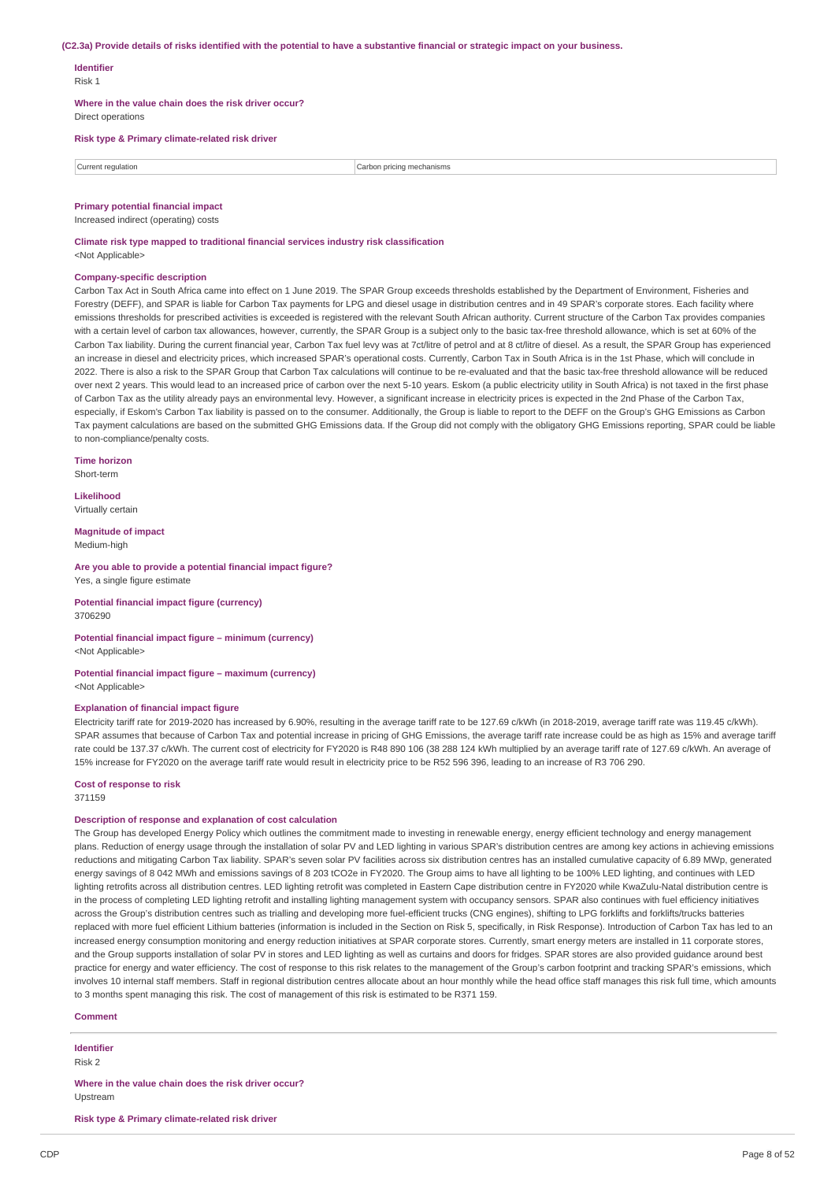**(C2.3a) Provide details of risks identified with the potential to have a substantive financial or strategic impact on your business.**

**Identifier**
Risk 1

**Where in the value chain does the risk driver occur?**
Direct operations

**Risk type & Primary climate-related risk driver**

| Current regulation | Carbon pricing mechanisms |
|---|---|

**Primary potential financial impact**
Increased indirect (operating) costs

**Climate risk type mapped to traditional financial services industry risk classification**
<Not Applicable>

**Company-specific description**
Carbon Tax Act in South Africa came into effect on 1 June 2019. The SPAR Group exceeds thresholds established by the Department of Environment, Fisheries and Forestry (DEFF), and SPAR is liable for Carbon Tax payments for LPG and diesel usage in distribution centres and in 49 SPAR's corporate stores. Each facility where emissions thresholds for prescribed activities is exceeded is registered with the relevant South African authority. Current structure of the Carbon Tax provides companies with a certain level of carbon tax allowances, however, currently, the SPAR Group is a subject only to the basic tax-free threshold allowance, which is set at 60% of the Carbon Tax liability. During the current financial year, Carbon Tax fuel levy was at 7ct/litre of petrol and at 8 ct/litre of diesel. As a result, the SPAR Group has experienced an increase in diesel and electricity prices, which increased SPAR's operational costs. Currently, Carbon Tax in South Africa is in the 1st Phase, which will conclude in 2022. There is also a risk to the SPAR Group that Carbon Tax calculations will continue to be re-evaluated and that the basic tax-free threshold allowance will be reduced over next 2 years. This would lead to an increased price of carbon over the next 5-10 years. Eskom (a public electricity utility in South Africa) is not taxed in the first phase of Carbon Tax as the utility already pays an environmental levy. However, a significant increase in electricity prices is expected in the 2nd Phase of the Carbon Tax, especially, if Eskom's Carbon Tax liability is passed on to the consumer. Additionally, the Group is liable to report to the DEFF on the Group's GHG Emissions as Carbon Tax payment calculations are based on the submitted GHG Emissions data. If the Group did not comply with the obligatory GHG Emissions reporting, SPAR could be liable to non-compliance/penalty costs.

**Time horizon**
Short-term

**Likelihood**
Virtually certain

**Magnitude of impact**
Medium-high

**Are you able to provide a potential financial impact figure?**
Yes, a single figure estimate

**Potential financial impact figure (currency)**
3706290

**Potential financial impact figure – minimum (currency)**
<Not Applicable>

**Potential financial impact figure – maximum (currency)**
<Not Applicable>

**Explanation of financial impact figure**
Electricity tariff rate for 2019-2020 has increased by 6.90%, resulting in the average tariff rate to be 127.69 c/kWh (in 2018-2019, average tariff rate was 119.45 c/kWh). SPAR assumes that because of Carbon Tax and potential increase in pricing of GHG Emissions, the average tariff rate increase could be as high as 15% and average tariff rate could be 137.37 c/kWh. The current cost of electricity for FY2020 is R48 890 106 (38 288 124 kWh multiplied by an average tariff rate of 127.69 c/kWh. An average of 15% increase for FY2020 on the average tariff rate would result in electricity price to be R52 596 396, leading to an increase of R3 706 290.

**Cost of response to risk**
371159

**Description of response and explanation of cost calculation**
The Group has developed Energy Policy which outlines the commitment made to investing in renewable energy, energy efficient technology and energy management plans. Reduction of energy usage through the installation of solar PV and LED lighting in various SPAR's distribution centres are among key actions in achieving emissions reductions and mitigating Carbon Tax liability. SPAR's seven solar PV facilities across six distribution centres has an installed cumulative capacity of 6.89 MWp, generated energy savings of 8 042 MWh and emissions savings of 8 203 tCO2e in FY2020. The Group aims to have all lighting to be 100% LED lighting, and continues with LED lighting retrofits across all distribution centres. LED lighting retrofit was completed in Eastern Cape distribution centre in FY2020 while KwaZulu-Natal distribution centre is in the process of completing LED lighting retrofit and installing lighting management system with occupancy sensors. SPAR also continues with fuel efficiency initiatives across the Group's distribution centres such as trialling and developing more fuel-efficient trucks (CNG engines), shifting to LPG forklifts and forklifts/trucks batteries replaced with more fuel efficient Lithium batteries (information is included in the Section on Risk 5, specifically, in Risk Response). Introduction of Carbon Tax has led to an increased energy consumption monitoring and energy reduction initiatives at SPAR corporate stores. Currently, smart energy meters are installed in 11 corporate stores, and the Group supports installation of solar PV in stores and LED lighting as well as curtains and doors for fridges. SPAR stores are also provided guidance around best practice for energy and water efficiency. The cost of response to this risk relates to the management of the Group's carbon footprint and tracking SPAR's emissions, which involves 10 internal staff members. Staff in regional distribution centres allocate about an hour monthly while the head office staff manages this risk full time, which amounts to 3 months spent managing this risk. The cost of management of this risk is estimated to be R371 159.

**Comment**

---

**Identifier**
Risk 2

**Where in the value chain does the risk driver occur?**
Upstream

**Risk type & Primary climate-related risk driver**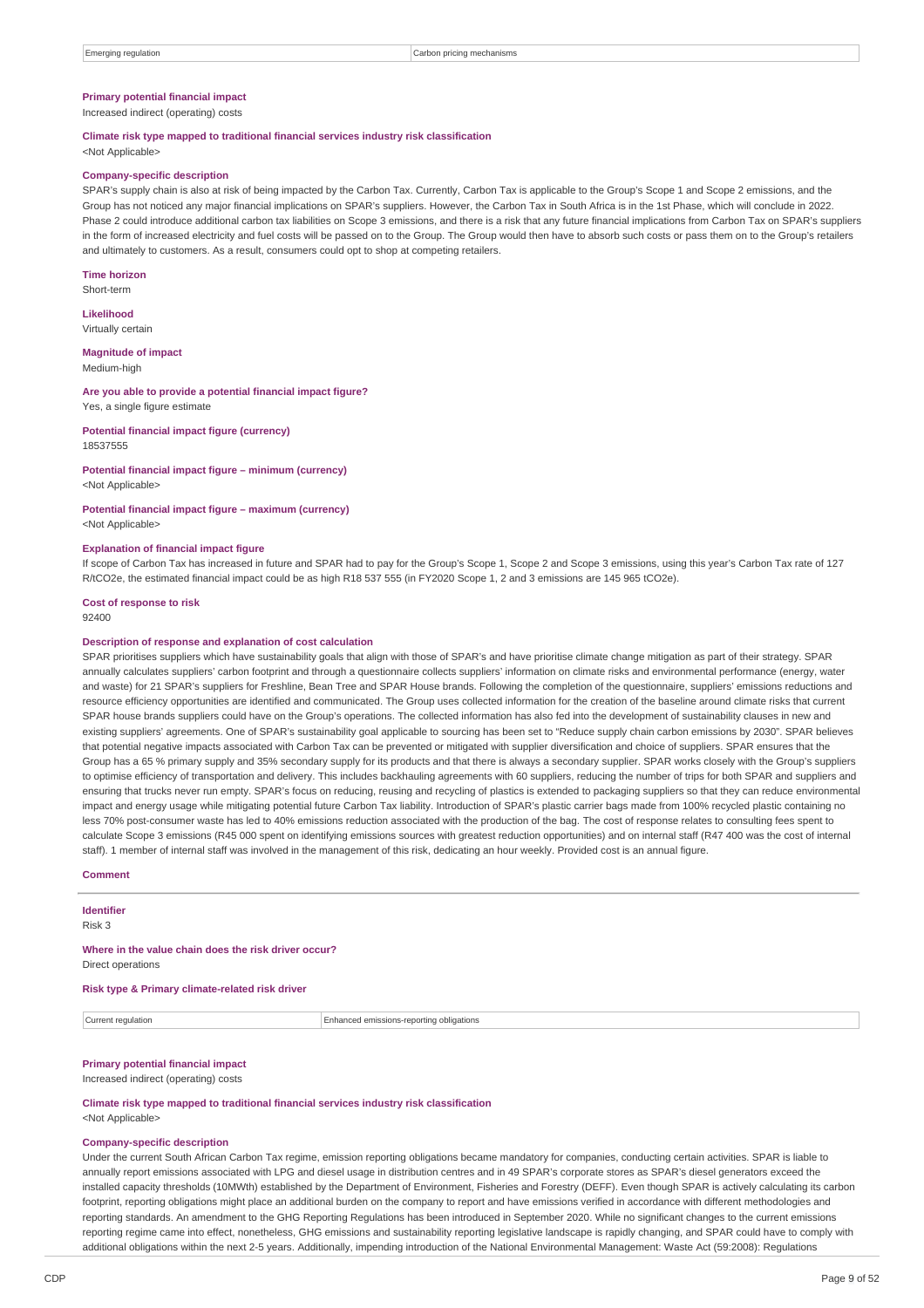| Emerging regulation | Carbon pricing mechanisms |
|---|---|

**Primary potential financial impact**
Increased indirect (operating) costs

**Climate risk type mapped to traditional financial services industry risk classification**
<Not Applicable>

**Company-specific description**
SPAR's supply chain is also at risk of being impacted by the Carbon Tax. Currently, Carbon Tax is applicable to the Group's Scope 1 and Scope 2 emissions, and the Group has not noticed any major financial implications on SPAR's suppliers. However, the Carbon Tax in South Africa is in the 1st Phase, which will conclude in 2022. Phase 2 could introduce additional carbon tax liabilities on Scope 3 emissions, and there is a risk that any future financial implications from Carbon Tax on SPAR's suppliers in the form of increased electricity and fuel costs will be passed on to the Group. The Group would then have to absorb such costs or pass them on to the Group's retailers and ultimately to customers. As a result, consumers could opt to shop at competing retailers.

**Time horizon**
Short-term

**Likelihood**
Virtually certain

**Magnitude of impact**
Medium-high

**Are you able to provide a potential financial impact figure?**
Yes, a single figure estimate

**Potential financial impact figure (currency)**
18537555

**Potential financial impact figure – minimum (currency)**
<Not Applicable>

**Potential financial impact figure – maximum (currency)**
<Not Applicable>

**Explanation of financial impact figure**
If scope of Carbon Tax has increased in future and SPAR had to pay for the Group's Scope 1, Scope 2 and Scope 3 emissions, using this year's Carbon Tax rate of 127 R/tCO2e, the estimated financial impact could be as high R18 537 555 (in FY2020 Scope 1, 2 and 3 emissions are 145 965 tCO2e).

**Cost of response to risk**
92400

**Description of response and explanation of cost calculation**
SPAR prioritises suppliers which have sustainability goals that align with those of SPAR's and have prioritise climate change mitigation as part of their strategy. SPAR annually calculates suppliers' carbon footprint and through a questionnaire collects suppliers' information on climate risks and environmental performance (energy, water and waste) for 21 SPAR's suppliers for Freshline, Bean Tree and SPAR House brands. Following the completion of the questionnaire, suppliers' emissions reductions and resource efficiency opportunities are identified and communicated. The Group uses collected information for the creation of the baseline around climate risks that current SPAR house brands suppliers could have on the Group's operations. The collected information has also fed into the development of sustainability clauses in new and existing suppliers' agreements. One of SPAR's sustainability goal applicable to sourcing has been set to "Reduce supply chain carbon emissions by 2030". SPAR believes that potential negative impacts associated with Carbon Tax can be prevented or mitigated with supplier diversification and choice of suppliers. SPAR ensures that the Group has a 65 % primary supply and 35% secondary supply for its products and that there is always a secondary supplier. SPAR works closely with the Group's suppliers to optimise efficiency of transportation and delivery. This includes backhauling agreements with 60 suppliers, reducing the number of trips for both SPAR and suppliers and ensuring that trucks never run empty. SPAR's focus on reducing, reusing and recycling of plastics is extended to packaging suppliers so that they can reduce environmental impact and energy usage while mitigating potential future Carbon Tax liability. Introduction of SPAR's plastic carrier bags made from 100% recycled plastic containing no less 70% post-consumer waste has led to 40% emissions reduction associated with the production of the bag. The cost of response relates to consulting fees spent to calculate Scope 3 emissions (R45 000 spent on identifying emissions sources with greatest reduction opportunities) and on internal staff (R47 400 was the cost of internal staff). 1 member of internal staff was involved in the management of this risk, dedicating an hour weekly. Provided cost is an annual figure.

**Comment**

---

**Identifier**
Risk 3

**Where in the value chain does the risk driver occur?**
Direct operations

**Risk type & Primary climate-related risk driver**

| Current regulation | Enhanced emissions-reporting obligations |
|---|---|

**Primary potential financial impact**
Increased indirect (operating) costs

**Climate risk type mapped to traditional financial services industry risk classification**
<Not Applicable>

**Company-specific description**
Under the current South African Carbon Tax regime, emission reporting obligations became mandatory for companies, conducting certain activities. SPAR is liable to annually report emissions associated with LPG and diesel usage in distribution centres and in 49 SPAR's corporate stores as SPAR's diesel generators exceed the installed capacity thresholds (10MWth) established by the Department of Environment, Fisheries and Forestry (DEFF). Even though SPAR is actively calculating its carbon footprint, reporting obligations might place an additional burden on the company to report and have emissions verified in accordance with different methodologies and reporting standards. An amendment to the GHG Reporting Regulations has been introduced in September 2020. While no significant changes to the current emissions reporting regime came into effect, nonetheless, GHG emissions and sustainability reporting legislative landscape is rapidly changing, and SPAR could have to comply with additional obligations within the next 2-5 years. Additionally, impending introduction of the National Environmental Management: Waste Act (59:2008): Regulations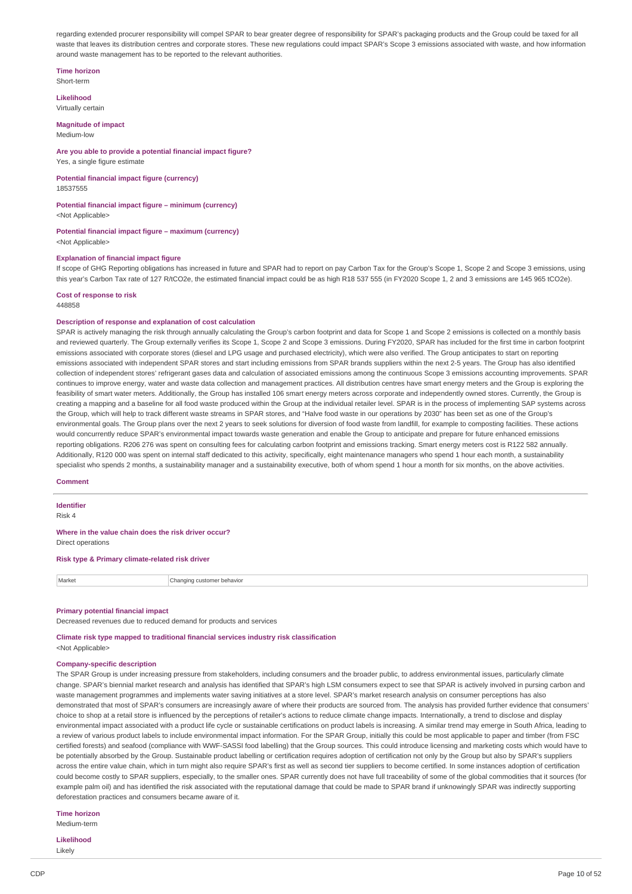regarding extended procurer responsibility will compel SPAR to bear greater degree of responsibility for SPAR's packaging products and the Group could be taxed for all waste that leaves its distribution centres and corporate stores. These new regulations could impact SPAR's Scope 3 emissions associated with waste, and how information around waste management has to be reported to the relevant authorities.

**Time horizon**
Short-term

**Likelihood**
Virtually certain

**Magnitude of impact**
Medium-low

**Are you able to provide a potential financial impact figure?**
Yes, a single figure estimate

**Potential financial impact figure (currency)**
18537555

**Potential financial impact figure – minimum (currency)**
<Not Applicable>

**Potential financial impact figure – maximum (currency)**
<Not Applicable>

**Explanation of financial impact figure**
If scope of GHG Reporting obligations has increased in future and SPAR had to report on pay Carbon Tax for the Group's Scope 1, Scope 2 and Scope 3 emissions, using this year's Carbon Tax rate of 127 R/tCO2e, the estimated financial impact could be as high R18 537 555 (in FY2020 Scope 1, 2 and 3 emissions are 145 965 tCO2e).

**Cost of response to risk**
448858

**Description of response and explanation of cost calculation**
SPAR is actively managing the risk through annually calculating the Group's carbon footprint and data for Scope 1 and Scope 2 emissions is collected on a monthly basis and reviewed quarterly. The Group externally verifies its Scope 1, Scope 2 and Scope 3 emissions. During FY2020, SPAR has included for the first time in carbon footprint emissions associated with corporate stores (diesel and LPG usage and purchased electricity), which were also verified. The Group anticipates to start on reporting emissions associated with independent SPAR stores and start including emissions from SPAR brands suppliers within the next 2-5 years. The Group has also identified collection of independent stores' refrigerant gases data and calculation of associated emissions among the continuous Scope 3 emissions accounting improvements. SPAR continues to improve energy, water and waste data collection and management practices. All distribution centres have smart energy meters and the Group is exploring the feasibility of smart water meters. Additionally, the Group has installed 106 smart energy meters across corporate and independently owned stores. Currently, the Group is creating a mapping and a baseline for all food waste produced within the Group at the individual retailer level. SPAR is in the process of implementing SAP systems across the Group, which will help to track different waste streams in SPAR stores, and "Halve food waste in our operations by 2030" has been set as one of the Group's environmental goals. The Group plans over the next 2 years to seek solutions for diversion of food waste from landfill, for example to composting facilities. These actions would concurrently reduce SPAR's environmental impact towards waste generation and enable the Group to anticipate and prepare for future enhanced emissions reporting obligations. R206 276 was spent on consulting fees for calculating carbon footprint and emissions tracking. Smart energy meters cost is R122 582 annually. Additionally, R120 000 was spent on internal staff dedicated to this activity, specifically, eight maintenance managers who spend 1 hour each month, a sustainability specialist who spends 2 months, a sustainability manager and a sustainability executive, both of whom spend 1 hour a month for six months, on the above activities.

**Comment**

---

**Identifier**
Risk 4

**Where in the value chain does the risk driver occur?**
Direct operations

**Risk type & Primary climate-related risk driver**

| Market | Changing customer behavior |
|---|---|

**Primary potential financial impact**
Decreased revenues due to reduced demand for products and services

**Climate risk type mapped to traditional financial services industry risk classification**
<Not Applicable>

**Company-specific description**
The SPAR Group is under increasing pressure from stakeholders, including consumers and the broader public, to address environmental issues, particularly climate change. SPAR's biennial market research and analysis has identified that SPAR's high LSM consumers expect to see that SPAR is actively involved in pursing carbon and waste management programmes and implements water saving initiatives at a store level. SPAR's market research analysis on consumer perceptions has also demonstrated that most of SPAR's consumers are increasingly aware of where their products are sourced from. The analysis has provided further evidence that consumers' choice to shop at a retail store is influenced by the perceptions of retailer's actions to reduce climate change impacts. Internationally, a trend to disclose and display environmental impact associated with a product life cycle or sustainable certifications on product labels is increasing. A similar trend may emerge in South Africa, leading to a review of various product labels to include environmental impact information. For the SPAR Group, initially this could be most applicable to paper and timber (from FSC certified forests) and seafood (compliance with WWF-SASSI food labelling) that the Group sources. This could introduce licensing and marketing costs which would have to be potentially absorbed by the Group. Sustainable product labelling or certification requires adoption of certification not only by the Group but also by SPAR's suppliers across the entire value chain, which in turn might also require SPAR's first as well as second tier suppliers to become certified. In some instances adoption of certification could become costly to SPAR suppliers, especially, to the smaller ones. SPAR currently does not have full traceability of some of the global commodities that it sources (for example palm oil) and has identified the risk associated with the reputational damage that could be made to SPAR brand if unknowingly SPAR was indirectly supporting deforestation practices and consumers became aware of it.

**Time horizon**
Medium-term

**Likelihood**
Likely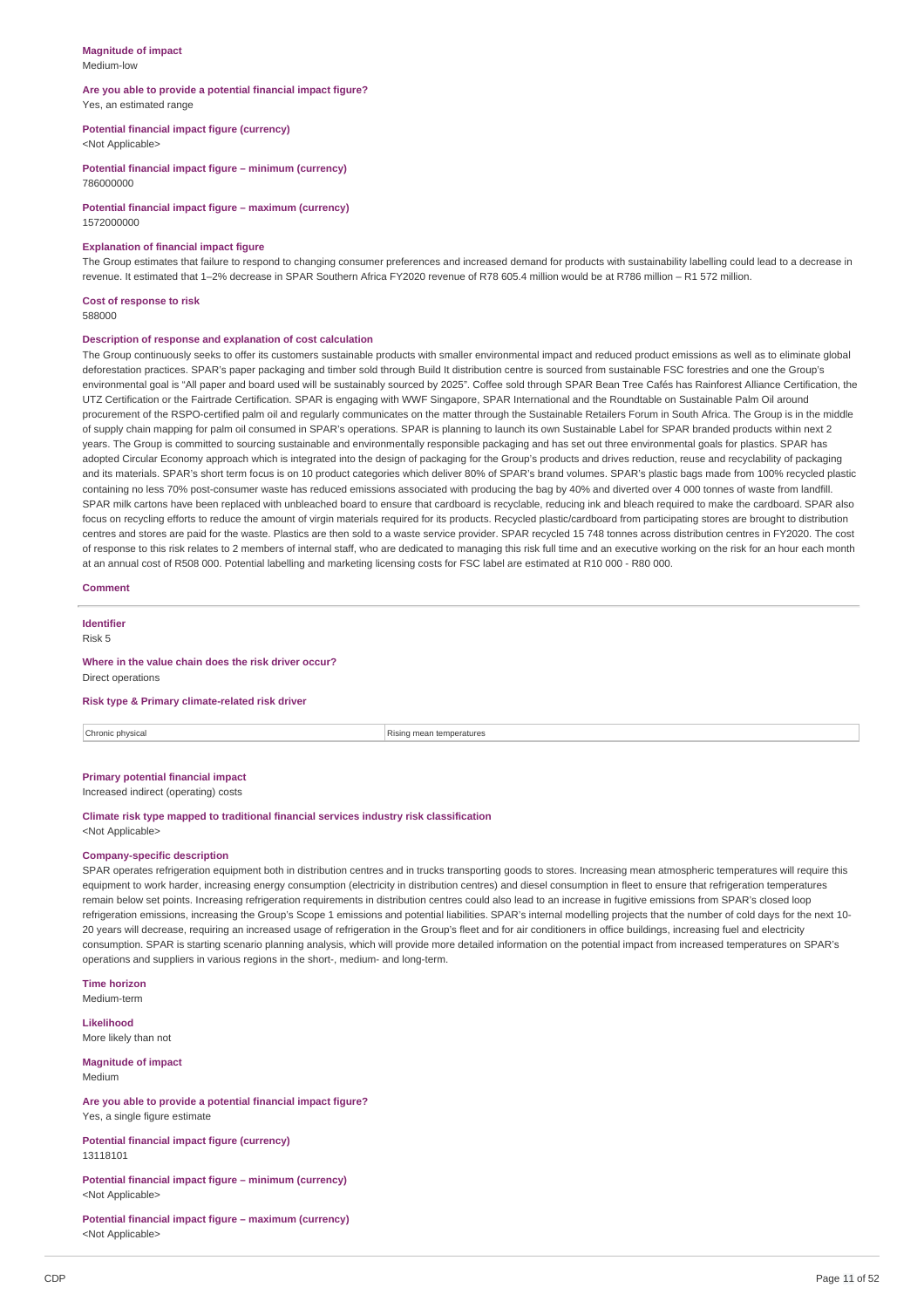**Magnitude of impact**
Medium-low

**Are you able to provide a potential financial impact figure?**
Yes, an estimated range

**Potential financial impact figure (currency)**
<Not Applicable>

**Potential financial impact figure – minimum (currency)**
786000000

**Potential financial impact figure – maximum (currency)**
1572000000

**Explanation of financial impact figure**
The Group estimates that failure to respond to changing consumer preferences and increased demand for products with sustainability labelling could lead to a decrease in revenue. It estimated that 1–2% decrease in SPAR Southern Africa FY2020 revenue of R78 605.4 million would be at R786 million – R1 572 million.

**Cost of response to risk**
588000

**Description of response and explanation of cost calculation**
The Group continuously seeks to offer its customers sustainable products with smaller environmental impact and reduced product emissions as well as to eliminate global deforestation practices. SPAR's paper packaging and timber sold through Build It distribution centre is sourced from sustainable FSC forestries and one the Group's environmental goal is "All paper and board used will be sustainably sourced by 2025". Coffee sold through SPAR Bean Tree Cafés has Rainforest Alliance Certification, the UTZ Certification or the Fairtrade Certification. SPAR is engaging with WWF Singapore, SPAR International and the Roundtable on Sustainable Palm Oil around procurement of the RSPO-certified palm oil and regularly communicates on the matter through the Sustainable Retailers Forum in South Africa. The Group is in the middle of supply chain mapping for palm oil consumed in SPAR's operations. SPAR is planning to launch its own Sustainable Label for SPAR branded products within next 2 years. The Group is committed to sourcing sustainable and environmentally responsible packaging and has set out three environmental goals for plastics. SPAR has adopted Circular Economy approach which is integrated into the design of packaging for the Group's products and drives reduction, reuse and recyclability of packaging and its materials. SPAR's short term focus is on 10 product categories which deliver 80% of SPAR's brand volumes. SPAR's plastic bags made from 100% recycled plastic containing no less 70% post-consumer waste has reduced emissions associated with producing the bag by 40% and diverted over 4 000 tonnes of waste from landfill. SPAR milk cartons have been replaced with unbleached board to ensure that cardboard is recyclable, reducing ink and bleach required to make the cardboard. SPAR also focus on recycling efforts to reduce the amount of virgin materials required for its products. Recycled plastic/cardboard from participating stores are brought to distribution centres and stores are paid for the waste. Plastics are then sold to a waste service provider. SPAR recycled 15 748 tonnes across distribution centres in FY2020. The cost of response to this risk relates to 2 members of internal staff, who are dedicated to managing this risk full time and an executive working on the risk for an hour each month at an annual cost of R508 000. Potential labelling and marketing licensing costs for FSC label are estimated at R10 000 - R80 000.

**Comment**

---

**Identifier**
Risk 5

**Where in the value chain does the risk driver occur?**
Direct operations

**Risk type & Primary climate-related risk driver**

| | |
|---|---|
| Chronic physical | Rising mean temperatures |

**Primary potential financial impact**
Increased indirect (operating) costs

**Climate risk type mapped to traditional financial services industry risk classification**
<Not Applicable>

**Company-specific description**
SPAR operates refrigeration equipment both in distribution centres and in trucks transporting goods to stores. Increasing mean atmospheric temperatures will require this equipment to work harder, increasing energy consumption (electricity in distribution centres) and diesel consumption in fleet to ensure that refrigeration temperatures remain below set points. Increasing refrigeration requirements in distribution centres could also lead to an increase in fugitive emissions from SPAR's closed loop refrigeration emissions, increasing the Group's Scope 1 emissions and potential liabilities. SPAR's internal modelling projects that the number of cold days for the next 10-20 years will decrease, requiring an increased usage of refrigeration in the Group's fleet and for air conditioners in office buildings, increasing fuel and electricity consumption. SPAR is starting scenario planning analysis, which will provide more detailed information on the potential impact from increased temperatures on SPAR's operations and suppliers in various regions in the short-, medium- and long-term.

**Time horizon**
Medium-term

**Likelihood**
More likely than not

**Magnitude of impact**
Medium

**Are you able to provide a potential financial impact figure?**
Yes, a single figure estimate

**Potential financial impact figure (currency)**
13118101

**Potential financial impact figure – minimum (currency)**
<Not Applicable>

**Potential financial impact figure – maximum (currency)**
<Not Applicable>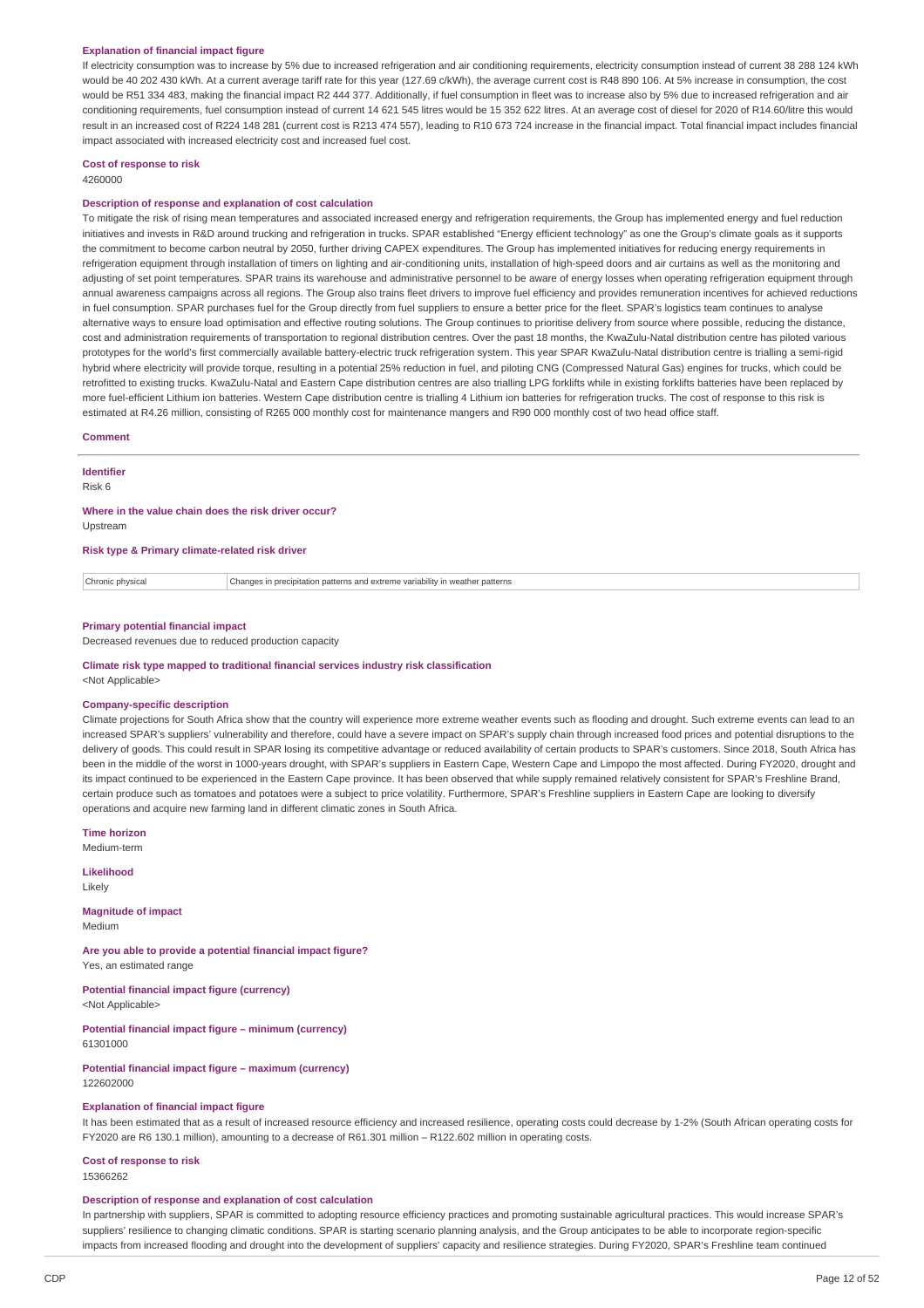**Explanation of financial impact figure**

If electricity consumption was to increase by 5% due to increased refrigeration and air conditioning requirements, electricity consumption instead of current 38 288 124 kWh would be 40 202 430 kWh. At a current average tariff rate for this year (127.69 c/kWh), the average current cost is R48 890 106. At 5% increase in consumption, the cost would be R51 334 483, making the financial impact R2 444 377. Additionally, if fuel consumption in fleet was to increase also by 5% due to increased refrigeration and air conditioning requirements, fuel consumption instead of current 14 621 545 litres would be 15 352 622 litres. At an average cost of diesel for 2020 of R14.60/litre this would result in an increased cost of R224 148 281 (current cost is R213 474 557), leading to R10 673 724 increase in the financial impact. Total financial impact includes financial impact associated with increased electricity cost and increased fuel cost.

**Cost of response to risk**

4260000

**Description of response and explanation of cost calculation**

To mitigate the risk of rising mean temperatures and associated increased energy and refrigeration requirements, the Group has implemented energy and fuel reduction initiatives and invests in R&D around trucking and refrigeration in trucks. SPAR established "Energy efficient technology" as one the Group's climate goals as it supports the commitment to become carbon neutral by 2050, further driving CAPEX expenditures. The Group has implemented initiatives for reducing energy requirements in refrigeration equipment through installation of timers on lighting and air-conditioning units, installation of high-speed doors and air curtains as well as the monitoring and adjusting of set point temperatures. SPAR trains its warehouse and administrative personnel to be aware of energy losses when operating refrigeration equipment through annual awareness campaigns across all regions. The Group also trains fleet drivers to improve fuel efficiency and provides remuneration incentives for achieved reductions in fuel consumption. SPAR purchases fuel for the Group directly from fuel suppliers to ensure a better price for the fleet. SPAR's logistics team continues to analyse alternative ways to ensure load optimisation and effective routing solutions. The Group continues to prioritise delivery from source where possible, reducing the distance, cost and administration requirements of transportation to regional distribution centres. Over the past 18 months, the KwaZulu-Natal distribution centre has piloted various prototypes for the world's first commercially available battery-electric truck refrigeration system. This year SPAR KwaZulu-Natal distribution centre is trialling a semi-rigid hybrid where electricity will provide torque, resulting in a potential 25% reduction in fuel, and piloting CNG (Compressed Natural Gas) engines for trucks, which could be retrofitted to existing trucks. KwaZulu-Natal and Eastern Cape distribution centres are also trialling LPG forklifts while in existing forklifts batteries have been replaced by more fuel-efficient Lithium ion batteries. Western Cape distribution centre is trialling 4 Lithium ion batteries for refrigeration trucks. The cost of response to this risk is estimated at R4.26 million, consisting of R265 000 monthly cost for maintenance mangers and R90 000 monthly cost of two head office staff.

**Comment**

---

**Identifier**

Risk 6

**Where in the value chain does the risk driver occur?**

Upstream

**Risk type & Primary climate-related risk driver**

| Chronic physical | Changes in precipitation patterns and extreme variability in weather patterns |
|---|---|

**Primary potential financial impact**

Decreased revenues due to reduced production capacity

**Climate risk type mapped to traditional financial services industry risk classification**

<Not Applicable>

**Company-specific description**

Climate projections for South Africa show that the country will experience more extreme weather events such as flooding and drought. Such extreme events can lead to an increased SPAR's suppliers' vulnerability and therefore, could have a severe impact on SPAR's supply chain through increased food prices and potential disruptions to the delivery of goods. This could result in SPAR losing its competitive advantage or reduced availability of certain products to SPAR's customers. Since 2018, South Africa has been in the middle of the worst in 1000-years drought, with SPAR's suppliers in Eastern Cape, Western Cape and Limpopo the most affected. During FY2020, drought and its impact continued to be experienced in the Eastern Cape province. It has been observed that while supply remained relatively consistent for SPAR's Freshline Brand, certain produce such as tomatoes and potatoes were a subject to price volatility. Furthermore, SPAR's Freshline suppliers in Eastern Cape are looking to diversify operations and acquire new farming land in different climatic zones in South Africa.

**Time horizon**

Medium-term

**Likelihood**

Likely

**Magnitude of impact**

Medium

**Are you able to provide a potential financial impact figure?**

Yes, an estimated range

**Potential financial impact figure (currency)**

<Not Applicable>

**Potential financial impact figure – minimum (currency)**

61301000

**Potential financial impact figure – maximum (currency)**

122602000

**Explanation of financial impact figure**

It has been estimated that as a result of increased resource efficiency and increased resilience, operating costs could decrease by 1-2% (South African operating costs for FY2020 are R6 130.1 million), amounting to a decrease of R61.301 million – R122.602 million in operating costs.

**Cost of response to risk**

15366262

**Description of response and explanation of cost calculation**

In partnership with suppliers, SPAR is committed to adopting resource efficiency practices and promoting sustainable agricultural practices. This would increase SPAR's suppliers' resilience to changing climatic conditions. SPAR is starting scenario planning analysis, and the Group anticipates to be able to incorporate region-specific impacts from increased flooding and drought into the development of suppliers' capacity and resilience strategies. During FY2020, SPAR's Freshline team continued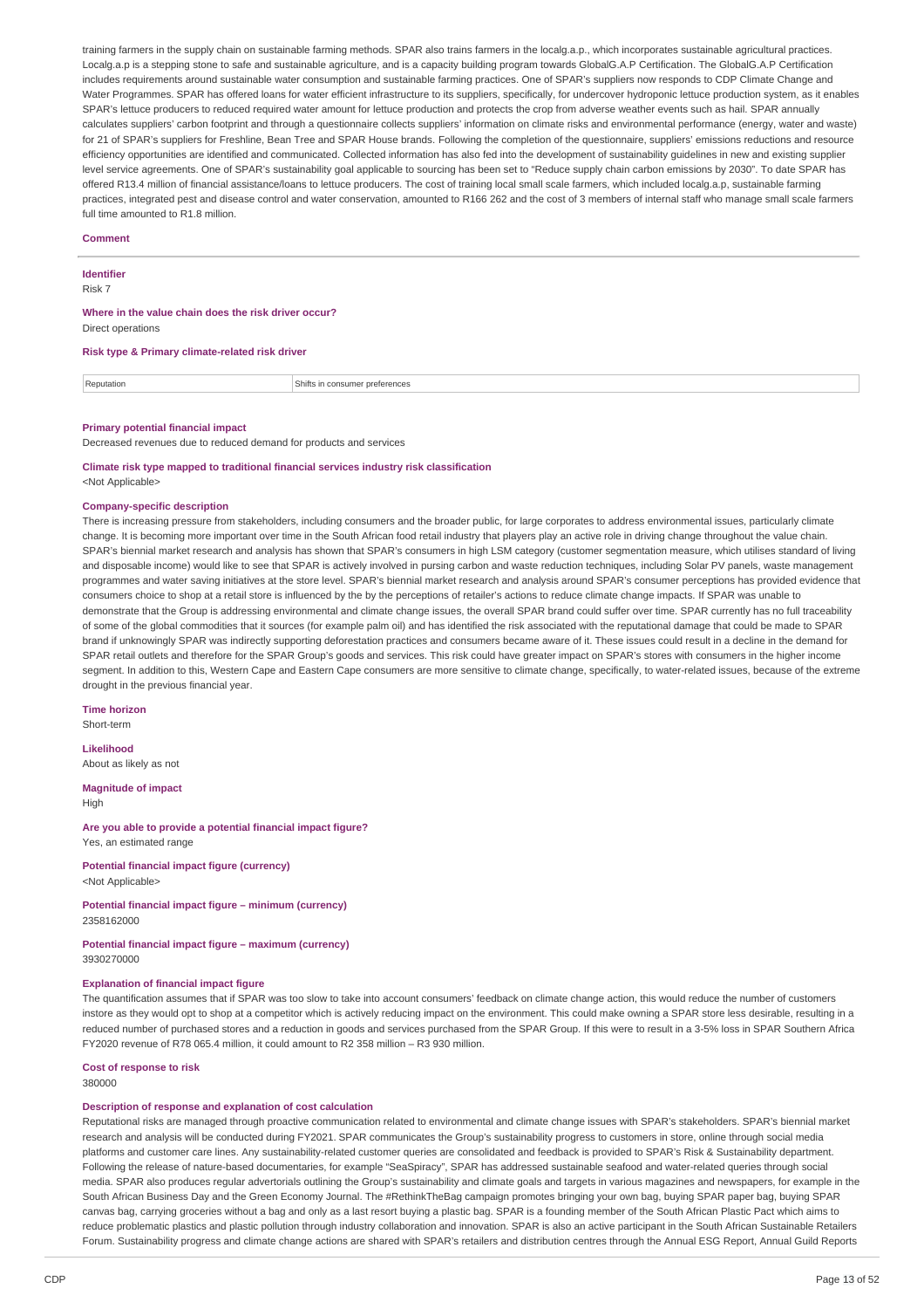training farmers in the supply chain on sustainable farming methods. SPAR also trains farmers in the localg.a.p., which incorporates sustainable agricultural practices. Localg.a.p is a stepping stone to safe and sustainable agriculture, and is a capacity building program towards GlobalG.A.P Certification. The GlobalG.A.P Certification includes requirements around sustainable water consumption and sustainable farming practices. One of SPAR's suppliers now responds to CDP Climate Change and Water Programmes. SPAR has offered loans for water efficient infrastructure to its suppliers, specifically, for undercover hydroponic lettuce production system, as it enables SPAR's lettuce producers to reduced required water amount for lettuce production and protects the crop from adverse weather events such as hail. SPAR annually calculates suppliers' carbon footprint and through a questionnaire collects suppliers' information on climate risks and environmental performance (energy, water and waste) for 21 of SPAR's suppliers for Freshline, Bean Tree and SPAR House brands. Following the completion of the questionnaire, suppliers' emissions reductions and resource efficiency opportunities are identified and communicated. Collected information has also fed into the development of sustainability guidelines in new and existing supplier level service agreements. One of SPAR's sustainability goal applicable to sourcing has been set to "Reduce supply chain carbon emissions by 2030". To date SPAR has offered R13.4 million of financial assistance/loans to lettuce producers. The cost of training local small scale farmers, which included localg.a.p, sustainable farming practices, integrated pest and disease control and water conservation, amounted to R166 262 and the cost of 3 members of internal staff who manage small scale farmers full time amounted to R1.8 million.

**Comment**

---

**Identifier**

Risk 7

**Where in the value chain does the risk driver occur?**

Direct operations

**Risk type & Primary climate-related risk driver**

| Reputation | Shifts in consumer preferences |
|---|---|

**Primary potential financial impact**

Decreased revenues due to reduced demand for products and services

**Climate risk type mapped to traditional financial services industry risk classification**

<Not Applicable>

**Company-specific description**

There is increasing pressure from stakeholders, including consumers and the broader public, for large corporates to address environmental issues, particularly climate change. It is becoming more important over time in the South African food retail industry that players play an active role in driving change throughout the value chain. SPAR's biennial market research and analysis has shown that SPAR's consumers in high LSM category (customer segmentation measure, which utilises standard of living and disposable income) would like to see that SPAR is actively involved in pursing carbon and waste reduction techniques, including Solar PV panels, waste management programmes and water saving initiatives at the store level. SPAR's biennial market research and analysis around SPAR's consumer perceptions has provided evidence that consumers choice to shop at a retail store is influenced by the by the perceptions of retailer's actions to reduce climate change impacts. If SPAR was unable to demonstrate that the Group is addressing environmental and climate change issues, the overall SPAR brand could suffer over time. SPAR currently has no full traceability of some of the global commodities that it sources (for example palm oil) and has identified the risk associated with the reputational damage that could be made to SPAR brand if unknowingly SPAR was indirectly supporting deforestation practices and consumers became aware of it. These issues could result in a decline in the demand for SPAR retail outlets and therefore for the SPAR Group's goods and services. This risk could have greater impact on SPAR's stores with consumers in the higher income segment. In addition to this, Western Cape and Eastern Cape consumers are more sensitive to climate change, specifically, to water-related issues, because of the extreme drought in the previous financial year.

**Time horizon**

Short-term

**Likelihood**

About as likely as not

**Magnitude of impact**

High

**Are you able to provide a potential financial impact figure?**

Yes, an estimated range

**Potential financial impact figure (currency)**

<Not Applicable>

**Potential financial impact figure – minimum (currency)**

2358162000

**Potential financial impact figure – maximum (currency)**

3930270000

**Explanation of financial impact figure**

The quantification assumes that if SPAR was too slow to take into account consumers' feedback on climate change action, this would reduce the number of customers instore as they would opt to shop at a competitor which is actively reducing impact on the environment. This could make owning a SPAR store less desirable, resulting in a reduced number of purchased stores and a reduction in goods and services purchased from the SPAR Group. If this were to result in a 3-5% loss in SPAR Southern Africa FY2020 revenue of R78 065.4 million, it could amount to R2 358 million – R3 930 million.

**Cost of response to risk**

380000

**Description of response and explanation of cost calculation**

Reputational risks are managed through proactive communication related to environmental and climate change issues with SPAR's stakeholders. SPAR's biennial market research and analysis will be conducted during FY2021. SPAR communicates the Group's sustainability progress to customers in store, online through social media platforms and customer care lines. Any sustainability-related customer queries are consolidated and feedback is provided to SPAR's Risk & Sustainability department. Following the release of nature-based documentaries, for example "SeaSpiracy", SPAR has addressed sustainable seafood and water-related queries through social media. SPAR also produces regular advertorials outlining the Group's sustainability and climate goals and targets in various magazines and newspapers, for example in the South African Business Day and the Green Economy Journal. The #RethinkTheBag campaign promotes bringing your own bag, buying SPAR paper bag, buying SPAR canvas bag, carrying groceries without a bag and only as a last resort buying a plastic bag. SPAR is a founding member of the South African Plastic Pact which aims to reduce problematic plastics and plastic pollution through industry collaboration and innovation. SPAR is also an active participant in the South African Sustainable Retailers Forum. Sustainability progress and climate change actions are shared with SPAR's retailers and distribution centres through the Annual ESG Report, Annual Guild Reports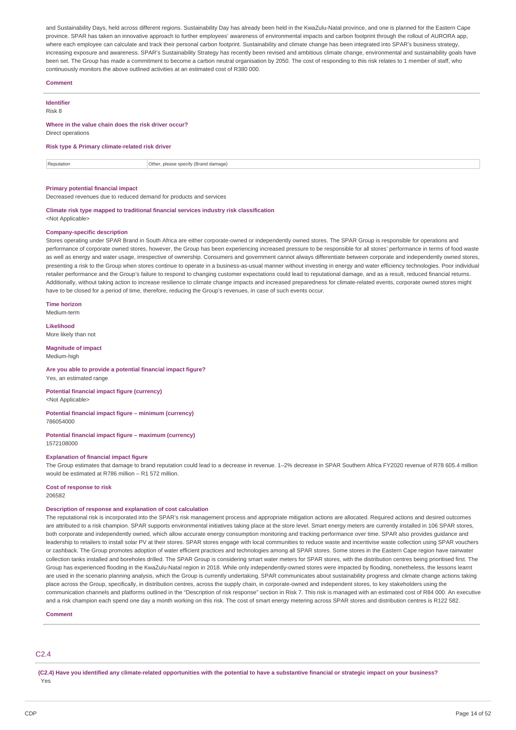and Sustainability Days, held across different regions. Sustainability Day has already been held in the KwaZulu-Natal province, and one is planned for the Eastern Cape province. SPAR has taken an innovative approach to further employees' awareness of environmental impacts and carbon footprint through the rollout of AURORA app, where each employee can calculate and track their personal carbon footprint. Sustainability and climate change has been integrated into SPAR's business strategy, increasing exposure and awareness. SPAR's Sustainability Strategy has recently been revised and ambitious climate change, environmental and sustainability goals have been set. The Group has made a commitment to become a carbon neutral organisation by 2050. The cost of responding to this risk relates to 1 member of staff, who continuously monitors the above outlined activities at an estimated cost of R380 000.

**Comment**

**Identifier**
Risk 8

**Where in the value chain does the risk driver occur?**
Direct operations

**Risk type & Primary climate-related risk driver**

| Reputation | Other, please specify (Brand damage) |
|---|---|

**Primary potential financial impact**
Decreased revenues due to reduced demand for products and services

**Climate risk type mapped to traditional financial services industry risk classification**
<Not Applicable>

**Company-specific description**
Stores operating under SPAR Brand in South Africa are either corporate-owned or independently owned stores. The SPAR Group is responsible for operations and performance of corporate owned stores, however, the Group has been experiencing increased pressure to be responsible for all stores' performance in terms of food waste as well as energy and water usage, irrespective of ownership. Consumers and government cannot always differentiate between corporate and independently owned stores, presenting a risk to the Group when stores continue to operate in a business-as-usual manner without investing in energy and water efficiency technologies. Poor individual retailer performance and the Group's failure to respond to changing customer expectations could lead to reputational damage, and as a result, reduced financial returns. Additionally, without taking action to increase resilience to climate change impacts and increased preparedness for climate-related events, corporate owned stores might have to be closed for a period of time, therefore, reducing the Group's revenues, in case of such events occur.

**Time horizon**
Medium-term

**Likelihood**
More likely than not

**Magnitude of impact**
Medium-high

**Are you able to provide a potential financial impact figure?**
Yes, an estimated range

**Potential financial impact figure (currency)**
<Not Applicable>

**Potential financial impact figure – minimum (currency)**
786054000

**Potential financial impact figure – maximum (currency)**
1572108000

**Explanation of financial impact figure**
The Group estimates that damage to brand reputation could lead to a decrease in revenue. 1–2% decrease in SPAR Southern Africa FY2020 revenue of R78 605.4 million would be estimated at R786 million – R1 572 million.

**Cost of response to risk**
206582

**Description of response and explanation of cost calculation**
The reputational risk is incorporated into the SPAR's risk management process and appropriate mitigation actions are allocated. Required actions and desired outcomes are attributed to a risk champion. SPAR supports environmental initiatives taking place at the store level. Smart energy meters are currently installed in 106 SPAR stores, both corporate and independently owned, which allow accurate energy consumption monitoring and tracking performance over time. SPAR also provides guidance and leadership to retailers to install solar PV at their stores. SPAR stores engage with local communities to reduce waste and incentivise waste collection using SPAR vouchers or cashback. The Group promotes adoption of water efficient practices and technologies among all SPAR stores. Some stores in the Eastern Cape region have rainwater collection tanks installed and boreholes drilled. The SPAR Group is considering smart water meters for SPAR stores, with the distribution centres being prioritised first. The Group has experienced flooding in the KwaZulu-Natal region in 2018. While only independently-owned stores were impacted by flooding, nonetheless, the lessons learnt are used in the scenario planning analysis, which the Group is currently undertaking. SPAR communicates about sustainability progress and climate change actions taking place across the Group, specifically, in distribution centres, across the supply chain, in corporate-owned and independent stores, to key stakeholders using the communication channels and platforms outlined in the "Description of risk response" section in Risk 7. This risk is managed with an estimated cost of R84 000. An executive and a risk champion each spend one day a month working on this risk. The cost of smart energy metering across SPAR stores and distribution centres is R122 582.

**Comment**

## C2.4

**(C2.4) Have you identified any climate-related opportunities with the potential to have a substantive financial or strategic impact on your business?**
Yes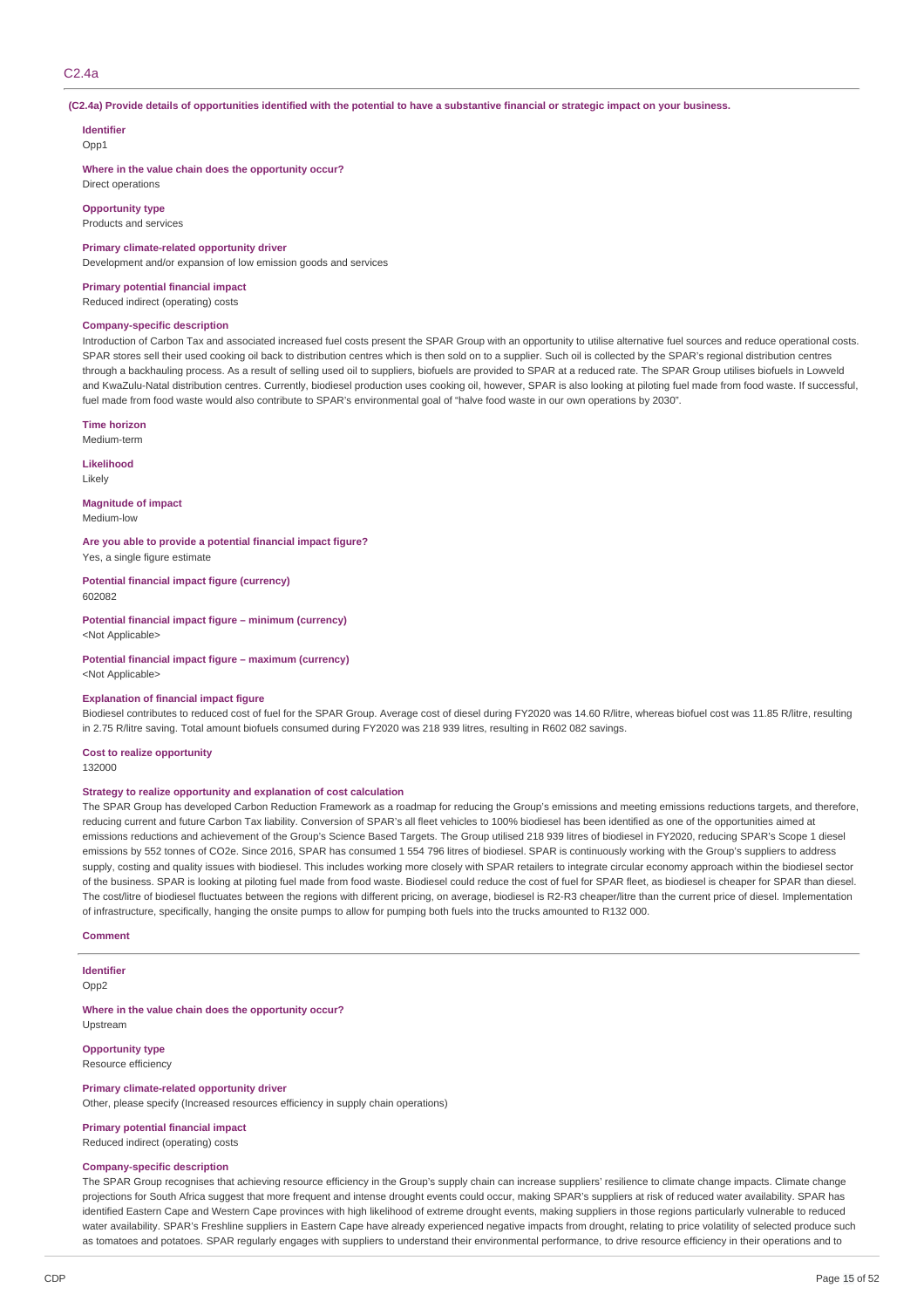## C2.4a

**(C2.4a) Provide details of opportunities identified with the potential to have a substantive financial or strategic impact on your business.**

**Identifier**
Opp1

**Where in the value chain does the opportunity occur?**
Direct operations

**Opportunity type**
Products and services

**Primary climate-related opportunity driver**
Development and/or expansion of low emission goods and services

**Primary potential financial impact**
Reduced indirect (operating) costs

**Company-specific description**
Introduction of Carbon Tax and associated increased fuel costs present the SPAR Group with an opportunity to utilise alternative fuel sources and reduce operational costs. SPAR stores sell their used cooking oil back to distribution centres which is then sold on to a supplier. Such oil is collected by the SPAR's regional distribution centres through a backhauling process. As a result of selling used oil to suppliers, biofuels are provided to SPAR at a reduced rate. The SPAR Group utilises biofuels in Lowveld and KwaZulu-Natal distribution centres. Currently, biodiesel production uses cooking oil, however, SPAR is also looking at piloting fuel made from food waste. If successful, fuel made from food waste would also contribute to SPAR's environmental goal of "halve food waste in our own operations by 2030".

**Time horizon**
Medium-term

**Likelihood**
Likely

**Magnitude of impact**
Medium-low

**Are you able to provide a potential financial impact figure?**
Yes, a single figure estimate

**Potential financial impact figure (currency)**
602082

**Potential financial impact figure – minimum (currency)**
<Not Applicable>

**Potential financial impact figure – maximum (currency)**
<Not Applicable>

**Explanation of financial impact figure**
Biodiesel contributes to reduced cost of fuel for the SPAR Group. Average cost of diesel during FY2020 was 14.60 R/litre, whereas biofuel cost was 11.85 R/litre, resulting in 2.75 R/litre saving. Total amount biofuels consumed during FY2020 was 218 939 litres, resulting in R602 082 savings.

**Cost to realize opportunity**
132000

**Strategy to realize opportunity and explanation of cost calculation**
The SPAR Group has developed Carbon Reduction Framework as a roadmap for reducing the Group's emissions and meeting emissions reductions targets, and therefore, reducing current and future Carbon Tax liability. Conversion of SPAR's all fleet vehicles to 100% biodiesel has been identified as one of the opportunities aimed at emissions reductions and achievement of the Group's Science Based Targets. The Group utilised 218 939 litres of biodiesel in FY2020, reducing SPAR's Scope 1 diesel emissions by 552 tonnes of CO2e. Since 2016, SPAR has consumed 1 554 796 litres of biodiesel. SPAR is continuously working with the Group's suppliers to address supply, costing and quality issues with biodiesel. This includes working more closely with SPAR retailers to integrate circular economy approach within the biodiesel sector of the business. SPAR is looking at piloting fuel made from food waste. Biodiesel could reduce the cost of fuel for SPAR fleet, as biodiesel is cheaper for SPAR than diesel. The cost/litre of biodiesel fluctuates between the regions with different pricing, on average, biodiesel is R2-R3 cheaper/litre than the current price of diesel. Implementation of infrastructure, specifically, hanging the onsite pumps to allow for pumping both fuels into the trucks amounted to R132 000.

**Comment**

---

**Identifier**
Opp2

**Where in the value chain does the opportunity occur?**
Upstream

**Opportunity type**
Resource efficiency

**Primary climate-related opportunity driver**
Other, please specify (Increased resources efficiency in supply chain operations)

**Primary potential financial impact**
Reduced indirect (operating) costs

**Company-specific description**
The SPAR Group recognises that achieving resource efficiency in the Group's supply chain can increase suppliers' resilience to climate change impacts. Climate change projections for South Africa suggest that more frequent and intense drought events could occur, making SPAR's suppliers at risk of reduced water availability. SPAR has identified Eastern Cape and Western Cape provinces with high likelihood of extreme drought events, making suppliers in those regions particularly vulnerable to reduced water availability. SPAR's Freshline suppliers in Eastern Cape have already experienced negative impacts from drought, relating to price volatility of selected produce such as tomatoes and potatoes. SPAR regularly engages with suppliers to understand their environmental performance, to drive resource efficiency in their operations and to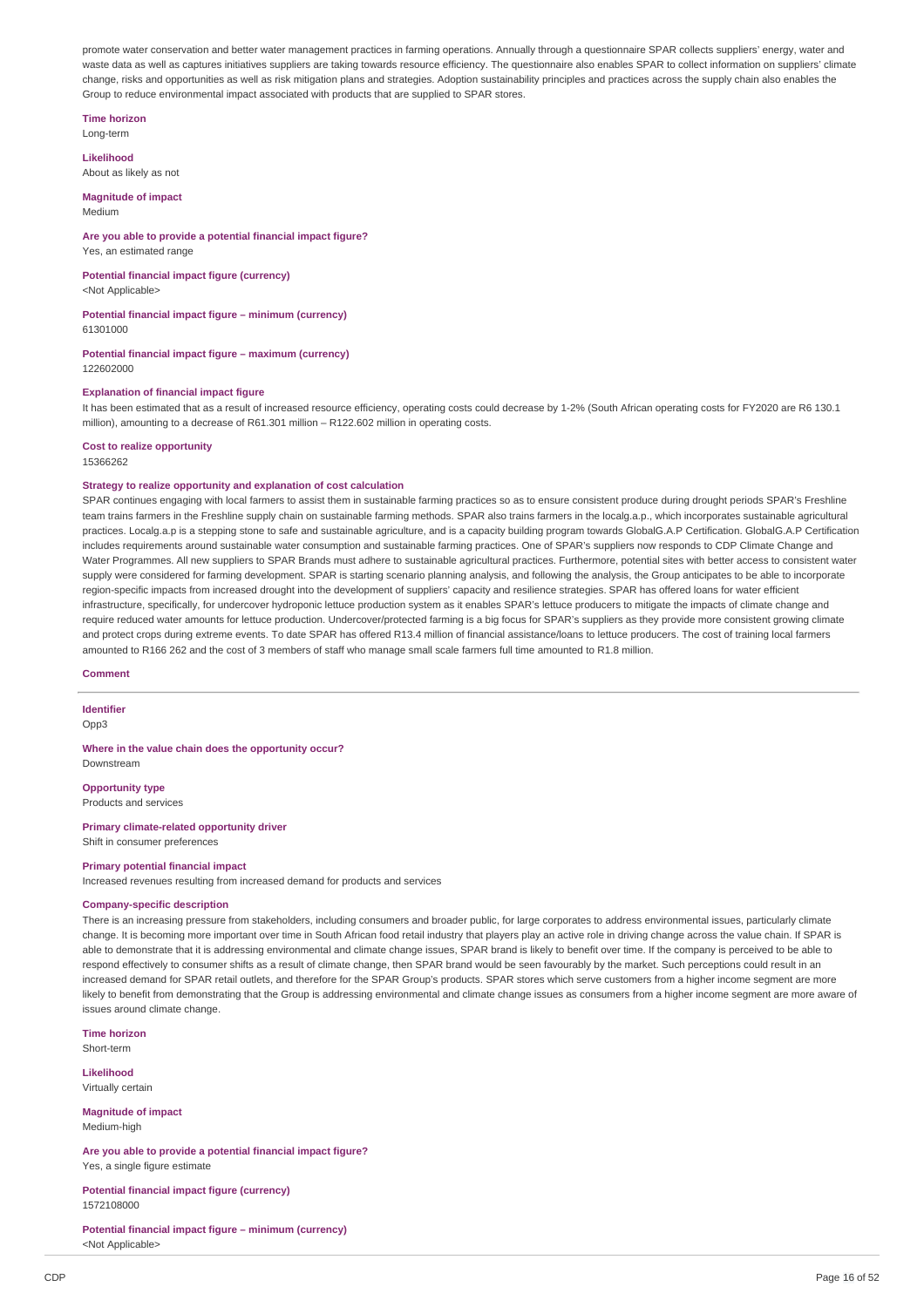promote water conservation and better water management practices in farming operations. Annually through a questionnaire SPAR collects suppliers' energy, water and waste data as well as captures initiatives suppliers are taking towards resource efficiency. The questionnaire also enables SPAR to collect information on suppliers' climate change, risks and opportunities as well as risk mitigation plans and strategies. Adoption sustainability principles and practices across the supply chain also enables the Group to reduce environmental impact associated with products that are supplied to SPAR stores.

**Time horizon**
Long-term

**Likelihood**
About as likely as not

**Magnitude of impact**
Medium

**Are you able to provide a potential financial impact figure?**
Yes, an estimated range

**Potential financial impact figure (currency)**
<Not Applicable>

**Potential financial impact figure – minimum (currency)**
61301000

**Potential financial impact figure – maximum (currency)**
122602000

**Explanation of financial impact figure**
It has been estimated that as a result of increased resource efficiency, operating costs could decrease by 1-2% (South African operating costs for FY2020 are R6 130.1 million), amounting to a decrease of R61.301 million – R122.602 million in operating costs.

**Cost to realize opportunity**
15366262

**Strategy to realize opportunity and explanation of cost calculation**
SPAR continues engaging with local farmers to assist them in sustainable farming practices so as to ensure consistent produce during drought periods SPAR's Freshline team trains farmers in the Freshline supply chain on sustainable farming methods. SPAR also trains farmers in the localg.a.p., which incorporates sustainable agricultural practices. Localg.a.p is a stepping stone to safe and sustainable agriculture, and is a capacity building program towards GlobalG.A.P Certification. GlobalG.A.P Certification includes requirements around sustainable water consumption and sustainable farming practices. One of SPAR's suppliers now responds to CDP Climate Change and Water Programmes. All new suppliers to SPAR Brands must adhere to sustainable agricultural practices. Furthermore, potential sites with better access to consistent water supply were considered for farming development. SPAR is starting scenario planning analysis, and following the analysis, the Group anticipates to be able to incorporate region-specific impacts from increased drought into the development of suppliers' capacity and resilience strategies. SPAR has offered loans for water efficient infrastructure, specifically, for undercover hydroponic lettuce production system as it enables SPAR's lettuce producers to mitigate the impacts of climate change and require reduced water amounts for lettuce production. Undercover/protected farming is a big focus for SPAR's suppliers as they provide more consistent growing climate and protect crops during extreme events. To date SPAR has offered R13.4 million of financial assistance/loans to lettuce producers. The cost of training local farmers amounted to R166 262 and the cost of 3 members of staff who manage small scale farmers full time amounted to R1.8 million.

**Comment**

---

**Identifier**
Opp3

**Where in the value chain does the opportunity occur?**
Downstream

**Opportunity type**
Products and services

**Primary climate-related opportunity driver**
Shift in consumer preferences

**Primary potential financial impact**
Increased revenues resulting from increased demand for products and services

**Company-specific description**
There is an increasing pressure from stakeholders, including consumers and broader public, for large corporates to address environmental issues, particularly climate change. It is becoming more important over time in South African food retail industry that players play an active role in driving change across the value chain. If SPAR is able to demonstrate that it is addressing environmental and climate change issues, SPAR brand is likely to benefit over time. If the company is perceived to be able to respond effectively to consumer shifts as a result of climate change, then SPAR brand would be seen favourably by the market. Such perceptions could result in an increased demand for SPAR retail outlets, and therefore for the SPAR Group's products. SPAR stores which serve customers from a higher income segment are more likely to benefit from demonstrating that the Group is addressing environmental and climate change issues as consumers from a higher income segment are more aware of issues around climate change.

**Time horizon**
Short-term

**Likelihood**
Virtually certain

**Magnitude of impact**
Medium-high

**Are you able to provide a potential financial impact figure?**
Yes, a single figure estimate

**Potential financial impact figure (currency)**
1572108000

**Potential financial impact figure – minimum (currency)**
<Not Applicable>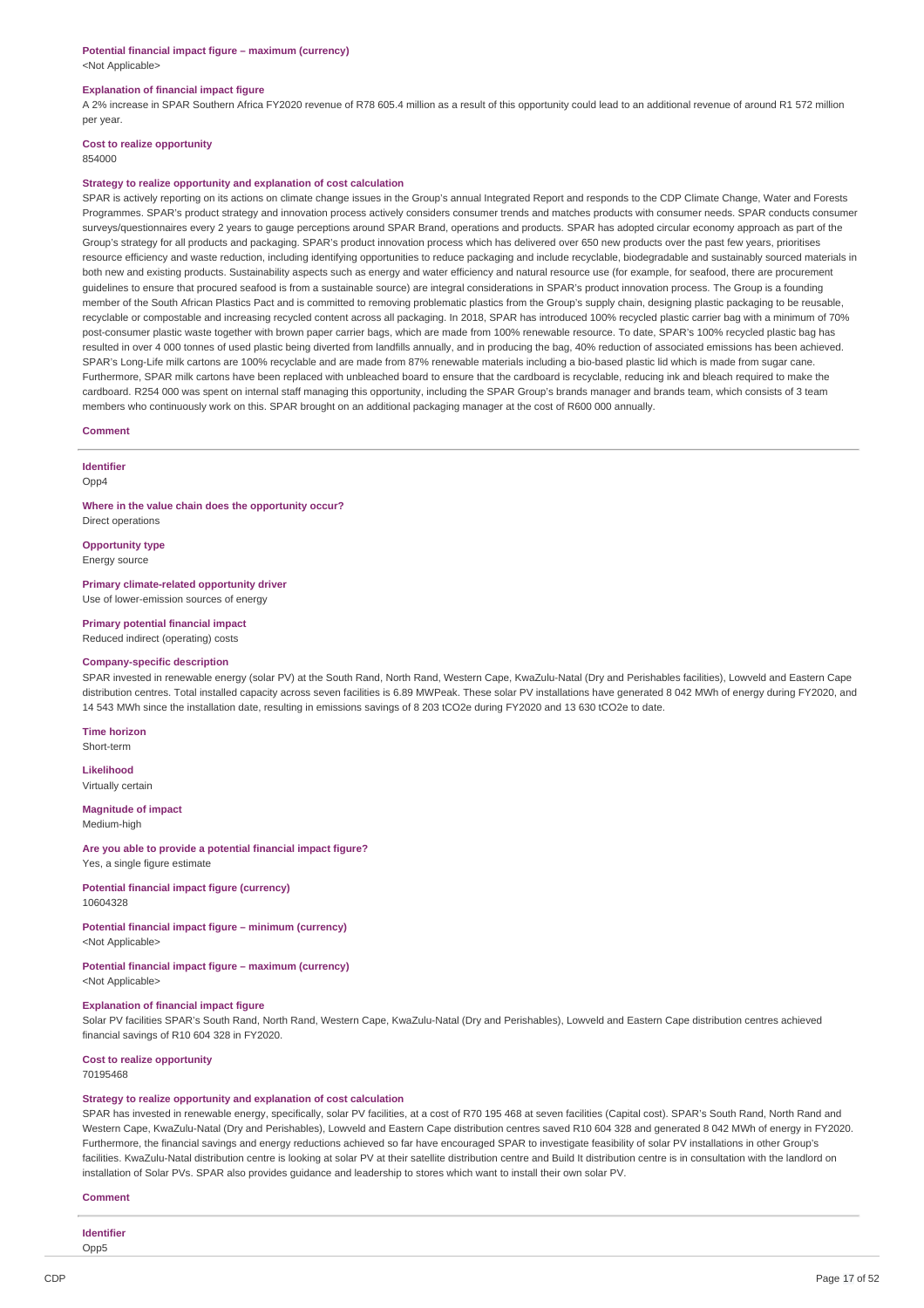**Potential financial impact figure – maximum (currency)**

<Not Applicable>

**Explanation of financial impact figure**

A 2% increase in SPAR Southern Africa FY2020 revenue of R78 605.4 million as a result of this opportunity could lead to an additional revenue of around R1 572 million per year.

**Cost to realize opportunity**

854000

**Strategy to realize opportunity and explanation of cost calculation**

SPAR is actively reporting on its actions on climate change issues in the Group's annual Integrated Report and responds to the CDP Climate Change, Water and Forests Programmes. SPAR's product strategy and innovation process actively considers consumer trends and matches products with consumer needs. SPAR conducts consumer surveys/questionnaires every 2 years to gauge perceptions around SPAR Brand, operations and products. SPAR has adopted circular economy approach as part of the Group's strategy for all products and packaging. SPAR's product innovation process which has delivered over 650 new products over the past few years, prioritises resource efficiency and waste reduction, including identifying opportunities to reduce packaging and include recyclable, biodegradable and sustainably sourced materials in both new and existing products. Sustainability aspects such as energy and water efficiency and natural resource use (for example, for seafood, there are procurement guidelines to ensure that procured seafood is from a sustainable source) are integral considerations in SPAR's product innovation process. The Group is a founding member of the South African Plastics Pact and is committed to removing problematic plastics from the Group's supply chain, designing plastic packaging to be reusable, recyclable or compostable and increasing recycled content across all packaging. In 2018, SPAR has introduced 100% recycled plastic carrier bag with a minimum of 70% post-consumer plastic waste together with brown paper carrier bags, which are made from 100% renewable resource. To date, SPAR's 100% recycled plastic bag has resulted in over 4 000 tonnes of used plastic being diverted from landfills annually, and in producing the bag, 40% reduction of associated emissions has been achieved. SPAR's Long-Life milk cartons are 100% recyclable and are made from 87% renewable materials including a bio-based plastic lid which is made from sugar cane. Furthermore, SPAR milk cartons have been replaced with unbleached board to ensure that the cardboard is recyclable, reducing ink and bleach required to make the cardboard. R254 000 was spent on internal staff managing this opportunity, including the SPAR Group's brands manager and brands team, which consists of 3 team members who continuously work on this. SPAR brought on an additional packaging manager at the cost of R600 000 annually.

**Comment**

---

**Identifier**

Opp4

**Where in the value chain does the opportunity occur?**

Direct operations

**Opportunity type**

Energy source

**Primary climate-related opportunity driver**

Use of lower-emission sources of energy

**Primary potential financial impact**

Reduced indirect (operating) costs

**Company-specific description**

SPAR invested in renewable energy (solar PV) at the South Rand, North Rand, Western Cape, KwaZulu-Natal (Dry and Perishables facilities), Lowveld and Eastern Cape distribution centres. Total installed capacity across seven facilities is 6.89 MWPeak. These solar PV installations have generated 8 042 MWh of energy during FY2020, and 14 543 MWh since the installation date, resulting in emissions savings of 8 203 tCO2e during FY2020 and 13 630 tCO2e to date.

**Time horizon**

Short-term

**Likelihood**

Virtually certain

**Magnitude of impact**

Medium-high

**Are you able to provide a potential financial impact figure?**

Yes, a single figure estimate

**Potential financial impact figure (currency)**

10604328

**Potential financial impact figure – minimum (currency)**

<Not Applicable>

**Potential financial impact figure – maximum (currency)**

<Not Applicable>

**Explanation of financial impact figure**

Solar PV facilities SPAR's South Rand, North Rand, Western Cape, KwaZulu-Natal (Dry and Perishables), Lowveld and Eastern Cape distribution centres achieved financial savings of R10 604 328 in FY2020.

**Cost to realize opportunity**

70195468

**Strategy to realize opportunity and explanation of cost calculation**

SPAR has invested in renewable energy, specifically, solar PV facilities, at a cost of R70 195 468 at seven facilities (Capital cost). SPAR's South Rand, North Rand and Western Cape, KwaZulu-Natal (Dry and Perishables), Lowveld and Eastern Cape distribution centres saved R10 604 328 and generated 8 042 MWh of energy in FY2020. Furthermore, the financial savings and energy reductions achieved so far have encouraged SPAR to investigate feasibility of solar PV installations in other Group's facilities. KwaZulu-Natal distribution centre is looking at solar PV at their satellite distribution centre and Build It distribution centre is in consultation with the landlord on installation of Solar PVs. SPAR also provides guidance and leadership to stores which want to install their own solar PV.

**Comment**

---

**Identifier**

Opp5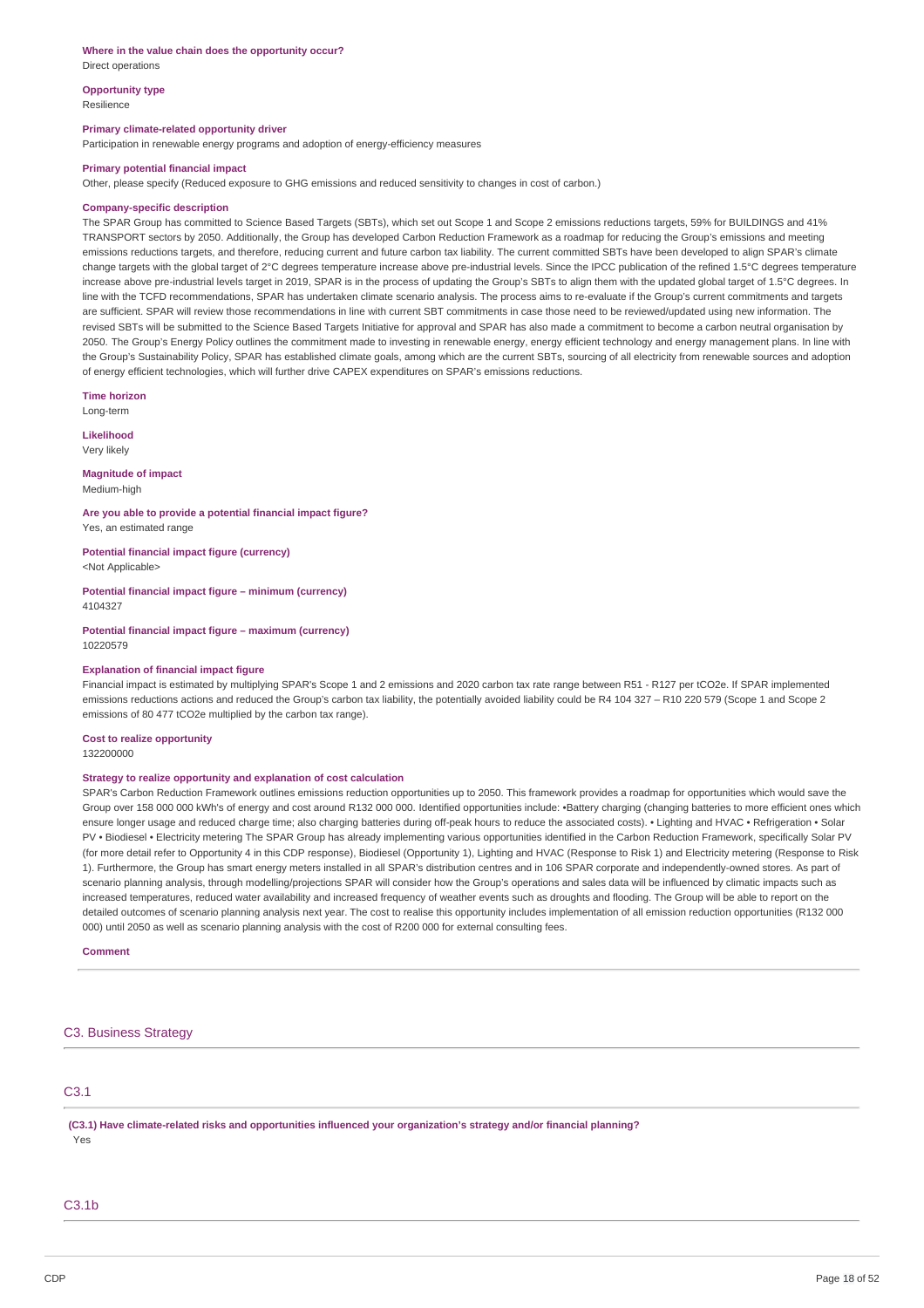**Where in the value chain does the opportunity occur?**
Direct operations

**Opportunity type**
Resilience

**Primary climate-related opportunity driver**
Participation in renewable energy programs and adoption of energy-efficiency measures

**Primary potential financial impact**
Other, please specify (Reduced exposure to GHG emissions and reduced sensitivity to changes in cost of carbon.)

**Company-specific description**
The SPAR Group has committed to Science Based Targets (SBTs), which set out Scope 1 and Scope 2 emissions reductions targets, 59% for BUILDINGS and 41% TRANSPORT sectors by 2050. Additionally, the Group has developed Carbon Reduction Framework as a roadmap for reducing the Group's emissions and meeting emissions reductions targets, and therefore, reducing current and future carbon tax liability. The current committed SBTs have been developed to align SPAR's climate change targets with the global target of 2°C degrees temperature increase above pre-industrial levels. Since the IPCC publication of the refined 1.5°C degrees temperature increase above pre-industrial levels target in 2019, SPAR is in the process of updating the Group's SBTs to align them with the updated global target of 1.5°C degrees. In line with the TCFD recommendations, SPAR has undertaken climate scenario analysis. The process aims to re-evaluate if the Group's current commitments and targets are sufficient. SPAR will review those recommendations in line with current SBT commitments in case those need to be reviewed/updated using new information. The revised SBTs will be submitted to the Science Based Targets Initiative for approval and SPAR has also made a commitment to become a carbon neutral organisation by 2050. The Group's Energy Policy outlines the commitment made to investing in renewable energy, energy efficient technology and energy management plans. In line with the Group's Sustainability Policy, SPAR has established climate goals, among which are the current SBTs, sourcing of all electricity from renewable sources and adoption of energy efficient technologies, which will further drive CAPEX expenditures on SPAR's emissions reductions.

**Time horizon**
Long-term

**Likelihood**
Very likely

**Magnitude of impact**
Medium-high

**Are you able to provide a potential financial impact figure?**
Yes, an estimated range

**Potential financial impact figure (currency)**
<Not Applicable>

**Potential financial impact figure – minimum (currency)**
4104327

**Potential financial impact figure – maximum (currency)**
10220579

**Explanation of financial impact figure**
Financial impact is estimated by multiplying SPAR's Scope 1 and 2 emissions and 2020 carbon tax rate range between R51 - R127 per tCO2e. If SPAR implemented emissions reductions actions and reduced the Group's carbon tax liability, the potentially avoided liability could be R4 104 327 – R10 220 579 (Scope 1 and Scope 2 emissions of 80 477 tCO2e multiplied by the carbon tax range).

**Cost to realize opportunity**
132200000

**Strategy to realize opportunity and explanation of cost calculation**
SPAR's Carbon Reduction Framework outlines emissions reduction opportunities up to 2050. This framework provides a roadmap for opportunities which would save the Group over 158 000 000 kWh's of energy and cost around R132 000 000. Identified opportunities include: •Battery charging (changing batteries to more efficient ones which ensure longer usage and reduced charge time; also charging batteries during off-peak hours to reduce the associated costs). • Lighting and HVAC • Refrigeration • Solar PV • Biodiesel • Electricity metering The SPAR Group has already implementing various opportunities identified in the Carbon Reduction Framework, specifically Solar PV (for more detail refer to Opportunity 4 in this CDP response), Biodiesel (Opportunity 1), Lighting and HVAC (Response to Risk 1) and Electricity metering (Response to Risk 1). Furthermore, the Group has smart energy meters installed in all SPAR's distribution centres and in 106 SPAR corporate and independently-owned stores. As part of scenario planning analysis, through modelling/projections SPAR will consider how the Group's operations and sales data will be influenced by climatic impacts such as increased temperatures, reduced water availability and increased frequency of weather events such as droughts and flooding. The Group will be able to report on the detailed outcomes of scenario planning analysis next year. The cost to realise this opportunity includes implementation of all emission reduction opportunities (R132 000 000) until 2050 as well as scenario planning analysis with the cost of R200 000 for external consulting fees.

**Comment**

## C3. Business Strategy

### C3.1

**(C3.1) Have climate-related risks and opportunities influenced your organization's strategy and/or financial planning?**
Yes

### C3.1b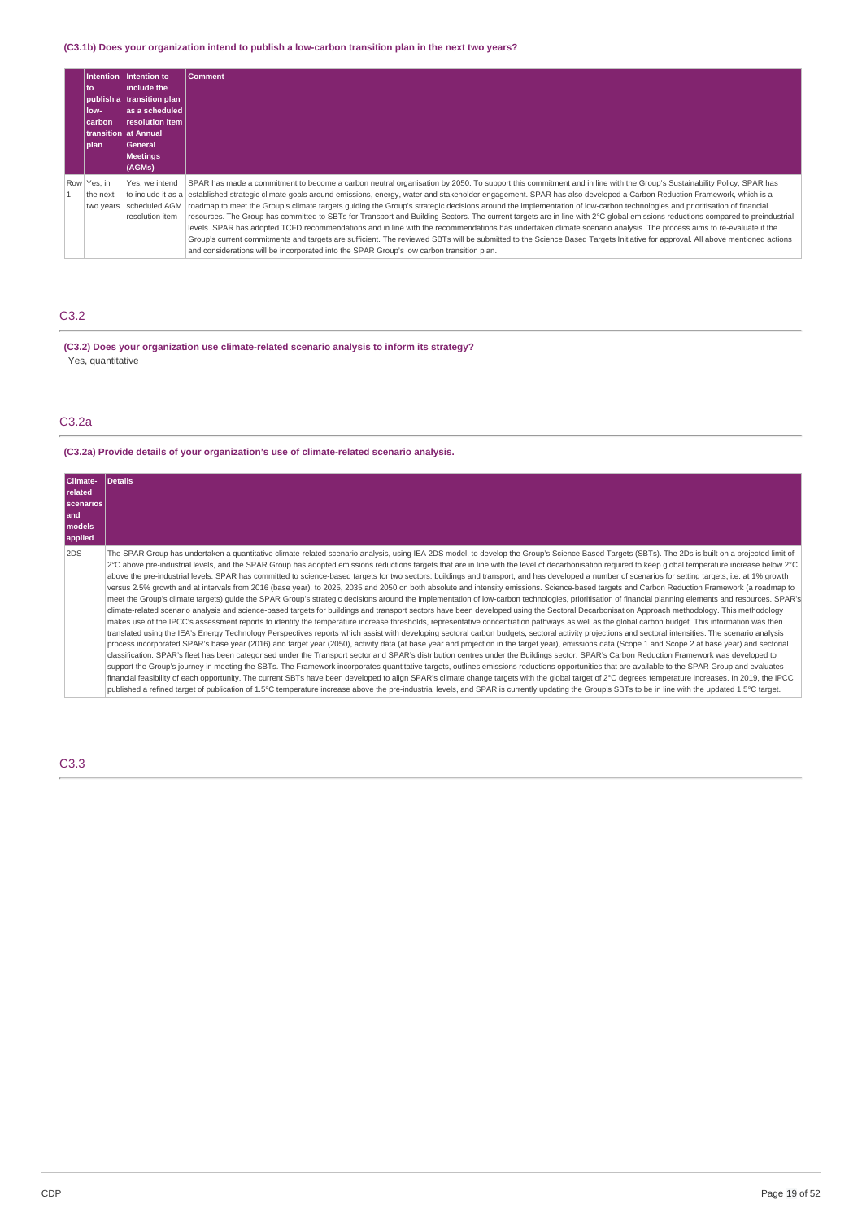#### (C3.1b) Does your organization intend to publish a low-carbon transition plan in the next two years?

| | Intention to publish a low-carbon transition plan | Intention to include the transition plan as a scheduled resolution item at Annual General Meetings (AGMs) | Comment |
|---|---|---|---|
| Row 1 | Yes, in the next two years | Yes, we intend to include it as a scheduled AGM resolution item | SPAR has made a commitment to become a carbon neutral organisation by 2050. To support this commitment and in line with the Group's Sustainability Policy, SPAR has established strategic climate goals around emissions, energy, water and stakeholder engagement. SPAR has also developed a Carbon Reduction Framework, which is a roadmap to meet the Group's climate targets guiding the Group's strategic decisions around the implementation of low-carbon technologies and prioritisation of financial resources. The Group has committed to SBTs for Transport and Building Sectors. The current targets are in line with 2°C global emissions reductions compared to preindustrial levels. SPAR has adopted TCFD recommendations and in line with the recommendations has undertaken climate scenario analysis. The process aims to re-evaluate if the Group's current commitments and targets are sufficient. The reviewed SBTs will be submitted to the Science Based Targets Initiative for approval. All above mentioned actions and considerations will be incorporated into the SPAR Group's low carbon transition plan. |

## C3.2

#### (C3.2) Does your organization use climate-related scenario analysis to inform its strategy?

Yes, quantitative

## C3.2a

#### (C3.2a) Provide details of your organization's use of climate-related scenario analysis.

| Climate-related scenarios and models applied | Details |
|---|---|
| 2DS | The SPAR Group has undertaken a quantitative climate-related scenario analysis, using IEA 2DS model, to develop the Group's Science Based Targets (SBTs). The 2Ds is built on a projected limit of 2°C above pre-industrial levels, and the SPAR Group has adopted emissions reductions targets that are in line with the level of decarbonisation required to keep global temperature increase below 2°C above the pre-industrial levels. SPAR has committed to science-based targets for two sectors: buildings and transport, and has developed a number of scenarios for setting targets, i.e. at 1% growth versus 2.5% growth and at intervals from 2016 (base year), to 2025, 2035 and 2050 on both absolute and intensity emissions. Science-based targets and Carbon Reduction Framework (a roadmap to meet the Group's climate targets) guide the SPAR Group's strategic decisions around the implementation of low-carbon technologies, prioritisation of financial planning elements and resources. SPAR's climate-related scenario analysis and science-based targets for buildings and transport sectors have been developed using the Sectoral Decarbonisation Approach methodology. This methodology makes use of the IPCC's assessment reports to identify the temperature increase thresholds, representative concentration pathways as well as the global carbon budget. This information was then translated using the IEA's Energy Technology Perspectives reports which assist with developing sectoral carbon budgets, sectoral activity projections and sectoral intensities. The scenario analysis process incorporated SPAR's base year (2016) and target year (2050), activity data (at base year and projection in the target year), emissions data (Scope 1 and Scope 2 at base year) and sectoral classification. SPAR's fleet has been categorised under the Transport sector and SPAR's distribution centres under the Buildings sector. SPAR's Carbon Reduction Framework was developed to support the Group's journey in meeting the SBTs. The Framework incorporates quantitative targets, outlines emissions reductions opportunities that are available to the SPAR Group and evaluates financial feasibility of each opportunity. The current SBTs have been developed to align SPAR's climate change targets with the global target of 2°C degrees temperature increases. In 2019, the IPCC published a refined target of publication of 1.5°C temperature increase above the pre-industrial levels, and SPAR is currently updating the Group's SBTs to be in line with the updated 1.5°C target. |

## C3.3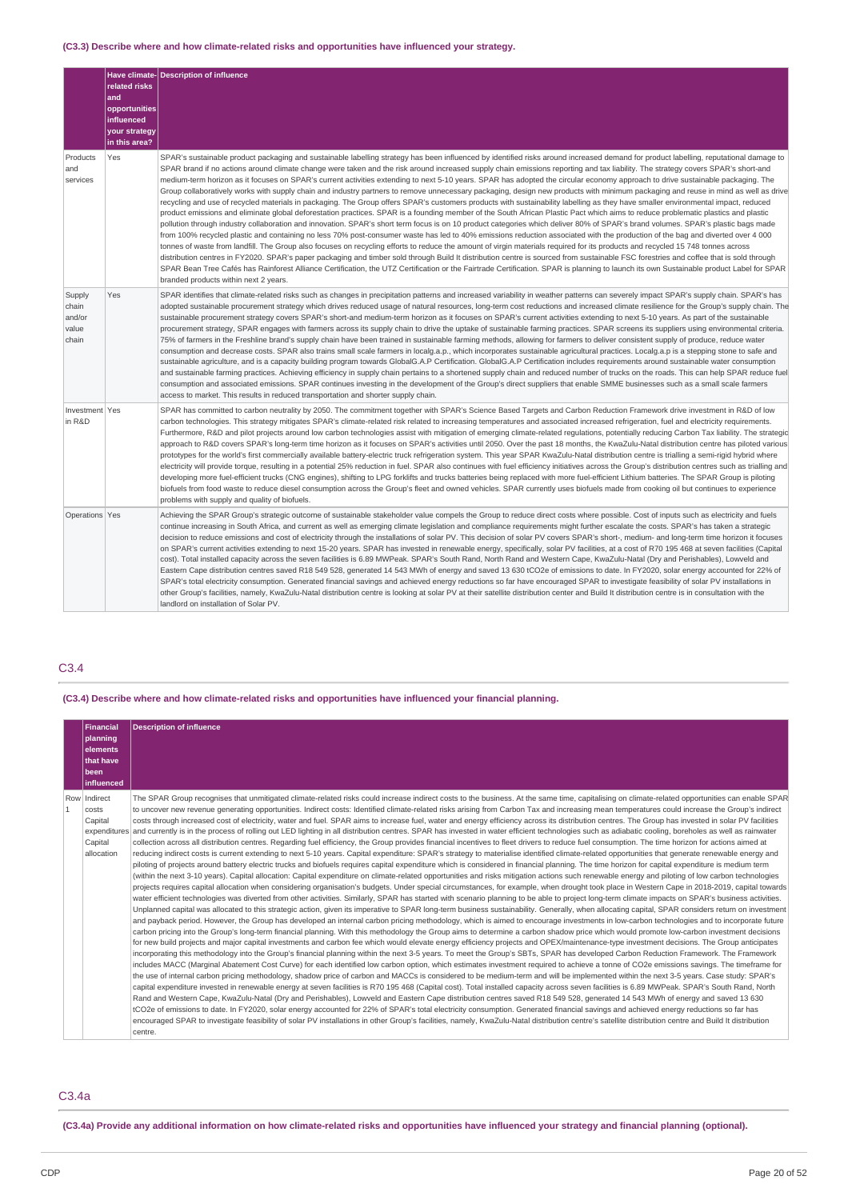**(C3.3) Describe where and how climate-related risks and opportunities have influenced your strategy.**

| | Have climate-related risks and opportunities influenced your strategy in this area? | Description of influence |
|---|---|---|
| Products and services | Yes | SPAR's sustainable product packaging and sustainable labelling strategy has been influenced by identified risks around increased demand for product labelling, reputational damage to SPAR brand if no actions around climate change were taken and the risk around increased supply chain emissions reporting and tax liability. The strategy covers SPAR's short-and medium-term horizon as it focuses on SPAR's current activities extending to next 5-10 years. SPAR has adopted the circular economy approach to drive sustainable packaging. The Group collaboratively works with supply chain and industry partners to remove unnecessary packaging, design new products with minimum packaging and reuse in mind as well as drive recycling and use of recycled materials in packaging. The Group offers SPAR's customers products with sustainability labelling as they have smaller environmental impact, reduced product emissions and eliminate global deforestation practices. SPAR is a founding member of the South African Plastic Pact which aims to reduce problematic plastics and plastic pollution through industry collaboration and innovation. SPAR's short term focus is on 10 product categories which deliver 80% of SPAR's brand volumes. SPAR's plastic bags made from 100% recycled plastic and containing no less 70% post-consumer waste has led to 40% emissions reduction associated with the production of the bag and diverted over 4 000 tonnes of waste from landfill. The Group also focuses on recycling efforts to reduce the amount of virgin materials required for its products and recycled 15 748 tonnes across distribution centres in FY2020. SPAR's paper packaging and timber sold through Build It distribution centres is sourced from sustainable FSC forestries and coffee that is sold through SPAR Bean Tree Cafés has Rainforest Alliance Certification, the UTZ Certification or the Fairtrade Certification. SPAR is planning to launch its own Sustainable product Label for SPAR branded products within next 2 years. |
| Supply chain and/or value chain | Yes | SPAR identifies that climate-related risks such as changes in precipitation patterns and increased variability in weather patterns can severely impact SPAR's supply chain. SPAR's has adopted sustainable procurement strategy which drives reduced usage of natural resources, long-term cost reductions and increased climate resilience for the Group's supply chain. The sustainable procurement strategy covers SPAR's short-and medium-term horizon as it focuses on SPAR's current activities extending to next 5-10 years. As part of the sustainable procurement strategy, SPAR engages with farmers across its supply chain to drive the uptake of sustainable farming practices. SPAR screens its suppliers using environmental criteria. 75% of farmers in the Freshline brand's supply chain have been trained in sustainable farming methods, allowing for farmers to deliver consistent supply of produce, reduce water consumption and decrease costs. SPAR also trains small scale farmers in localg.a.p., which incorporates sustainable agricultural practices. Localg.a.p is a stepping stone to safe and sustainable agriculture, and is a capacity building program towards GlobalG.A.P Certification. GlobalG.A.P Certification includes requirements around sustainable water consumption and sustainable farming practices. Achieving efficiency in supply chain pertains to a shortened supply chain and reduced number of trucks on the roads. This can help SPAR reduce fuel consumption and associated emissions. SPAR continues investing in the development of the Group's direct suppliers that enable SMME businesses such as a small scale farmers access to market. This results in reduced transportation and shorter supply chain. |
| Investment in R&D | Yes | SPAR has committed to carbon neutrality by 2050. The commitment together with SPAR's Science Based Targets and Carbon Reduction Framework drive investment in R&D of low carbon technologies. This strategy mitigates SPAR's climate-related risk related to increasing temperatures and associated increased refrigeration, fuel and electricity requirements. Furthermore, R&D and pilot projects around low carbon technologies assist with mitigation of emerging climate-related regulations, potentially reducing Carbon Tax liability. The strategic approach to R&D covers SPAR's long-term time horizon as it focuses on SPAR's activities until 2050. Over the past 18 months, the KwaZulu-Natal distribution centre has piloted various prototypes for the world's first commercially available battery-electric truck refrigeration system. This year SPAR KwaZulu-Natal distribution centre is trialling a semi-rigid hybrid where electricity will provide torque, resulting in a potential 25% reduction in fuel. SPAR also continues with fuel efficiency initiatives across the Group's distribution centres such as trialling and developing more fuel-efficient trucks (CNG engines), shifting to LPG forklifts and trucks batteries being replaced with more fuel-efficient Lithium batteries. The SPAR Group is piloting biofuels from food waste to reduce diesel consumption across the Group's fleet and owned vehicles. SPAR currently uses biofuels made from cooking oil but continues to experience problems with supply and quality of biofuels. |
| Operations | Yes | Achieving the SPAR Group's strategic outcome of sustainable stakeholder value compels the Group to reduce direct costs where possible. Cost of inputs such as electricity and fuels continue increasing in South Africa, and current as well as emerging climate legislation and compliance requirements might further escalate the costs. SPAR's has taken a strategic decision to reduce emissions and cost of electricity through the installations of solar PV. This decision of solar PV covers SPAR's short-, medium- and long-term time horizon it focuses on SPAR's current activities extending to next 15-20 years. SPAR has invested in renewable energy, specifically, solar PV facilities, at a cost of R70 195 468 at seven facilities (Capital cost). Total installed capacity across the seven facilities is 6.89 MWPeak. SPAR's South Rand, North Rand and Western Cape, KwaZulu-Natal (Dry and Perishables), Lowveld and Eastern Cape distribution centres saved R18 549 528, generated 14 543 MWh of energy and saved 13 630 tCO2e of emissions to date. In FY2020, solar energy accounted for 22% of SPAR's total electricity consumption. Generated financial savings and achieved energy reductions so far have encouraged SPAR to investigate feasibility of solar PV installations in other Group's facilities, namely, KwaZulu-Natal distribution centre is looking at solar PV at their satellite distribution center and Build It distribution centre is in consultation with the landlord on installation of Solar PV. |

## C3.4

**(C3.4) Describe where and how climate-related risks and opportunities have influenced your financial planning.**

| | Financial planning elements that have been influenced | Description of influence |
|---|---|---|
| Row 1 | Indirect costs<br>Capital expenditures<br>Capital allocation | The SPAR Group recognises that unmitigated climate-related risks could increase indirect costs to the business. At the same time, capitalising on climate-related opportunities can enable SPAR to uncover new revenue generating opportunities. Indirect costs: Identified climate-related risks arising from Carbon Tax and increasing mean temperatures could increase the Group's indirect costs through increased cost of electricity, water and fuel. SPAR aims to increase fuel, water and energy efficiency across its distribution centres. The Group has invested in solar PV facilities and currently is in the process of rolling out LED lighting in all distribution centres. SPAR has invested in water efficient technologies such as adiabatic cooling, boreholes as well as rainwater collection across all distribution centres. Regarding fuel efficiency, the Group provides financial incentives to fleet drivers to reduce fuel consumption. The time horizon for actions aimed at reducing indirect costs is current extending to next 5-10 years. Capital expenditure: SPAR's strategy to materialise identified climate-related opportunities that generate renewable energy and piloting of projects around battery electric trucks and biofuels requires capital expenditure which is considered in financial planning. The time horizon for capital expenditure is medium term (within the next 3-10 years). Capital allocation: Capital expenditure on climate-related opportunities and risks mitigation actions such renewable energy and piloting of low carbon technologies projects requires capital allocation when considering organisation's budgets. Under special circumstances, for example, when drought took place in Western Cape in 2018-2019, capital towards water efficient technologies was diverted from other activities. Similarly, SPAR has started with scenario planning to be able to project long-term climate impacts on SPAR's business activities. Unplanned capital was allocated to this strategic action, given its imperative to SPAR long-term business sustainability. Generally, when allocating capital, SPAR considers return on investment and payback period. However, the Group has developed an internal carbon pricing methodology, which is aimed to encourage investments in low-carbon technologies and to incorporate future carbon pricing into the Group's long-term financial planning. With this methodology the Group aims to determine a carbon shadow price which would promote low-carbon investment decisions for new build projects and major capital investments and carbon fee which would elevate energy efficiency projects and OPEX/maintenance-type investment decisions. The Group anticipates incorporating this methodology into the Group's financial planning within the next 3-5 years. To meet the Group's SBTs, SPAR has developed Carbon Reduction Framework. The Framework includes MACC (Marginal Abatement Cost Curve) for each identified low carbon option, which estimates investment required to achieve a tonne of CO2e emissions savings. The timeframe for the use of internal carbon pricing methodology, shadow price of carbon and MACCs is considered to be medium-term and will be implemented within the next 3-5 years. Case study: SPAR's capital expenditure invested in renewable energy at seven facilities is R70 195 468 (Capital cost). Total installed capacity across seven facilities is 6.89 MWPeak. SPAR's South Rand, North Rand and Western Cape, KwaZulu-Natal (Dry and Perishables), Lowveld and Eastern Cape distribution centres saved R18 549 528, generated 14 543 MWh of energy and saved 13 630 tCO2e of emissions to date. In FY2020, solar energy accounted for 22% of SPAR's total electricity consumption. Generated financial savings and achieved energy reductions so far has encouraged SPAR to investigate feasibility of solar PV installations in other Group's facilities, namely, KwaZulu-Natal distribution centre's satellite distribution centre and Build It distribution centre. |

## C3.4a

**(C3.4a) Provide any additional information on how climate-related risks and opportunities have influenced your strategy and financial planning (optional).**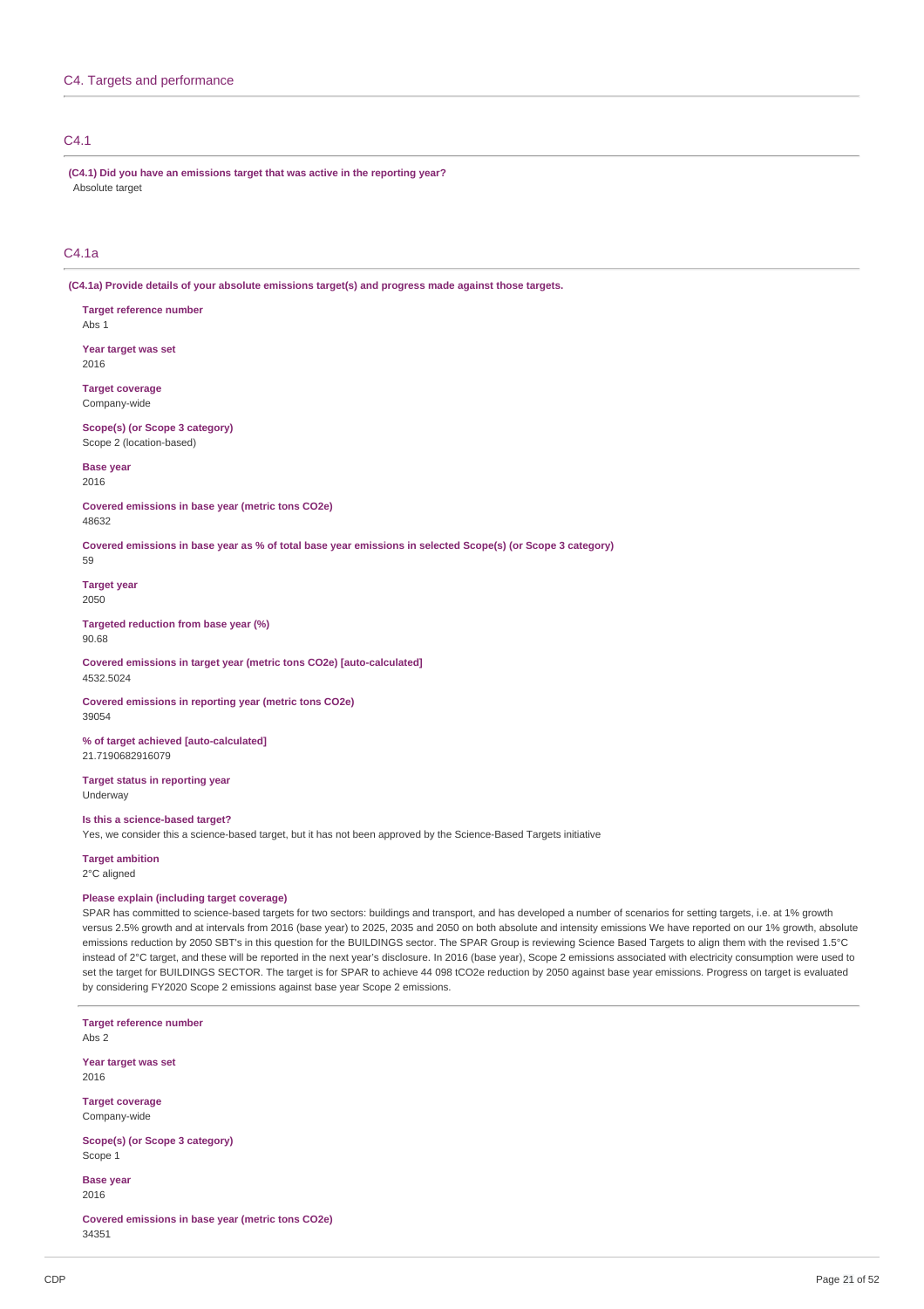## C4. Targets and performance

### C4.1

**(C4.1) Did you have an emissions target that was active in the reporting year?**

Absolute target

### C4.1a

**(C4.1a) Provide details of your absolute emissions target(s) and progress made against those targets.**

**Target reference number**
Abs 1

**Year target was set**
2016

**Target coverage**
Company-wide

**Scope(s) (or Scope 3 category)**
Scope 2 (location-based)

**Base year**
2016

**Covered emissions in base year (metric tons CO2e)**
48632

**Covered emissions in base year as % of total base year emissions in selected Scope(s) (or Scope 3 category)**
59

**Target year**
2050

**Targeted reduction from base year (%)**
90.68

**Covered emissions in target year (metric tons CO2e) [auto-calculated]**
4532.5024

**Covered emissions in reporting year (metric tons CO2e)**
39054

**% of target achieved [auto-calculated]**
21.7190682916079

**Target status in reporting year**
Underway

**Is this a science-based target?**
Yes, we consider this a science-based target, but it has not been approved by the Science-Based Targets initiative

**Target ambition**
2°C aligned

**Please explain (including target coverage)**
SPAR has committed to science-based targets for two sectors: buildings and transport, and has developed a number of scenarios for setting targets, i.e. at 1% growth versus 2.5% growth and at intervals from 2016 (base year) to 2025, 2035 and 2050 on both absolute and intensity emissions We have reported on our 1% growth, absolute emissions reduction by 2050 SBT's in this question for the BUILDINGS sector. The SPAR Group is reviewing Science Based Targets to align them with the revised 1.5°C instead of 2°C target, and these will be reported in the next year's disclosure. In 2016 (base year), Scope 2 emissions associated with electricity consumption were used to set the target for BUILDINGS SECTOR. The target is for SPAR to achieve 44 098 tCO2e reduction by 2050 against base year emissions. Progress on target is evaluated by considering FY2020 Scope 2 emissions against base year Scope 2 emissions.

---

**Target reference number**
Abs 2

**Year target was set**
2016

**Target coverage**
Company-wide

**Scope(s) (or Scope 3 category)**
Scope 1

**Base year**
2016

**Covered emissions in base year (metric tons CO2e)**
34351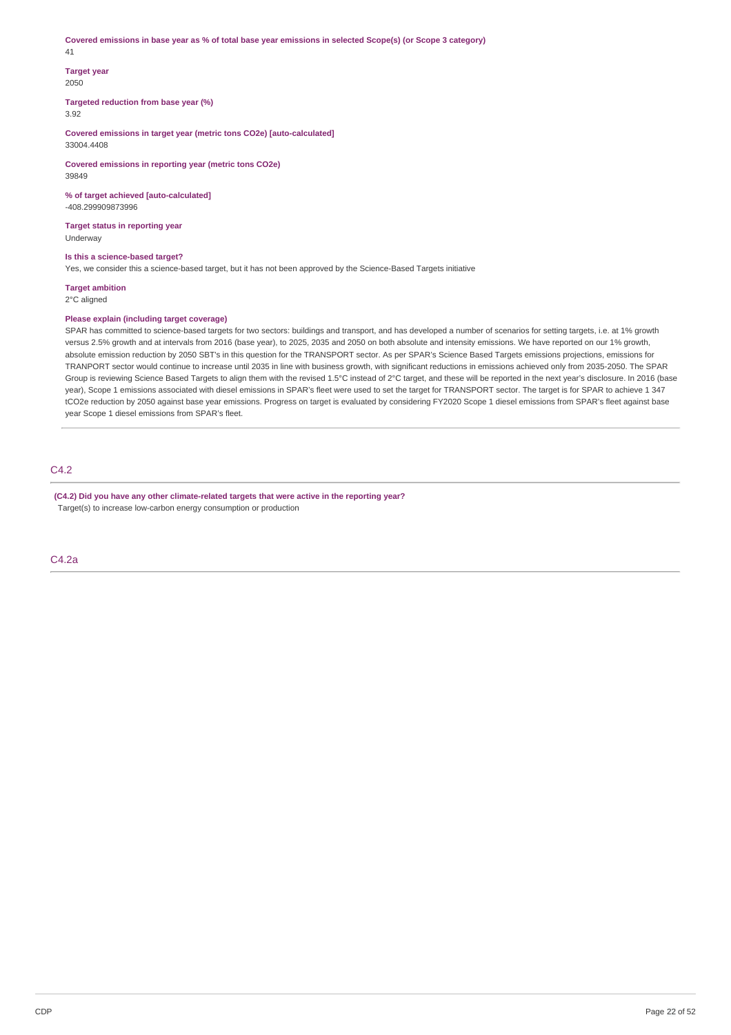**Covered emissions in base year as % of total base year emissions in selected Scope(s) (or Scope 3 category)**
41

**Target year**
2050

**Targeted reduction from base year (%)**
3.92

**Covered emissions in target year (metric tons CO2e) [auto-calculated]**
33004.4408

**Covered emissions in reporting year (metric tons CO2e)**
39849

**% of target achieved [auto-calculated]**
-408.299909873996

**Target status in reporting year**
Underway

**Is this a science-based target?**
Yes, we consider this a science-based target, but it has not been approved by the Science-Based Targets initiative

**Target ambition**
2°C aligned

**Please explain (including target coverage)**
SPAR has committed to science-based targets for two sectors: buildings and transport, and has developed a number of scenarios for setting targets, i.e. at 1% growth versus 2.5% growth and at intervals from 2016 (base year), to 2025, 2035 and 2050 on both absolute and intensity emissions. We have reported on our 1% growth, absolute emission reduction by 2050 SBT's in this question for the TRANSPORT sector. As per SPAR's Science Based Targets emissions projections, emissions for TRANPORT sector would continue to increase until 2035 in line with business growth, with significant reductions in emissions achieved only from 2035-2050. The SPAR Group is reviewing Science Based Targets to align them with the revised 1.5°C instead of 2°C target, and these will be reported in the next year's disclosure. In 2016 (base year), Scope 1 emissions associated with diesel emissions in SPAR's fleet were used to set the target for TRANSPORT sector. The target is for SPAR to achieve 1 347 tCO2e reduction by 2050 against base year emissions. Progress on target is evaluated by considering FY2020 Scope 1 diesel emissions from SPAR's fleet against base year Scope 1 diesel emissions from SPAR's fleet.

## C4.2

**(C4.2) Did you have any other climate-related targets that were active in the reporting year?**
Target(s) to increase low-carbon energy consumption or production

## C4.2a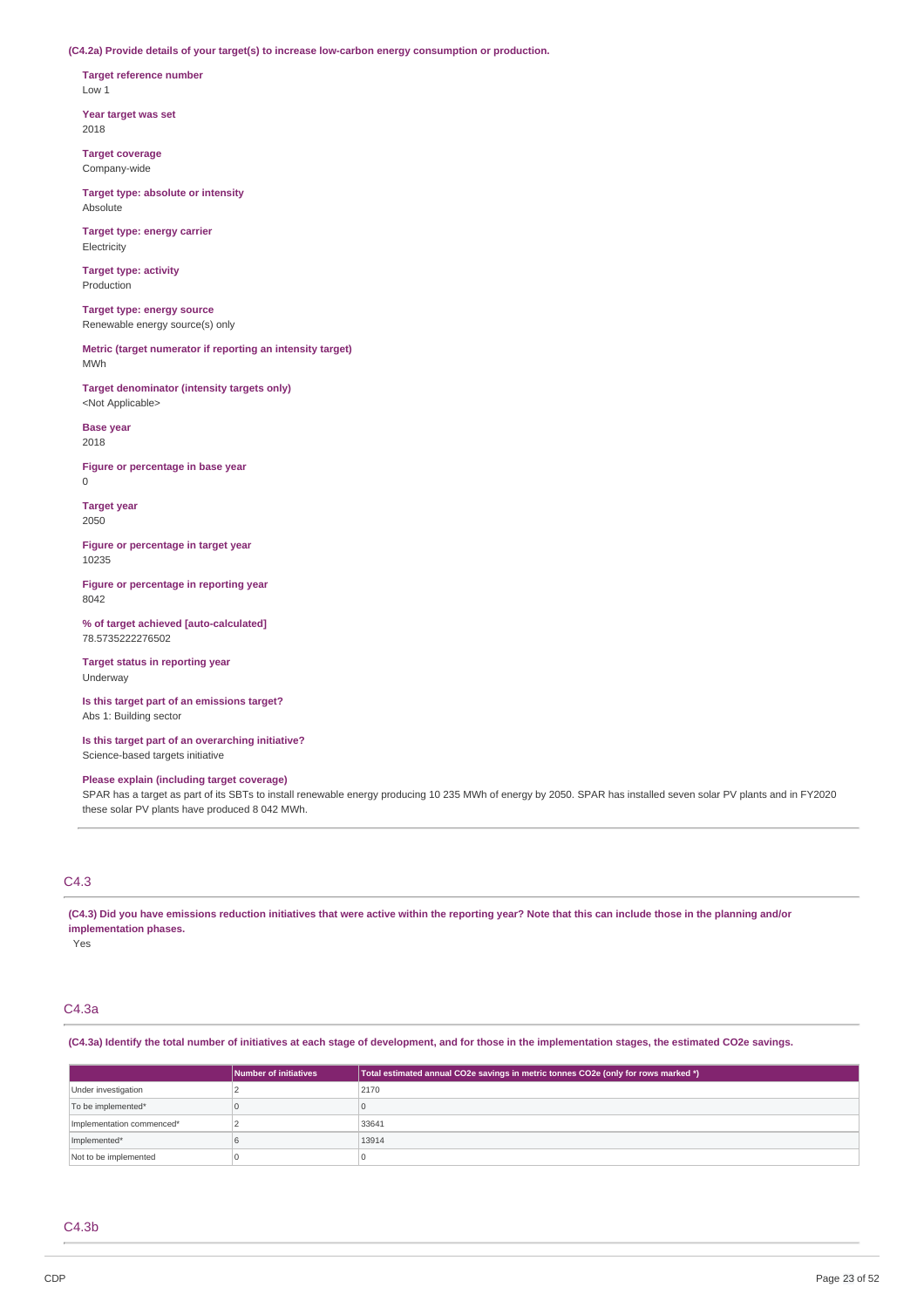**(C4.2a) Provide details of your target(s) to increase low-carbon energy consumption or production.**

**Target reference number**
Low 1

**Year target was set**
2018

**Target coverage**
Company-wide

**Target type: absolute or intensity**
Absolute

**Target type: energy carrier**
Electricity

**Target type: activity**
Production

**Target type: energy source**
Renewable energy source(s) only

**Metric (target numerator if reporting an intensity target)**
MWh

**Target denominator (intensity targets only)**
<Not Applicable>

**Base year**
2018

**Figure or percentage in base year**
0

**Target year**
2050

**Figure or percentage in target year**
10235

**Figure or percentage in reporting year**
8042

**% of target achieved [auto-calculated]**
78.5735222276502

**Target status in reporting year**
Underway

**Is this target part of an emissions target?**
Abs 1: Building sector

**Is this target part of an overarching initiative?**
Science-based targets initiative

**Please explain (including target coverage)**
SPAR has a target as part of its SBTs to install renewable energy producing 10 235 MWh of energy by 2050. SPAR has installed seven solar PV plants and in FY2020 these solar PV plants have produced 8 042 MWh.

## C4.3

**(C4.3) Did you have emissions reduction initiatives that were active within the reporting year? Note that this can include those in the planning and/or implementation phases.**
Yes

## C4.3a

**(C4.3a) Identify the total number of initiatives at each stage of development, and for those in the implementation stages, the estimated CO2e savings.**

| | Number of initiatives | Total estimated annual CO2e savings in metric tonnes CO2e (only for rows marked *) |
|---|---|---|
| Under investigation | 2 | 2170 |
| To be implemented* | 0 | 0 |
| Implementation commenced* | 2 | 33641 |
| Implemented* | 6 | 13914 |
| Not to be implemented | 0 | 0 |

## C4.3b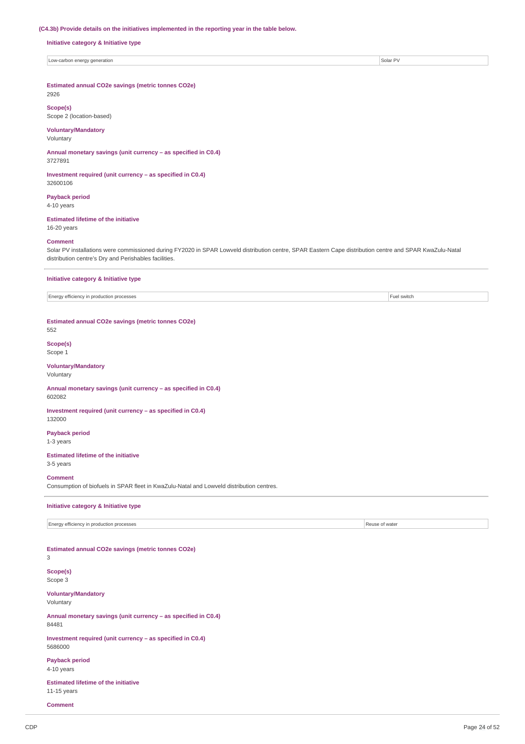**(C4.3b) Provide details on the initiatives implemented in the reporting year in the table below.**

**Initiative category & Initiative type**

| Low-carbon energy generation | Solar PV |
|---|---|

**Estimated annual CO2e savings (metric tonnes CO2e)**
2926

**Scope(s)**
Scope 2 (location-based)

**Voluntary/Mandatory**
Voluntary

**Annual monetary savings (unit currency – as specified in C0.4)**
3727891

**Investment required (unit currency – as specified in C0.4)**
32600106

**Payback period**
4-10 years

**Estimated lifetime of the initiative**
16-20 years

**Comment**
Solar PV installations were commissioned during FY2020 in SPAR Lowveld distribution centre, SPAR Eastern Cape distribution centre and SPAR KwaZulu-Natal distribution centre's Dry and Perishables facilities.

---

**Initiative category & Initiative type**

| Energy efficiency in production processes | Fuel switch |
|---|---|

**Estimated annual CO2e savings (metric tonnes CO2e)**
552

**Scope(s)**
Scope 1

**Voluntary/Mandatory**
Voluntary

**Annual monetary savings (unit currency – as specified in C0.4)**
602082

**Investment required (unit currency – as specified in C0.4)**
132000

**Payback period**
1-3 years

**Estimated lifetime of the initiative**
3-5 years

**Comment**
Consumption of biofuels in SPAR fleet in KwaZulu-Natal and Lowveld distribution centres.

---

**Initiative category & Initiative type**

| Energy efficiency in production processes | Reuse of water |
|---|---|

**Estimated annual CO2e savings (metric tonnes CO2e)**
3

**Scope(s)**
Scope 3

**Voluntary/Mandatory**
Voluntary

**Annual monetary savings (unit currency – as specified in C0.4)**
84481

**Investment required (unit currency – as specified in C0.4)**
5686000

**Payback period**
4-10 years

**Estimated lifetime of the initiative**
11-15 years

**Comment**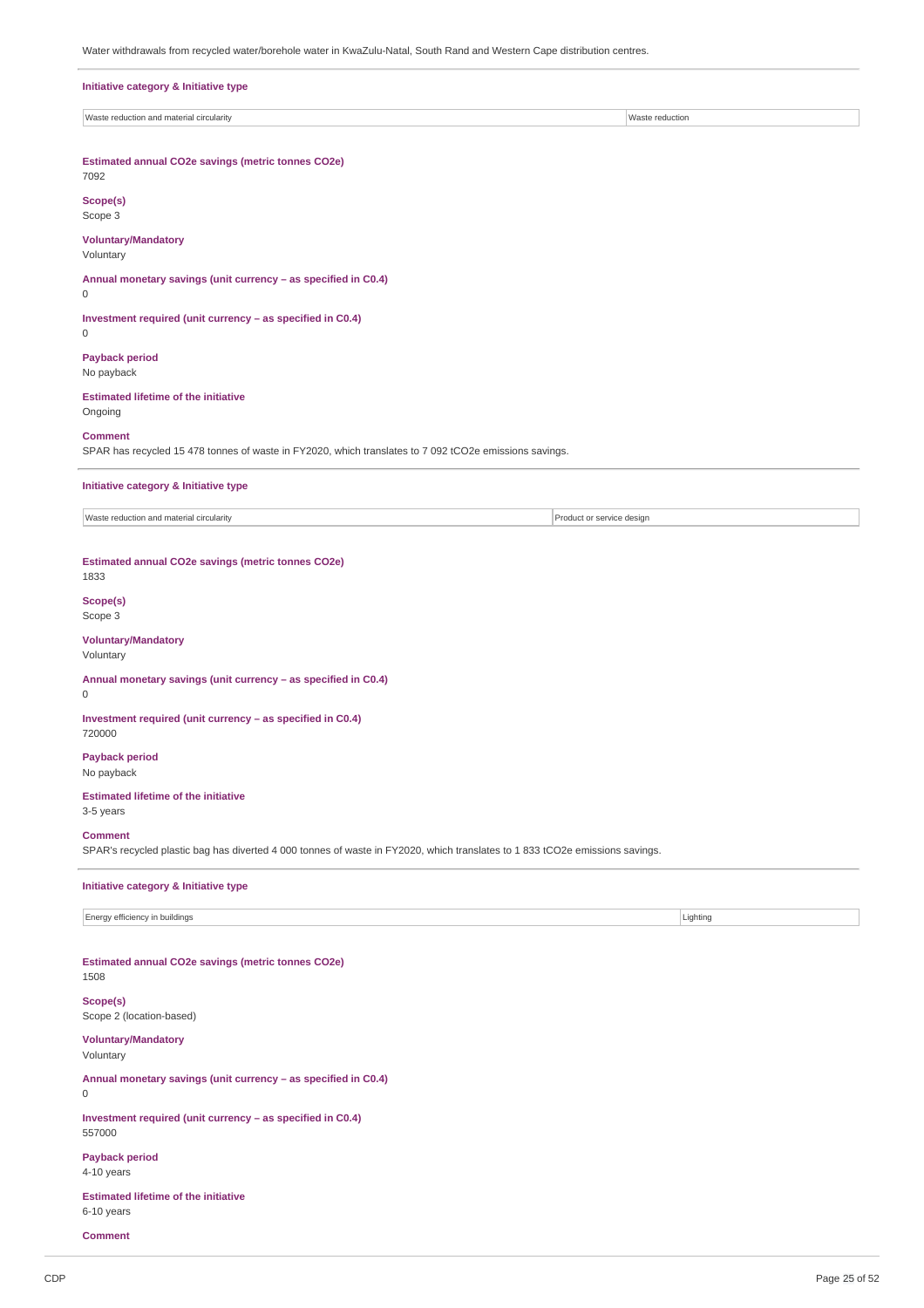Water withdrawals from recycled water/borehole water in KwaZulu-Natal, South Rand and Western Cape distribution centres.

**Initiative category & Initiative type**

| Waste reduction and material circularity | Waste reduction |
|---|---|

**Estimated annual CO2e savings (metric tonnes CO2e)**
7092

**Scope(s)**
Scope 3

**Voluntary/Mandatory**
Voluntary

**Annual monetary savings (unit currency – as specified in C0.4)**
0

**Investment required (unit currency – as specified in C0.4)**
0

**Payback period**
No payback

**Estimated lifetime of the initiative**
Ongoing

**Comment**
SPAR has recycled 15 478 tonnes of waste in FY2020, which translates to 7 092 tCO2e emissions savings.

**Initiative category & Initiative type**

| Waste reduction and material circularity | Product or service design |
|---|---|

**Estimated annual CO2e savings (metric tonnes CO2e)**
1833

**Scope(s)**
Scope 3

**Voluntary/Mandatory**
Voluntary

**Annual monetary savings (unit currency – as specified in C0.4)**
0

**Investment required (unit currency – as specified in C0.4)**
720000

**Payback period**
No payback

**Estimated lifetime of the initiative**
3-5 years

**Comment**
SPAR's recycled plastic bag has diverted 4 000 tonnes of waste in FY2020, which translates to 1 833 tCO2e emissions savings.

**Initiative category & Initiative type**

| Energy efficiency in buildings | Lighting |
|---|---|

**Estimated annual CO2e savings (metric tonnes CO2e)**
1508

**Scope(s)**
Scope 2 (location-based)

**Voluntary/Mandatory**
Voluntary

**Annual monetary savings (unit currency – as specified in C0.4)**
0

**Investment required (unit currency – as specified in C0.4)**
557000

**Payback period**
4-10 years

**Estimated lifetime of the initiative**
6-10 years

**Comment**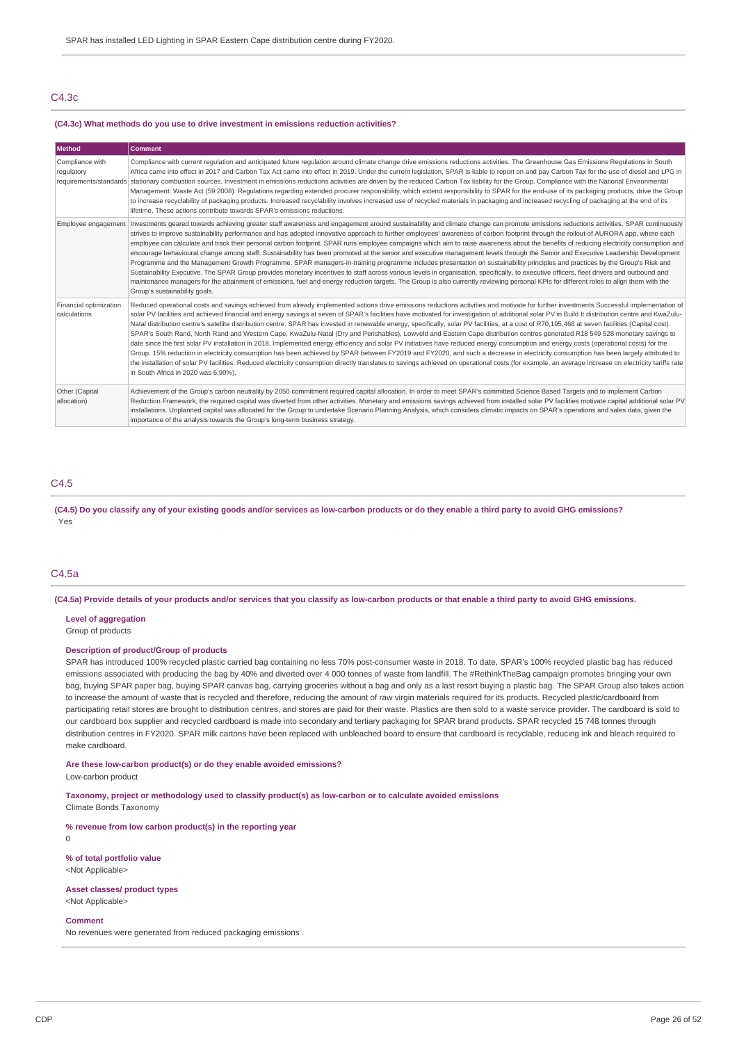SPAR has installed LED Lighting in SPAR Eastern Cape distribution centre during FY2020.

## C4.3c

**(C4.3c) What methods do you use to drive investment in emissions reduction activities?**

| Method | Comment |
|---|---|
| Compliance with regulatory requirements/standards | Compliance with current regulation and anticipated future regulation around climate change drive emissions reductions activities. The Greenhouse Gas Emissions Regulations in South Africa came into effect in 2017 and Carbon Tax Act came into effect in 2019. Under the current legislation, SPAR is liable to report on and pay Carbon Tax for the use of diesel and LPG in stationary combustion sources. Investment in emissions reductions activities are driven by the reduced Carbon Tax liability for the Group. Compliance with the National Environmental Management: Waste Act (59:2008): Regulations regarding extended procurer responsibility, which extend responsibility to SPAR for the end-use of its packaging products, drive the Group to increase recyclability of packaging products. Increased recyclability involves increased use of recycled materials in packaging and increased recycling of packaging at the end of its lifetime. These actions contribute towards SPAR's emissions reductions. |
| Employee engagement | Investments geared towards achieving greater staff awareness and engagement around sustainability and climate change can promote emissions reductions activities. SPAR continuously strives to improve sustainability performance and has adopted innovative approach to further employees' awareness of carbon footprint through the rollout of AURORA app, where each employee can calculate and track their personal carbon footprint. SPAR runs employee campaigns which aim to raise awareness about the benefits of reducing electricity consumption and encourage behavioural change among staff. Sustainability has been promoted at the senior and executive management levels through the Senior and Executive Leadership Development Programme and the Management Growth Programme. SPAR managers-in-training programme includes presentation on sustainability principles and practices by the Group's Risk and Sustainability Executive. The SPAR Group provides monetary incentives to staff across various levels in organisation, specifically, to executive officers, fleet drivers and outbound and maintenance managers for the attainment of emissions, fuel and energy reduction targets. The Group is also currently reviewing personal KPIs for different roles to align them with the Group's sustainability goals. |
| Financial optimization calculations | Reduced operational costs and savings achieved from already implemented actions drive emissions reductions activities and motivate for further investments Successful implementation of solar PV facilities and achieved financial and energy savings at seven of SPAR's facilities have motivated for investigation of additional solar PV in Build It distribution centre and KwaZulu-Natal distribution centre's satellite distribution centre. SPAR has invested in renewable energy, specifically, solar PV facilities, at a cost of R70,195,468 at seven facilities (Capital cost). SPAR's South Rand, North Rand and Western Cape, KwaZulu-Natal (Dry and Perishables), Lowveld and Eastern Cape distribution centres generated R18 549 528 monetary savings to date since the first solar PV installation in 2018. Implemented energy efficiency and solar PV initiatives have reduced energy consumption and energy costs (operational costs) for the Group. 15% reduction in electricity consumption has been achieved by SPAR between FY2019 and FY2020, and such a decrease in electricity consumption has been largely attributed to the installation of solar PV facilities. Reduced electricity consumption directly translates to savings achieved on operational costs (for example, an average increase on electricity tariffs rate in South Africa in 2020 was 6.90%). |
| Other (Capital allocation) | Achievement of the Group's carbon neutrality by 2050 commitment required capital allocation. In order to meet SPAR's committed Science Based Targets and to implement Carbon Reduction Framework, the required capital was diverted from other activities. Monetary and emissions savings achieved from installed solar PV facilities motivate capital additional solar PV installations. Unplanned capital was allocated for the Group to undertake Scenario Planning Analysis, which considers climatic impacts on SPAR's operations and sales data, given the importance of the analysis towards the Group's long-term business strategy. |

## C4.5

**(C4.5) Do you classify any of your existing goods and/or services as low-carbon products or do they enable a third party to avoid GHG emissions?**

Yes

## C4.5a

**(C4.5a) Provide details of your products and/or services that you classify as low-carbon products or that enable a third party to avoid GHG emissions.**

**Level of aggregation**

Group of products

**Description of product/Group of products**

SPAR has introduced 100% recycled plastic carried bag containing no less 70% post-consumer waste in 2018. To date, SPAR's 100% recycled plastic bag has reduced emissions associated with producing the bag by 40% and diverted over 4 000 tonnes of waste from landfill. The #RethinkTheBag campaign promotes bringing your own bag, buying SPAR paper bag, buying SPAR canvas bag, carrying groceries without a bag and only as a last resort buying a plastic bag. The SPAR Group also takes action to increase the amount of waste that is recycled and therefore, reducing the amount of raw virgin materials required for its products. Recycled plastic/cardboard from participating retail stores are brought to distribution centres, and stores are paid for their waste. Plastics are then sold to a waste service provider. The cardboard is sold to our cardboard box supplier and recycled cardboard is made into secondary and tertiary packaging for SPAR brand products. SPAR recycled 15 748 tonnes through distribution centres in FY2020. SPAR milk cartons have been replaced with unbleached board to ensure that cardboard is recyclable, reducing ink and bleach required to make cardboard.

**Are these low-carbon product(s) or do they enable avoided emissions?**

Low-carbon product

**Taxonomy, project or methodology used to classify product(s) as low-carbon or to calculate avoided emissions**

Climate Bonds Taxonomy

**% revenue from low carbon product(s) in the reporting year**

0

**% of total portfolio value**

<Not Applicable>

**Asset classes/ product types**

<Not Applicable>

**Comment**

No revenues were generated from reduced packaging emissions .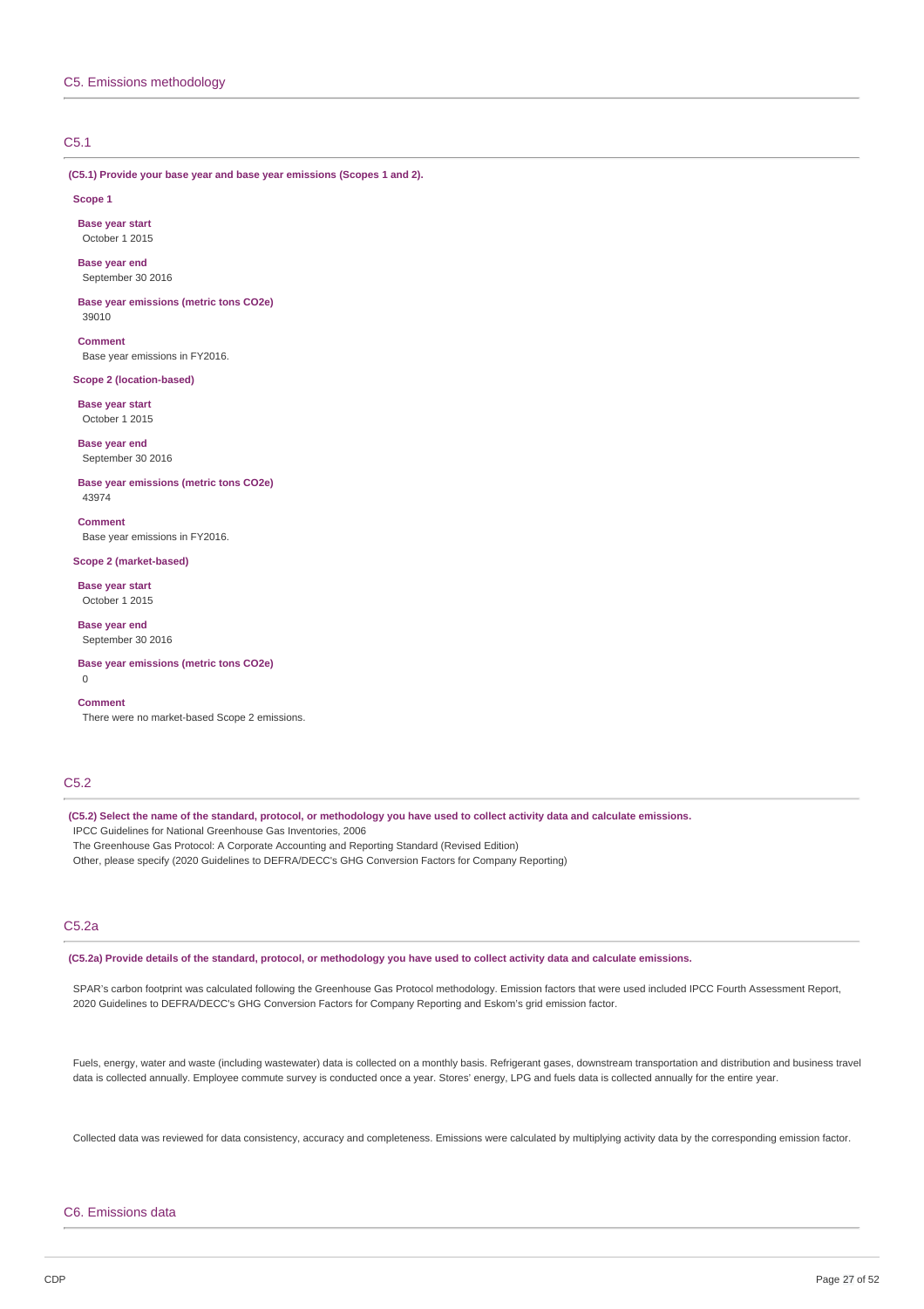## C5. Emissions methodology

### C5.1

**(C5.1) Provide your base year and base year emissions (Scopes 1 and 2).**

**Scope 1**

**Base year start**
October 1 2015

**Base year end**
September 30 2016

**Base year emissions (metric tons CO2e)**
39010

**Comment**
Base year emissions in FY2016.

**Scope 2 (location-based)**

**Base year start**
October 1 2015

**Base year end**
September 30 2016

**Base year emissions (metric tons CO2e)**
43974

**Comment**
Base year emissions in FY2016.

**Scope 2 (market-based)**

**Base year start**
October 1 2015

**Base year end**
September 30 2016

**Base year emissions (metric tons CO2e)**
0

**Comment**
There were no market-based Scope 2 emissions.

### C5.2

**(C5.2) Select the name of the standard, protocol, or methodology you have used to collect activity data and calculate emissions.**

IPCC Guidelines for National Greenhouse Gas Inventories, 2006
The Greenhouse Gas Protocol: A Corporate Accounting and Reporting Standard (Revised Edition)
Other, please specify (2020 Guidelines to DEFRA/DECC's GHG Conversion Factors for Company Reporting)

### C5.2a

**(C5.2a) Provide details of the standard, protocol, or methodology you have used to collect activity data and calculate emissions.**

SPAR's carbon footprint was calculated following the Greenhouse Gas Protocol methodology. Emission factors that were used included IPCC Fourth Assessment Report, 2020 Guidelines to DEFRA/DECC's GHG Conversion Factors for Company Reporting and Eskom's grid emission factor.

Fuels, energy, water and waste (including wastewater) data is collected on a monthly basis. Refrigerant gases, downstream transportation and distribution and business travel data is collected annually. Employee commute survey is conducted once a year. Stores' energy, LPG and fuels data is collected annually for the entire year.

Collected data was reviewed for data consistency, accuracy and completeness. Emissions were calculated by multiplying activity data by the corresponding emission factor.

## C6. Emissions data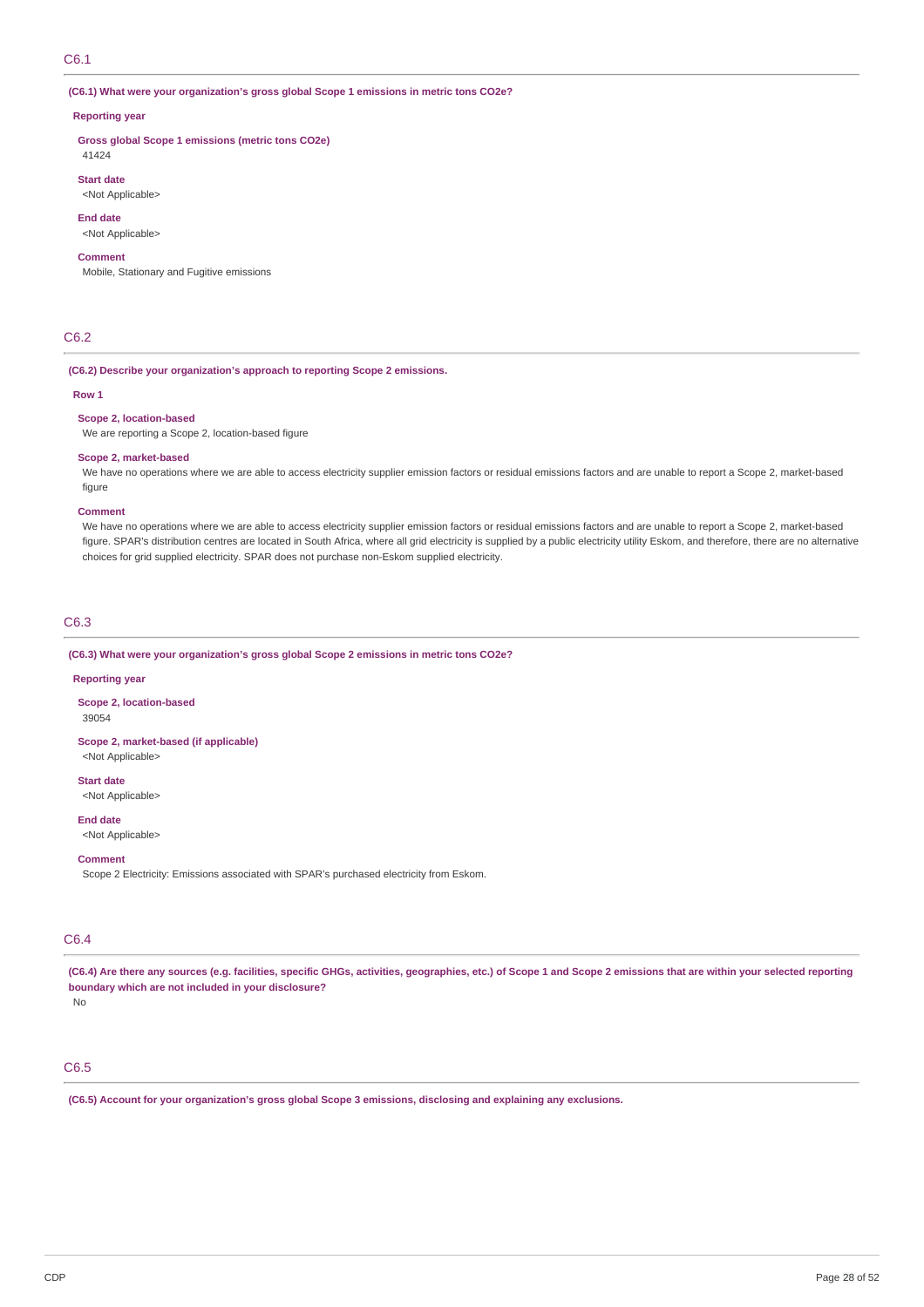## C6.1

**(C6.1) What were your organization's gross global Scope 1 emissions in metric tons CO2e?**

**Reporting year**

**Gross global Scope 1 emissions (metric tons CO2e)**
41424

**Start date**
<Not Applicable>

**End date**
<Not Applicable>

**Comment**
Mobile, Stationary and Fugitive emissions

## C6.2

**(C6.2) Describe your organization's approach to reporting Scope 2 emissions.**

**Row 1**

**Scope 2, location-based**
We are reporting a Scope 2, location-based figure

**Scope 2, market-based**
We have no operations where we are able to access electricity supplier emission factors or residual emissions factors and are unable to report a Scope 2, market-based figure

**Comment**
We have no operations where we are able to access electricity supplier emission factors or residual emissions factors and are unable to report a Scope 2, market-based figure. SPAR's distribution centres are located in South Africa, where all grid electricity is supplied by a public electricity utility Eskom, and therefore, there are no alternative choices for grid supplied electricity. SPAR does not purchase non-Eskom supplied electricity.

## C6.3

**(C6.3) What were your organization's gross global Scope 2 emissions in metric tons CO2e?**

**Reporting year**

**Scope 2, location-based**
39054

**Scope 2, market-based (if applicable)**
<Not Applicable>

**Start date**
<Not Applicable>

**End date**
<Not Applicable>

**Comment**
Scope 2 Electricity: Emissions associated with SPAR's purchased electricity from Eskom.

## C6.4

**(C6.4) Are there any sources (e.g. facilities, specific GHGs, activities, geographies, etc.) of Scope 1 and Scope 2 emissions that are within your selected reporting boundary which are not included in your disclosure?**
No

## C6.5

**(C6.5) Account for your organization's gross global Scope 3 emissions, disclosing and explaining any exclusions.**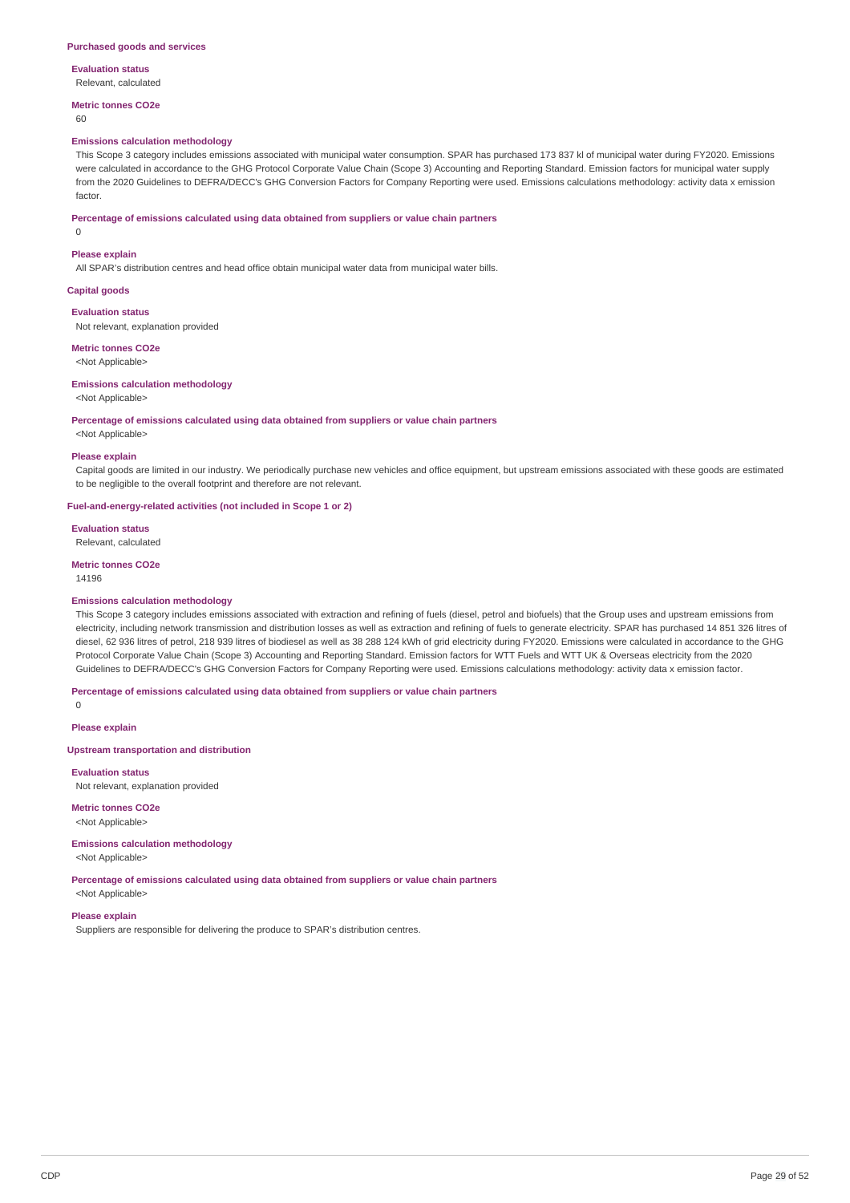### Purchased goods and services

**Evaluation status**

Relevant, calculated

**Metric tonnes CO2e**

60

**Emissions calculation methodology**

This Scope 3 category includes emissions associated with municipal water consumption. SPAR has purchased 173 837 kl of municipal water during FY2020. Emissions were calculated in accordance to the GHG Protocol Corporate Value Chain (Scope 3) Accounting and Reporting Standard. Emission factors for municipal water supply from the 2020 Guidelines to DEFRA/DECC's GHG Conversion Factors for Company Reporting were used. Emissions calculations methodology: activity data x emission factor.

**Percentage of emissions calculated using data obtained from suppliers or value chain partners**

0

**Please explain**

All SPAR's distribution centres and head office obtain municipal water data from municipal water bills.

### Capital goods

**Evaluation status**

Not relevant, explanation provided

**Metric tonnes CO2e**

<Not Applicable>

**Emissions calculation methodology**

<Not Applicable>

**Percentage of emissions calculated using data obtained from suppliers or value chain partners**

<Not Applicable>

**Please explain**

Capital goods are limited in our industry. We periodically purchase new vehicles and office equipment, but upstream emissions associated with these goods are estimated to be negligible to the overall footprint and therefore are not relevant.

### Fuel-and-energy-related activities (not included in Scope 1 or 2)

**Evaluation status**

Relevant, calculated

**Metric tonnes CO2e**

14196

**Emissions calculation methodology**

This Scope 3 category includes emissions associated with extraction and refining of fuels (diesel, petrol and biofuels) that the Group uses and upstream emissions from electricity, including network transmission and distribution losses as well as extraction and refining of fuels to generate electricity. SPAR has purchased 14 851 326 litres of diesel, 62 936 litres of petrol, 218 939 litres of biodiesel as well as 38 288 124 kWh of grid electricity during FY2020. Emissions were calculated in accordance to the GHG Protocol Corporate Value Chain (Scope 3) Accounting and Reporting Standard. Emission factors for WTT Fuels and WTT UK & Overseas electricity from the 2020 Guidelines to DEFRA/DECC's GHG Conversion Factors for Company Reporting were used. Emissions calculations methodology: activity data x emission factor.

**Percentage of emissions calculated using data obtained from suppliers or value chain partners**

0

**Please explain**

### Upstream transportation and distribution

**Evaluation status**

Not relevant, explanation provided

**Metric tonnes CO2e**

<Not Applicable>

**Emissions calculation methodology**

<Not Applicable>

**Percentage of emissions calculated using data obtained from suppliers or value chain partners**

<Not Applicable>

**Please explain**

Suppliers are responsible for delivering the produce to SPAR's distribution centres.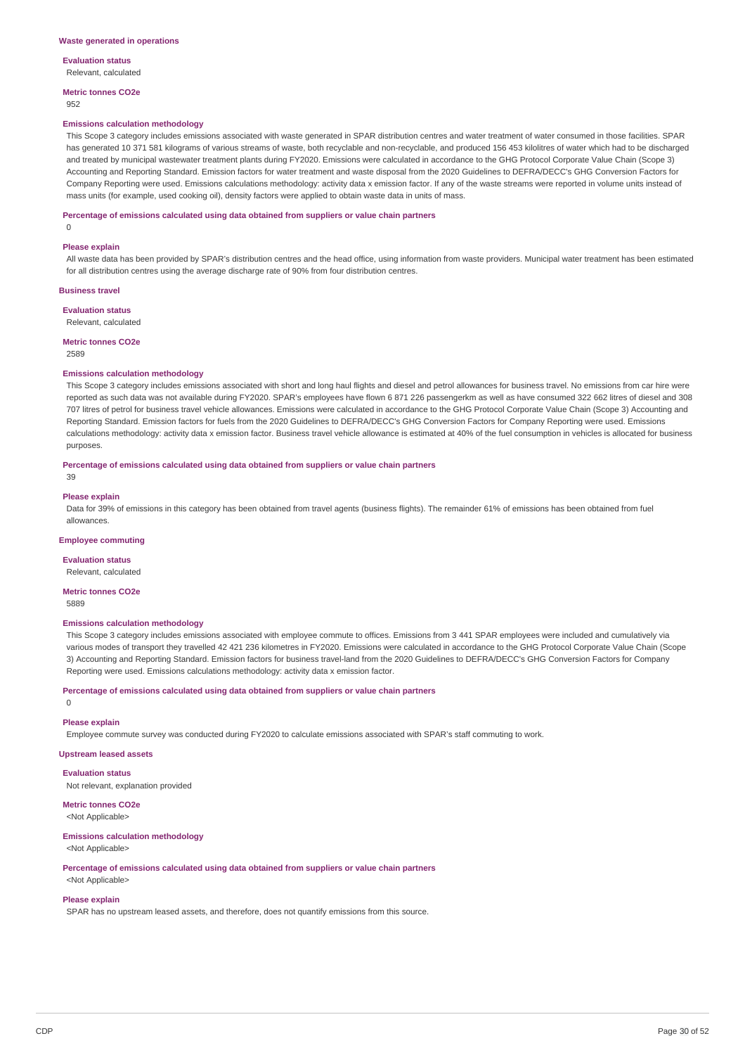### Waste generated in operations

**Evaluation status**

Relevant, calculated

**Metric tonnes CO2e**

952

**Emissions calculation methodology**

This Scope 3 category includes emissions associated with waste generated in SPAR distribution centres and water treatment of water consumed in those facilities. SPAR has generated 10 371 581 kilograms of various streams of waste, both recyclable and non-recyclable, and produced 156 453 kilolitres of water which had to be discharged and treated by municipal wastewater treatment plants during FY2020. Emissions were calculated in accordance to the GHG Protocol Corporate Value Chain (Scope 3) Accounting and Reporting Standard. Emission factors for water treatment and waste disposal from the 2020 Guidelines to DEFRA/DECC's GHG Conversion Factors for Company Reporting were used. Emissions calculations methodology: activity data x emission factor. If any of the waste streams were reported in volume units instead of mass units (for example, used cooking oil), density factors were applied to obtain waste data in units of mass.

**Percentage of emissions calculated using data obtained from suppliers or value chain partners**

0

**Please explain**

All waste data has been provided by SPAR's distribution centres and the head office, using information from waste providers. Municipal water treatment has been estimated for all distribution centres using the average discharge rate of 90% from four distribution centres.

### Business travel

**Evaluation status**

Relevant, calculated

**Metric tonnes CO2e**

2589

**Emissions calculation methodology**

This Scope 3 category includes emissions associated with short and long haul flights and diesel and petrol allowances for business travel. No emissions from car hire were reported as such data was not available during FY2020. SPAR's employees have flown 6 871 226 passengerkm as well as have consumed 322 662 litres of diesel and 308 707 litres of petrol for business travel vehicle allowances. Emissions were calculated in accordance to the GHG Protocol Corporate Value Chain (Scope 3) Accounting and Reporting Standard. Emission factors for fuels from the 2020 Guidelines to DEFRA/DECC's GHG Conversion Factors for Company Reporting were used. Emissions calculations methodology: activity data x emission factor. Business travel vehicle allowance is estimated at 40% of the fuel consumption in vehicles is allocated for business purposes.

**Percentage of emissions calculated using data obtained from suppliers or value chain partners**

39

**Please explain**

Data for 39% of emissions in this category has been obtained from travel agents (business flights). The remainder 61% of emissions has been obtained from fuel allowances.

### Employee commuting

**Evaluation status**

Relevant, calculated

**Metric tonnes CO2e**

5889

**Emissions calculation methodology**

This Scope 3 category includes emissions associated with employee commute to offices. Emissions from 3 441 SPAR employees were included and cumulatively via various modes of transport they travelled 42 421 236 kilometres in FY2020. Emissions were calculated in accordance to the GHG Protocol Corporate Value Chain (Scope 3) Accounting and Reporting Standard. Emission factors for business travel-land from the 2020 Guidelines to DEFRA/DECC's GHG Conversion Factors for Company Reporting were used. Emissions calculations methodology: activity data x emission factor.

**Percentage of emissions calculated using data obtained from suppliers or value chain partners**

0

**Please explain**

Employee commute survey was conducted during FY2020 to calculate emissions associated with SPAR's staff commuting to work.

### Upstream leased assets

**Evaluation status**

Not relevant, explanation provided

**Metric tonnes CO2e**

<Not Applicable>

**Emissions calculation methodology**

<Not Applicable>

**Percentage of emissions calculated using data obtained from suppliers or value chain partners**

<Not Applicable>

**Please explain**

SPAR has no upstream leased assets, and therefore, does not quantify emissions from this source.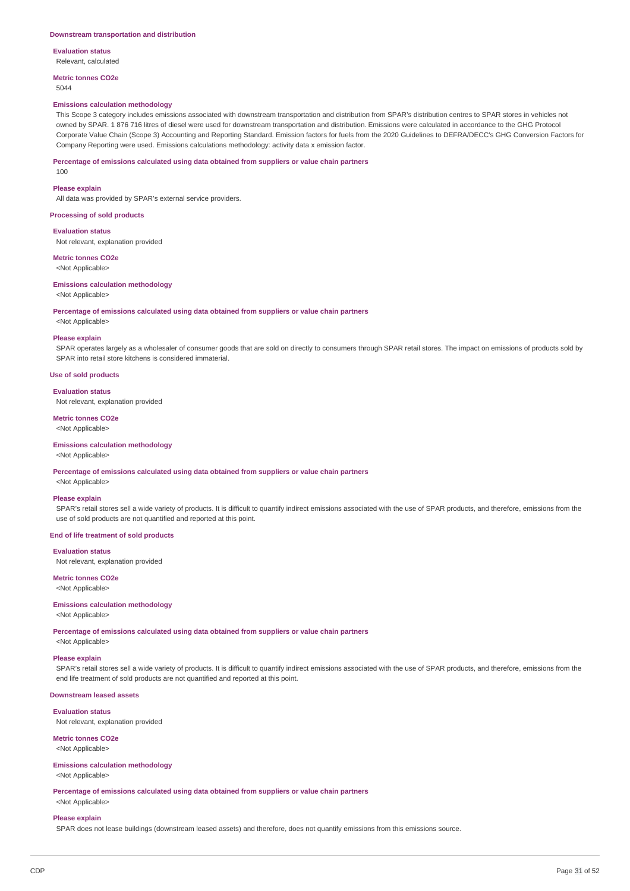### Downstream transportation and distribution

**Evaluation status**

Relevant, calculated

**Metric tonnes CO2e**

5044

**Emissions calculation methodology**

This Scope 3 category includes emissions associated with downstream transportation and distribution from SPAR's distribution centres to SPAR stores in vehicles not owned by SPAR. 1 876 716 litres of diesel were used for downstream transportation and distribution. Emissions were calculated in accordance to the GHG Protocol Corporate Value Chain (Scope 3) Accounting and Reporting Standard. Emission factors for fuels from the 2020 Guidelines to DEFRA/DECC's GHG Conversion Factors for Company Reporting were used. Emissions calculations methodology: activity data x emission factor.

**Percentage of emissions calculated using data obtained from suppliers or value chain partners**

100

**Please explain**

All data was provided by SPAR's external service providers.

### Processing of sold products

**Evaluation status**

Not relevant, explanation provided

**Metric tonnes CO2e**

<Not Applicable>

**Emissions calculation methodology**

<Not Applicable>

**Percentage of emissions calculated using data obtained from suppliers or value chain partners**

<Not Applicable>

**Please explain**

SPAR operates largely as a wholesaler of consumer goods that are sold on directly to consumers through SPAR retail stores. The impact on emissions of products sold by SPAR into retail store kitchens is considered immaterial.

### Use of sold products

**Evaluation status**

Not relevant, explanation provided

**Metric tonnes CO2e**

<Not Applicable>

**Emissions calculation methodology**

<Not Applicable>

**Percentage of emissions calculated using data obtained from suppliers or value chain partners**

<Not Applicable>

**Please explain**

SPAR's retail stores sell a wide variety of products. It is difficult to quantify indirect emissions associated with the use of SPAR products, and therefore, emissions from the use of sold products are not quantified and reported at this point.

### End of life treatment of sold products

**Evaluation status**

Not relevant, explanation provided

**Metric tonnes CO2e**

<Not Applicable>

**Emissions calculation methodology**

<Not Applicable>

**Percentage of emissions calculated using data obtained from suppliers or value chain partners**

<Not Applicable>

**Please explain**

SPAR's retail stores sell a wide variety of products. It is difficult to quantify indirect emissions associated with the use of SPAR products, and therefore, emissions from the end life treatment of sold products are not quantified and reported at this point.

### Downstream leased assets

**Evaluation status**

Not relevant, explanation provided

**Metric tonnes CO2e**

<Not Applicable>

**Emissions calculation methodology**

<Not Applicable>

**Percentage of emissions calculated using data obtained from suppliers or value chain partners**

<Not Applicable>

**Please explain**

SPAR does not lease buildings (downstream leased assets) and therefore, does not quantify emissions from this emissions source.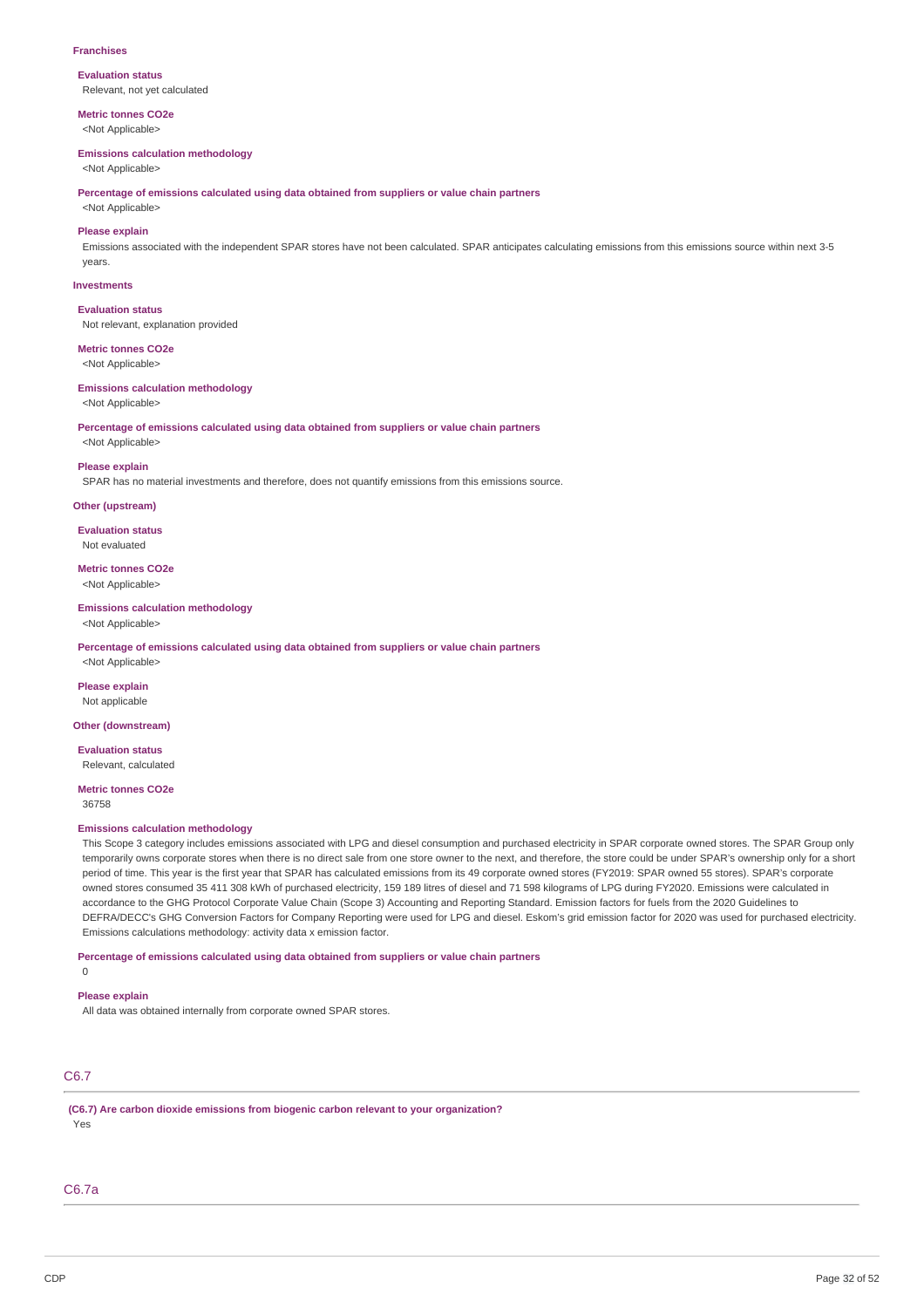**Franchises**

**Evaluation status**
Relevant, not yet calculated

**Metric tonnes CO2e**
<Not Applicable>

**Emissions calculation methodology**
<Not Applicable>

**Percentage of emissions calculated using data obtained from suppliers or value chain partners**
<Not Applicable>

**Please explain**
Emissions associated with the independent SPAR stores have not been calculated. SPAR anticipates calculating emissions from this emissions source within next 3-5 years.

**Investments**

**Evaluation status**
Not relevant, explanation provided

**Metric tonnes CO2e**
<Not Applicable>

**Emissions calculation methodology**
<Not Applicable>

**Percentage of emissions calculated using data obtained from suppliers or value chain partners**
<Not Applicable>

**Please explain**
SPAR has no material investments and therefore, does not quantify emissions from this emissions source.

**Other (upstream)**

**Evaluation status**
Not evaluated

**Metric tonnes CO2e**
<Not Applicable>

**Emissions calculation methodology**
<Not Applicable>

**Percentage of emissions calculated using data obtained from suppliers or value chain partners**
<Not Applicable>

**Please explain**
Not applicable

**Other (downstream)**

**Evaluation status**
Relevant, calculated

**Metric tonnes CO2e**
36758

**Emissions calculation methodology**
This Scope 3 category includes emissions associated with LPG and diesel consumption and purchased electricity in SPAR corporate owned stores. The SPAR Group only temporarily owns corporate stores when there is no direct sale from one store owner to the next, and therefore, the store could be under SPAR's ownership only for a short period of time. This year is the first year that SPAR has calculated emissions from its 49 corporate owned stores (FY2019: SPAR owned 55 stores). SPAR's corporate owned stores consumed 35 411 308 kWh of purchased electricity, 159 189 litres of diesel and 71 598 kilograms of LPG during FY2020. Emissions were calculated in accordance to the GHG Protocol Corporate Value Chain (Scope 3) Accounting and Reporting Standard. Emission factors for fuels from the 2020 Guidelines to DEFRA/DECC's GHG Conversion Factors for Company Reporting were used for LPG and diesel. Eskom's grid emission factor for 2020 was used for purchased electricity. Emissions calculations methodology: activity data x emission factor.

**Percentage of emissions calculated using data obtained from suppliers or value chain partners**
0

**Please explain**
All data was obtained internally from corporate owned SPAR stores.

## C6.7

**(C6.7) Are carbon dioxide emissions from biogenic carbon relevant to your organization?**
Yes

## C6.7a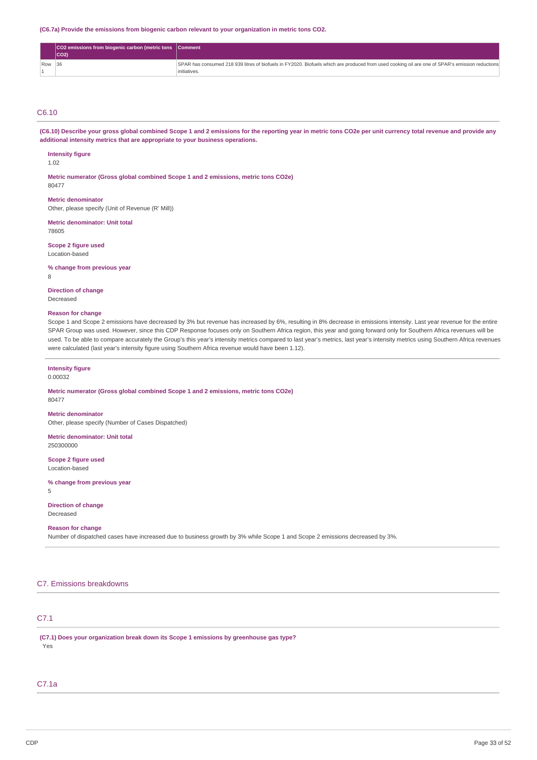**(C6.7a) Provide the emissions from biogenic carbon relevant to your organization in metric tons CO2.**

| | CO2 emissions from biogenic carbon (metric tons CO2) | Comment |
|---|---|---|
| Row 1 | 36 | SPAR has consumed 218 939 litres of biofuels in FY2020. Biofuels which are produced from used cooking oil are one of SPAR's emission reductions initiatives. |

## C6.10

**(C6.10) Describe your gross global combined Scope 1 and 2 emissions for the reporting year in metric tons CO2e per unit currency total revenue and provide any additional intensity metrics that are appropriate to your business operations.**

**Intensity figure**
1.02

**Metric numerator (Gross global combined Scope 1 and 2 emissions, metric tons CO2e)**
80477

**Metric denominator**
Other, please specify (Unit of Revenue (R' Mill))

**Metric denominator: Unit total**
78605

**Scope 2 figure used**
Location-based

**% change from previous year**
8

**Direction of change**
Decreased

**Reason for change**
Scope 1 and Scope 2 emissions have decreased by 3% but revenue has increased by 6%, resulting in 8% decrease in emissions intensity. Last year revenue for the entire SPAR Group was used. However, since this CDP Response focuses only on Southern Africa region, this year and going forward only for Southern Africa revenues will be used. To be able to compare accurately the Group's this year's intensity metrics compared to last year's metrics, last year's intensity metrics using Southern Africa revenues were calculated (last year's intensity figure using Southern Africa revenue would have been 1.12).

**Intensity figure**
0.00032

**Metric numerator (Gross global combined Scope 1 and 2 emissions, metric tons CO2e)**
80477

**Metric denominator**
Other, please specify (Number of Cases Dispatched)

**Metric denominator: Unit total**
250300000

**Scope 2 figure used**
Location-based

**% change from previous year**
5

**Direction of change**
Decreased

**Reason for change**
Number of dispatched cases have increased due to business growth by 3% while Scope 1 and Scope 2 emissions decreased by 3%.

# C7. Emissions breakdowns

## C7.1

**(C7.1) Does your organization break down its Scope 1 emissions by greenhouse gas type?**
Yes

## C7.1a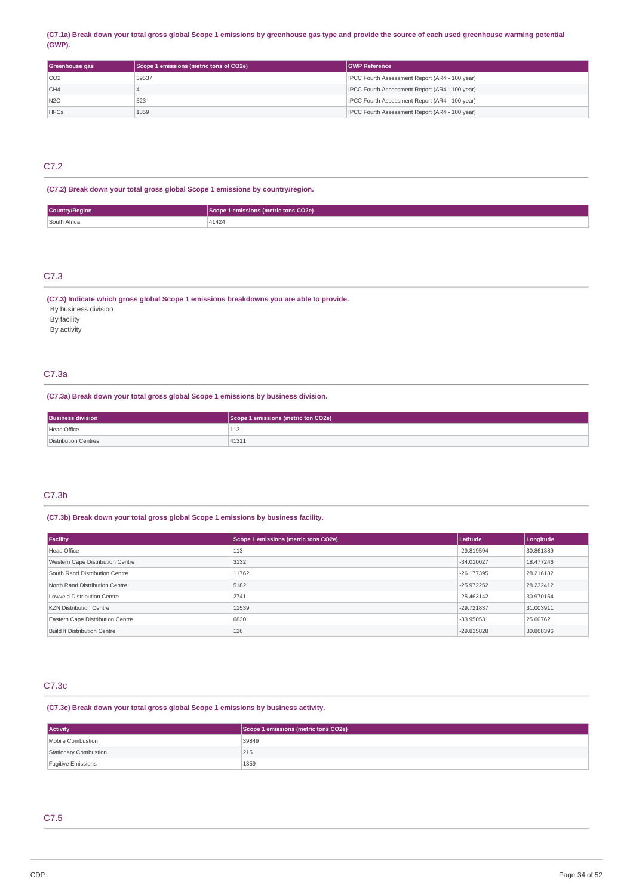**(C7.1a) Break down your total gross global Scope 1 emissions by greenhouse gas type and provide the source of each used greenhouse warming potential (GWP).**

| Greenhouse gas | Scope 1 emissions (metric tons of CO2e) | GWP Reference |
|---|---|---|
| CO2 | 39537 | IPCC Fourth Assessment Report (AR4 - 100 year) |
| CH4 | 4 | IPCC Fourth Assessment Report (AR4 - 100 year) |
| N2O | 523 | IPCC Fourth Assessment Report (AR4 - 100 year) |
| HFCs | 1359 | IPCC Fourth Assessment Report (AR4 - 100 year) |

## C7.2

**(C7.2) Break down your total gross global Scope 1 emissions by country/region.**

| Country/Region | Scope 1 emissions (metric tons CO2e) |
|---|---|
| South Africa | 41424 |

## C7.3

**(C7.3) Indicate which gross global Scope 1 emissions breakdowns you are able to provide.**

By business division
By facility
By activity

## C7.3a

**(C7.3a) Break down your total gross global Scope 1 emissions by business division.**

| Business division | Scope 1 emissions (metric ton CO2e) |
|---|---|
| Head Office | 113 |
| Distribution Centres | 41311 |

## C7.3b

**(C7.3b) Break down your total gross global Scope 1 emissions by business facility.**

| Facility | Scope 1 emissions (metric tons CO2e) | Latitude | Longitude |
|---|---|---|---|
| Head Office | 113 | -29.819594 | 30.861389 |
| Western Cape Distribution Centre | 3132 | -34.010027 | 18.477246 |
| South Rand Distribution Centre | 11762 | -26.177395 | 28.216182 |
| North Rand Distribution Centre | 5182 | -25.972252 | 28.232412 |
| Lowveld Distribution Centre | 2741 | -25.463142 | 30.970154 |
| KZN Distribution Centre | 11539 | -29.721837 | 31.003911 |
| Eastern Cape Distribution Centre | 6830 | -33.950531 | 25.60762 |
| Build It Distribution Centre | 126 | -29.815828 | 30.868396 |

## C7.3c

**(C7.3c) Break down your total gross global Scope 1 emissions by business activity.**

| Activity | Scope 1 emissions (metric tons CO2e) |
|---|---|
| Mobile Combustion | 39849 |
| Stationary Combustion | 215 |
| Fugitive Emissions | 1359 |

## C7.5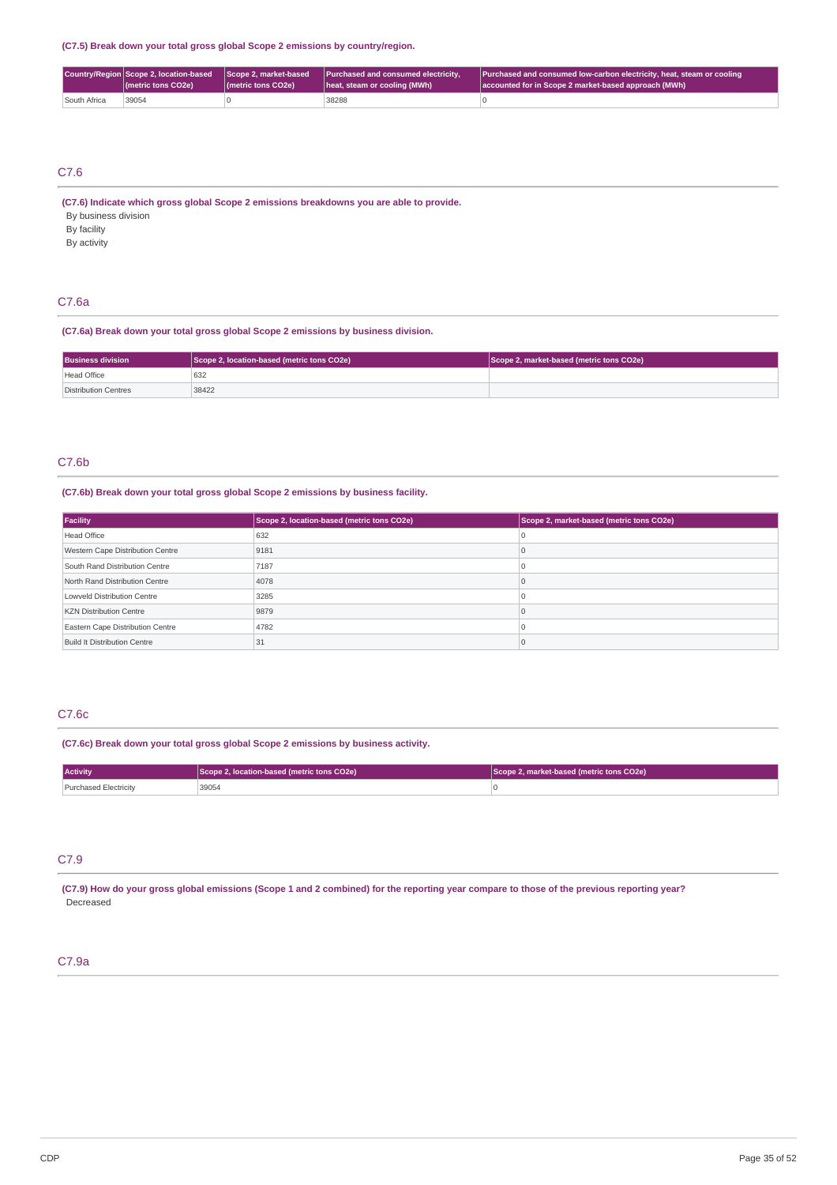**(C7.5) Break down your total gross global Scope 2 emissions by country/region.**

| Country/Region | Scope 2, location-based (metric tons CO2e) | Scope 2, market-based (metric tons CO2e) | Purchased and consumed electricity, heat, steam or cooling (MWh) | Purchased and consumed low-carbon electricity, heat, steam or cooling accounted for in Scope 2 market-based approach (MWh) |
|---|---|---|---|---|
| South Africa | 39054 | 0 | 38288 | 0 |

## C7.6

**(C7.6) Indicate which gross global Scope 2 emissions breakdowns you are able to provide.**

By business division

By facility

By activity

## C7.6a

**(C7.6a) Break down your total gross global Scope 2 emissions by business division.**

| Business division | Scope 2, location-based (metric tons CO2e) | Scope 2, market-based (metric tons CO2e) |
|---|---|---|
| Head Office | 632 | |
| Distribution Centres | 38422 | |

## C7.6b

**(C7.6b) Break down your total gross global Scope 2 emissions by business facility.**

| Facility | Scope 2, location-based (metric tons CO2e) | Scope 2, market-based (metric tons CO2e) |
|---|---|---|
| Head Office | 632 | 0 |
| Western Cape Distribution Centre | 9181 | 0 |
| South Rand Distribution Centre | 7187 | 0 |
| North Rand Distribution Centre | 4078 | 0 |
| Lowveld Distribution Centre | 3285 | 0 |
| KZN Distribution Centre | 9879 | 0 |
| Eastern Cape Distribution Centre | 4782 | 0 |
| Build It Distribution Centre | 31 | 0 |

## C7.6c

**(C7.6c) Break down your total gross global Scope 2 emissions by business activity.**

| Activity | Scope 2, location-based (metric tons CO2e) | Scope 2, market-based (metric tons CO2e) |
|---|---|---|
| Purchased Electricity | 39054 | 0 |

## C7.9

**(C7.9) How do your gross global emissions (Scope 1 and 2 combined) for the reporting year compare to those of the previous reporting year?**

Decreased

## C7.9a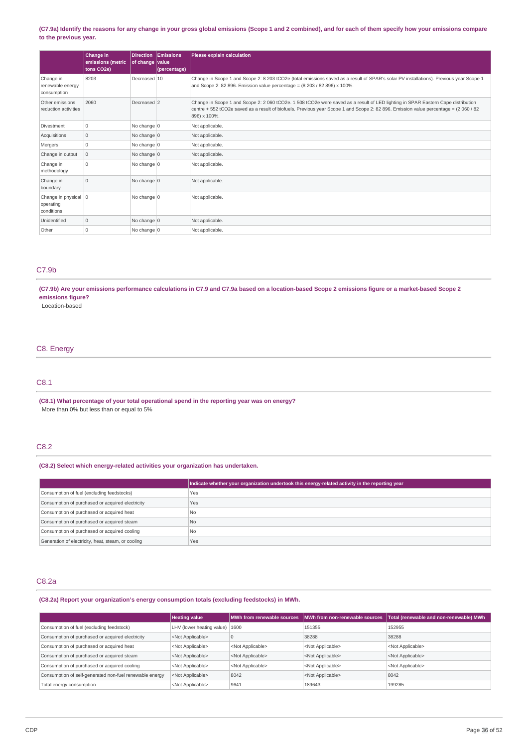**(C7.9a) Identify the reasons for any change in your gross global emissions (Scope 1 and 2 combined), and for each of them specify how your emissions compare to the previous year.**

| | Change in emissions (metric tons CO2e) | Direction of change | Emissions value (percentage) | Please explain calculation |
|---|---|---|---|---|
| Change in renewable energy consumption | 8203 | Decreased | 10 | Change in Scope 1 and Scope 2: 8 203 tCO2e (total emissions saved as a result of SPAR's solar PV installations). Previous year Scope 1 and Scope 2: 82 896. Emission value percentage = (8 203 / 82 896) x 100%. |
| Other emissions reduction activities | 2060 | Decreased | 2 | Change in Scope 1 and Scope 2: 2 060 tCO2e. 1 508 tCO2e were saved as a result of LED lighting in SPAR Eastern Cape distribution centre + 552 tCO2e saved as a result of biofuels. Previous year Scope 1 and Scope 2: 82 896. Emission value percentage = (2 060 / 82 896) x 100%. |
| Divestment | 0 | No change | 0 | Not applicable. |
| Acquisitions | 0 | No change | 0 | Not applicable. |
| Mergers | 0 | No change | 0 | Not applicable. |
| Change in output | 0 | No change | 0 | Not applicable. |
| Change in methodology | 0 | No change | 0 | Not applicable. |
| Change in boundary | 0 | No change | 0 | Not applicable. |
| Change in physical operating conditions | 0 | No change | 0 | Not applicable. |
| Unidentified | 0 | No change | 0 | Not applicable. |
| Other | 0 | No change | 0 | Not applicable. |

## C7.9b

**(C7.9b) Are your emissions performance calculations in C7.9 and C7.9a based on a location-based Scope 2 emissions figure or a market-based Scope 2 emissions figure?**

Location-based

# C8. Energy

## C8.1

**(C8.1) What percentage of your total operational spend in the reporting year was on energy?**

More than 0% but less than or equal to 5%

## C8.2

**(C8.2) Select which energy-related activities your organization has undertaken.**

| | Indicate whether your organization undertook this energy-related activity in the reporting year |
|---|---|
| Consumption of fuel (excluding feedstocks) | Yes |
| Consumption of purchased or acquired electricity | Yes |
| Consumption of purchased or acquired heat | No |
| Consumption of purchased or acquired steam | No |
| Consumption of purchased or acquired cooling | No |
| Generation of electricity, heat, steam, or cooling | Yes |

## C8.2a

**(C8.2a) Report your organization's energy consumption totals (excluding feedstocks) in MWh.**

| | Heating value | MWh from renewable sources | MWh from non-renewable sources | Total (renewable and non-renewable) MWh |
|---|---|---|---|---|
| Consumption of fuel (excluding feedstock) | LHV (lower heating value) | 1600 | 151355 | 152955 |
| Consumption of purchased or acquired electricity | <Not Applicable> | 0 | 38288 | 38288 |
| Consumption of purchased or acquired heat | <Not Applicable> | <Not Applicable> | <Not Applicable> | <Not Applicable> |
| Consumption of purchased or acquired steam | <Not Applicable> | <Not Applicable> | <Not Applicable> | <Not Applicable> |
| Consumption of purchased or acquired cooling | <Not Applicable> | <Not Applicable> | <Not Applicable> | <Not Applicable> |
| Consumption of self-generated non-fuel renewable energy | <Not Applicable> | 8042 | <Not Applicable> | 8042 |
| Total energy consumption | <Not Applicable> | 9641 | 189643 | 199285 |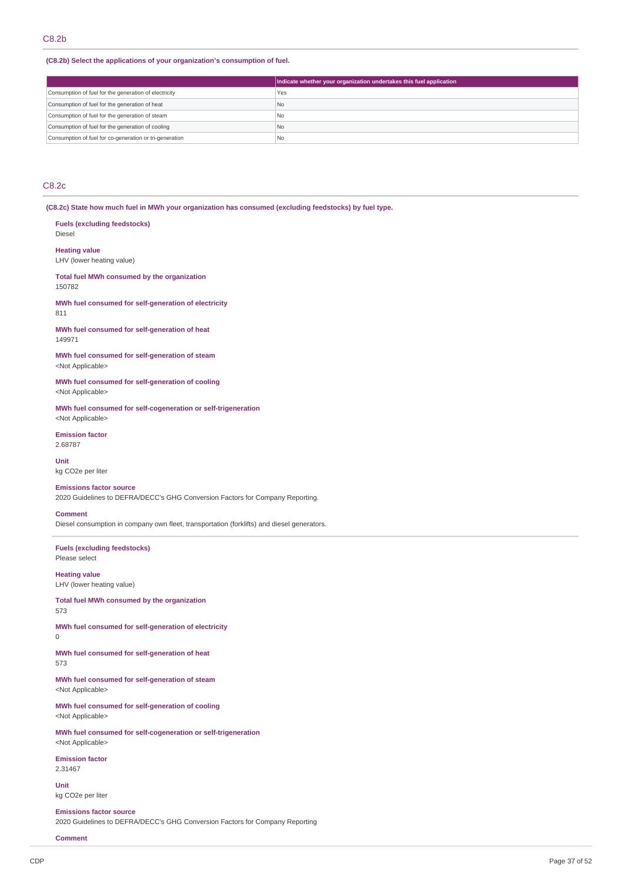## C8.2b

**(C8.2b) Select the applications of your organization's consumption of fuel.**

| | Indicate whether your organization undertakes this fuel application |
|---|---|
| Consumption of fuel for the generation of electricity | Yes |
| Consumption of fuel for the generation of heat | No |
| Consumption of fuel for the generation of steam | No |
| Consumption of fuel for the generation of cooling | No |
| Consumption of fuel for co-generation or tri-generation | No |

## C8.2c

**(C8.2c) State how much fuel in MWh your organization has consumed (excluding feedstocks) by fuel type.**

**Fuels (excluding feedstocks)**
Diesel

**Heating value**
LHV (lower heating value)

**Total fuel MWh consumed by the organization**
150782

**MWh fuel consumed for self-generation of electricity**
811

**MWh fuel consumed for self-generation of heat**
149971

**MWh fuel consumed for self-generation of steam**
<Not Applicable>

**MWh fuel consumed for self-generation of cooling**
<Not Applicable>

**MWh fuel consumed for self-cogeneration or self-trigeneration**
<Not Applicable>

**Emission factor**
2.68787

**Unit**
kg CO2e per liter

**Emissions factor source**
2020 Guidelines to DEFRA/DECC's GHG Conversion Factors for Company Reporting.

**Comment**
Diesel consumption in company own fleet, transportation (forklifts) and diesel generators.

---

**Fuels (excluding feedstocks)**
Please select

**Heating value**
LHV (lower heating value)

**Total fuel MWh consumed by the organization**
573

**MWh fuel consumed for self-generation of electricity**
0

**MWh fuel consumed for self-generation of heat**
573

**MWh fuel consumed for self-generation of steam**
<Not Applicable>

**MWh fuel consumed for self-generation of cooling**
<Not Applicable>

**MWh fuel consumed for self-cogeneration or self-trigeneration**
<Not Applicable>

**Emission factor**
2.31467

**Unit**
kg CO2e per liter

**Emissions factor source**
2020 Guidelines to DEFRA/DECC's GHG Conversion Factors for Company Reporting

**Comment**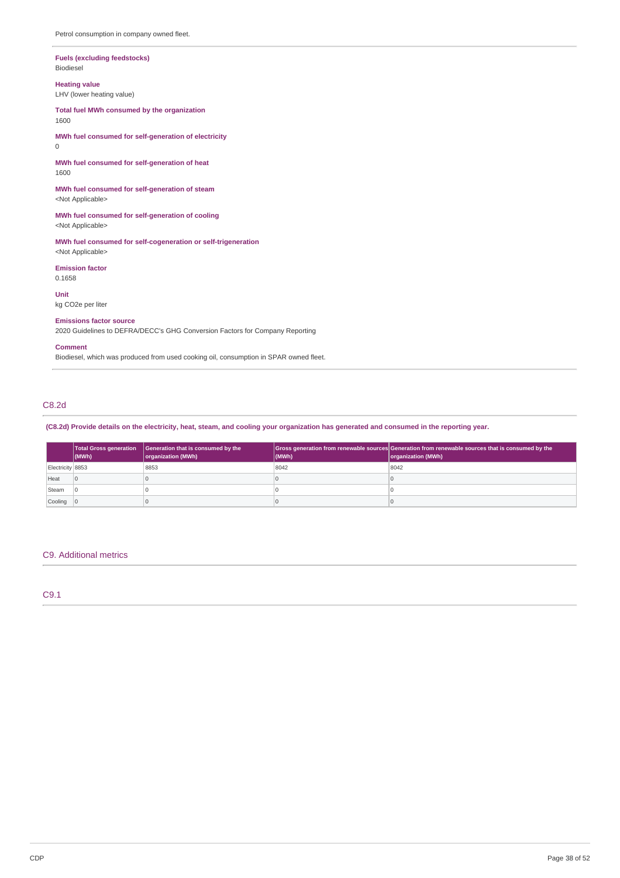Petrol consumption in company owned fleet.

**Fuels (excluding feedstocks)**
Biodiesel

**Heating value**
LHV (lower heating value)

**Total fuel MWh consumed by the organization**
1600

**MWh fuel consumed for self-generation of electricity**
0

**MWh fuel consumed for self-generation of heat**
1600

**MWh fuel consumed for self-generation of steam**
<Not Applicable>

**MWh fuel consumed for self-generation of cooling**
<Not Applicable>

**MWh fuel consumed for self-cogeneration or self-trigeneration**
<Not Applicable>

**Emission factor**
0.1658

**Unit**
kg CO2e per liter

**Emissions factor source**
2020 Guidelines to DEFRA/DECC's GHG Conversion Factors for Company Reporting

**Comment**
Biodiesel, which was produced from used cooking oil, consumption in SPAR owned fleet.

## C8.2d

**(C8.2d) Provide details on the electricity, heat, steam, and cooling your organization has generated and consumed in the reporting year.**

| | Total Gross generation (MWh) | Generation that is consumed by the organization (MWh) | Gross generation from renewable sources (MWh) | Generation from renewable sources that is consumed by the organization (MWh) |
|---|---|---|---|---|
| Electricity | 8853 | 8853 | 8042 | 8042 |
| Heat | 0 | 0 | 0 | 0 |
| Steam | 0 | 0 | 0 | 0 |
| Cooling | 0 | 0 | 0 | 0 |

## C9. Additional metrics

## C9.1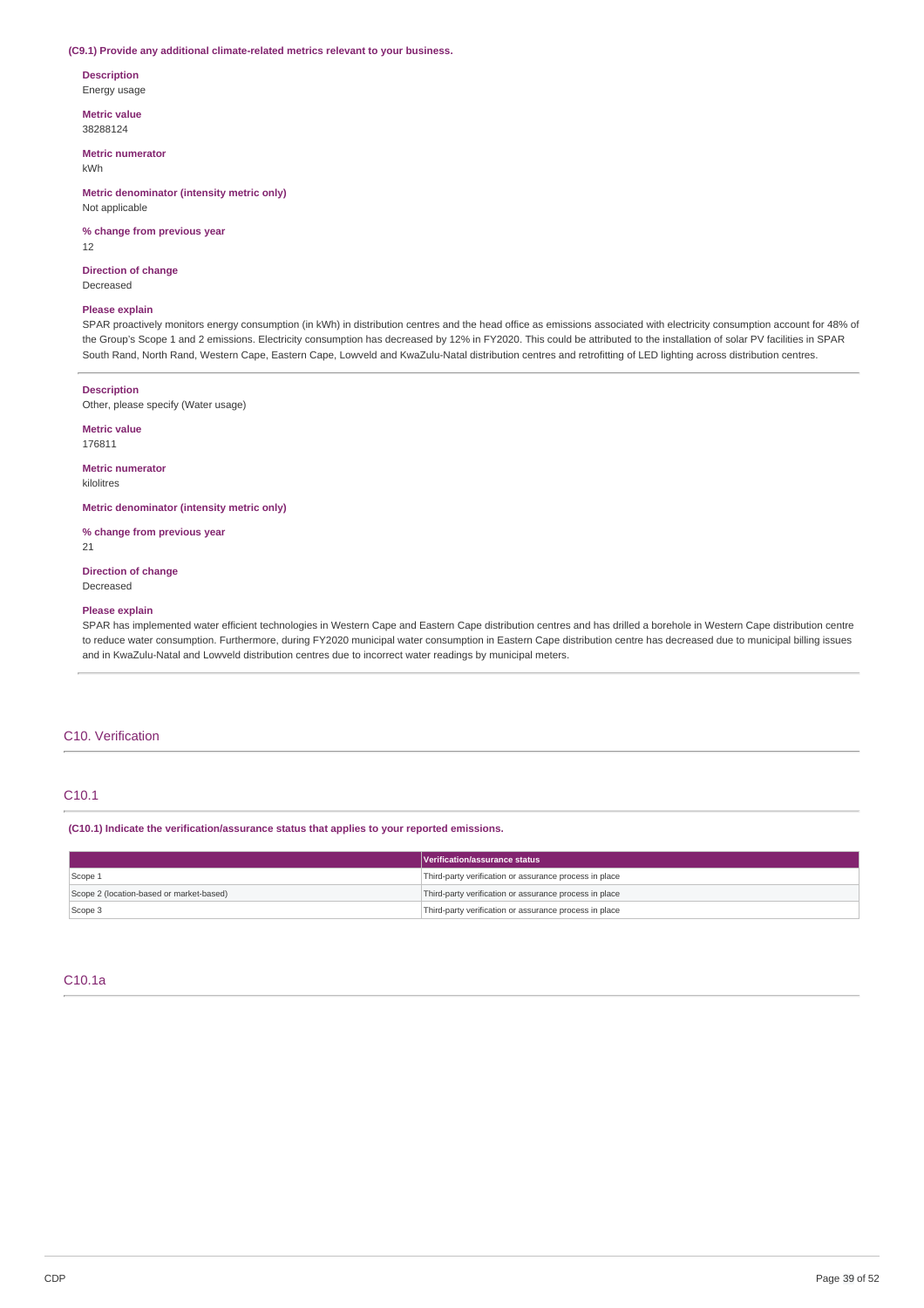**(C9.1) Provide any additional climate-related metrics relevant to your business.**

**Description**
Energy usage

**Metric value**
38288124

**Metric numerator**
kWh

**Metric denominator (intensity metric only)**
Not applicable

**% change from previous year**
12

**Direction of change**
Decreased

**Please explain**
SPAR proactively monitors energy consumption (in kWh) in distribution centres and the head office as emissions associated with electricity consumption account for 48% of the Group's Scope 1 and 2 emissions. Electricity consumption has decreased by 12% in FY2020. This could be attributed to the installation of solar PV facilities in SPAR South Rand, North Rand, Western Cape, Eastern Cape, Lowveld and KwaZulu-Natal distribution centres and retrofitting of LED lighting across distribution centres.

---

**Description**
Other, please specify (Water usage)

**Metric value**
176811

**Metric numerator**
kilolitres

**Metric denominator (intensity metric only)**

**% change from previous year**
21

**Direction of change**
Decreased

**Please explain**
SPAR has implemented water efficient technologies in Western Cape and Eastern Cape distribution centres and has drilled a borehole in Western Cape distribution centre to reduce water consumption. Furthermore, during FY2020 municipal water consumption in Eastern Cape distribution centre has decreased due to municipal billing issues and in KwaZulu-Natal and Lowveld distribution centres due to incorrect water readings by municipal meters.

## C10. Verification

### C10.1

**(C10.1) Indicate the verification/assurance status that applies to your reported emissions.**

| | Verification/assurance status |
|---|---|
| Scope 1 | Third-party verification or assurance process in place |
| Scope 2 (location-based or market-based) | Third-party verification or assurance process in place |
| Scope 3 | Third-party verification or assurance process in place |

### C10.1a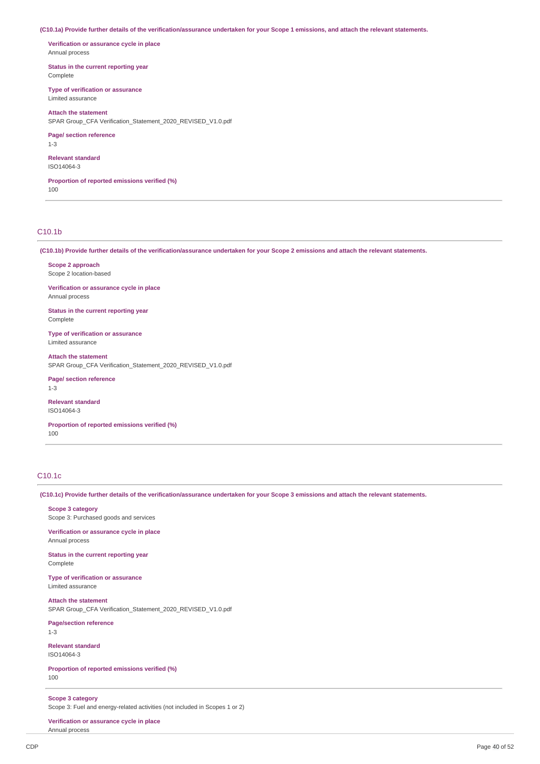**(C10.1a) Provide further details of the verification/assurance undertaken for your Scope 1 emissions, and attach the relevant statements.**

**Verification or assurance cycle in place**
Annual process

**Status in the current reporting year**
Complete

**Type of verification or assurance**
Limited assurance

**Attach the statement**
SPAR Group_CFA Verification_Statement_2020_REVISED_V1.0.pdf

**Page/ section reference**
1-3

**Relevant standard**
ISO14064-3

**Proportion of reported emissions verified (%)**
100

## C10.1b

**(C10.1b) Provide further details of the verification/assurance undertaken for your Scope 2 emissions and attach the relevant statements.**

**Scope 2 approach**
Scope 2 location-based

**Verification or assurance cycle in place**
Annual process

**Status in the current reporting year**
Complete

**Type of verification or assurance**
Limited assurance

**Attach the statement**
SPAR Group_CFA Verification_Statement_2020_REVISED_V1.0.pdf

**Page/ section reference**
1-3

**Relevant standard**
ISO14064-3

**Proportion of reported emissions verified (%)**
100

## C10.1c

**(C10.1c) Provide further details of the verification/assurance undertaken for your Scope 3 emissions and attach the relevant statements.**

**Scope 3 category**
Scope 3: Purchased goods and services

**Verification or assurance cycle in place**
Annual process

**Status in the current reporting year**
Complete

**Type of verification or assurance**
Limited assurance

**Attach the statement**
SPAR Group_CFA Verification_Statement_2020_REVISED_V1.0.pdf

**Page/section reference**
1-3

**Relevant standard**
ISO14064-3

**Proportion of reported emissions verified (%)**
100

**Scope 3 category**
Scope 3: Fuel and energy-related activities (not included in Scopes 1 or 2)

**Verification or assurance cycle in place**
Annual process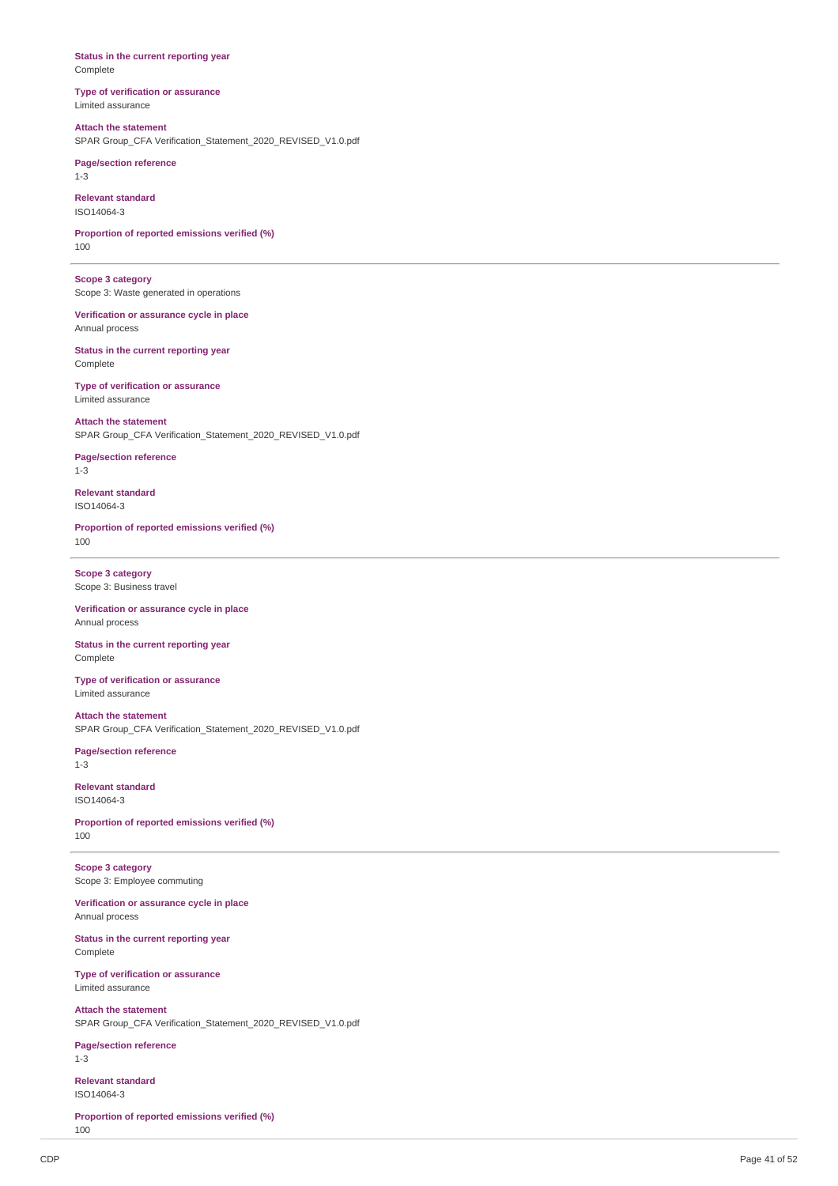**Status in the current reporting year**
Complete

**Type of verification or assurance**
Limited assurance

**Attach the statement**
SPAR Group_CFA Verification_Statement_2020_REVISED_V1.0.pdf

**Page/section reference**
1-3

**Relevant standard**
ISO14064-3

**Proportion of reported emissions verified (%)**
100

---

**Scope 3 category**
Scope 3: Waste generated in operations

**Verification or assurance cycle in place**
Annual process

**Status in the current reporting year**
Complete

**Type of verification or assurance**
Limited assurance

**Attach the statement**
SPAR Group_CFA Verification_Statement_2020_REVISED_V1.0.pdf

**Page/section reference**
1-3

**Relevant standard**
ISO14064-3

**Proportion of reported emissions verified (%)**
100

---

**Scope 3 category**
Scope 3: Business travel

**Verification or assurance cycle in place**
Annual process

**Status in the current reporting year**
Complete

**Type of verification or assurance**
Limited assurance

**Attach the statement**
SPAR Group_CFA Verification_Statement_2020_REVISED_V1.0.pdf

**Page/section reference**
1-3

**Relevant standard**
ISO14064-3

**Proportion of reported emissions verified (%)**
100

---

**Scope 3 category**
Scope 3: Employee commuting

**Verification or assurance cycle in place**
Annual process

**Status in the current reporting year**
Complete

**Type of verification or assurance**
Limited assurance

**Attach the statement**
SPAR Group_CFA Verification_Statement_2020_REVISED_V1.0.pdf

**Page/section reference**
1-3

**Relevant standard**
ISO14064-3

**Proportion of reported emissions verified (%)**
100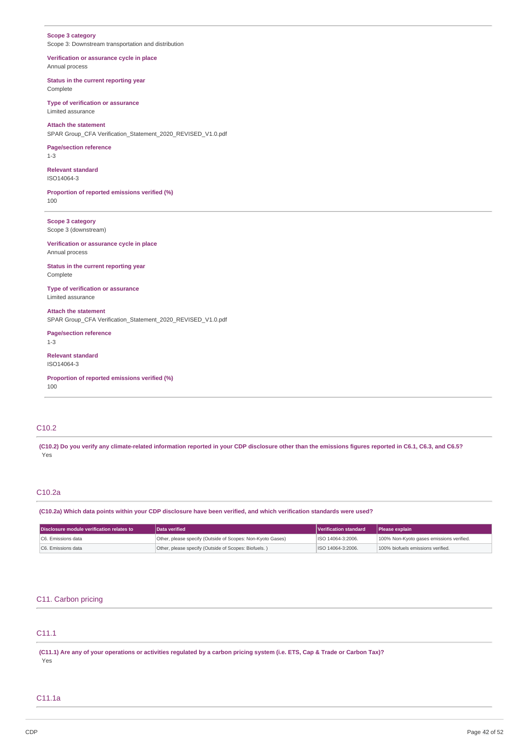**Scope 3 category**
Scope 3: Downstream transportation and distribution

**Verification or assurance cycle in place**
Annual process

**Status in the current reporting year**
Complete

**Type of verification or assurance**
Limited assurance

**Attach the statement**
SPAR Group_CFA Verification_Statement_2020_REVISED_V1.0.pdf

**Page/section reference**
1-3

**Relevant standard**
ISO14064-3

**Proportion of reported emissions verified (%)**
100

---

**Scope 3 category**
Scope 3 (downstream)

**Verification or assurance cycle in place**
Annual process

**Status in the current reporting year**
Complete

**Type of verification or assurance**
Limited assurance

**Attach the statement**
SPAR Group_CFA Verification_Statement_2020_REVISED_V1.0.pdf

**Page/section reference**
1-3

**Relevant standard**
ISO14064-3

**Proportion of reported emissions verified (%)**
100

## C10.2

**(C10.2) Do you verify any climate-related information reported in your CDP disclosure other than the emissions figures reported in C6.1, C6.3, and C6.5?**
Yes

## C10.2a

**(C10.2a) Which data points within your CDP disclosure have been verified, and which verification standards were used?**

| Disclosure module verification relates to | Data verified | Verification standard | Please explain |
| --- | --- | --- | --- |
| C6. Emissions data | Other, please specify (Outside of Scopes: Non-Kyoto Gases) | ISO 14064-3:2006. | 100% Non-Kyoto gases emissions verified. |
| C6. Emissions data | Other, please specify (Outside of Scopes: Biofuels. ) | ISO 14064-3:2006. | 100% biofuels emissions verified. |

# C11. Carbon pricing

## C11.1

**(C11.1) Are any of your operations or activities regulated by a carbon pricing system (i.e. ETS, Cap & Trade or Carbon Tax)?**
Yes

## C11.1a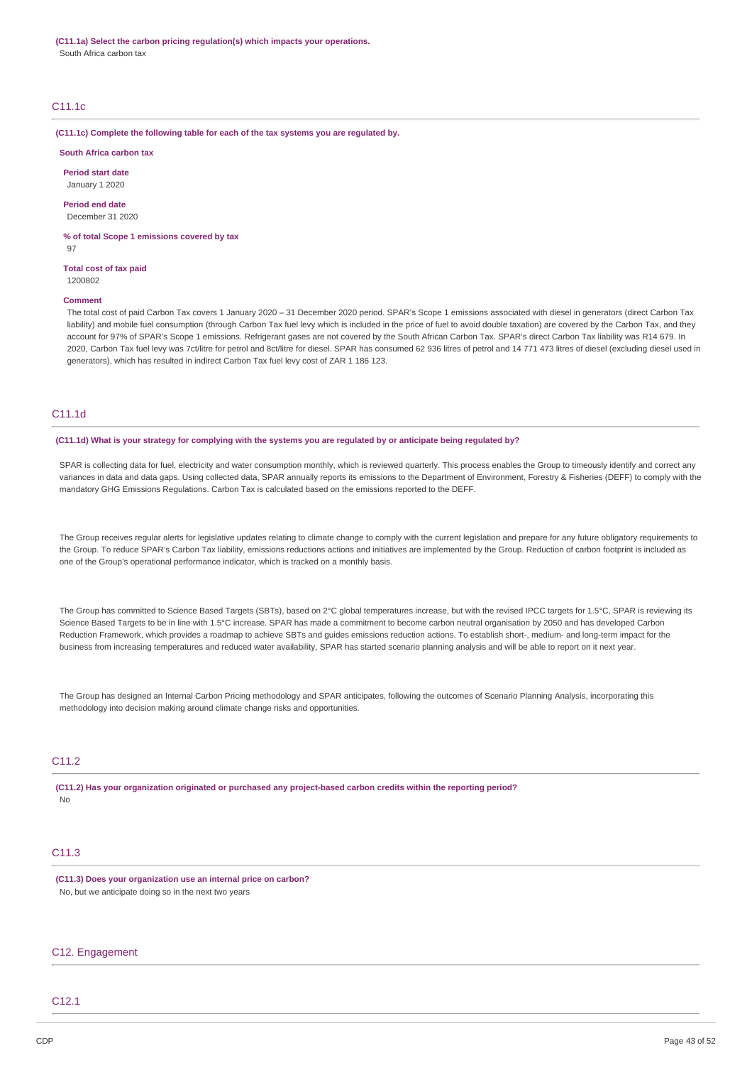**(C11.1a) Select the carbon pricing regulation(s) which impacts your operations.**
South Africa carbon tax

## C11.1c

**(C11.1c) Complete the following table for each of the tax systems you are regulated by.**

**South Africa carbon tax**

**Period start date**
January 1 2020

**Period end date**
December 31 2020

**% of total Scope 1 emissions covered by tax**
97

**Total cost of tax paid**
1200802

**Comment**
The total cost of paid Carbon Tax covers 1 January 2020 – 31 December 2020 period. SPAR's Scope 1 emissions associated with diesel in generators (direct Carbon Tax liability) and mobile fuel consumption (through Carbon Tax fuel levy which is included in the price of fuel to avoid double taxation) are covered by the Carbon Tax, and they account for 97% of SPAR's Scope 1 emissions. Refrigerant gases are not covered by the South African Carbon Tax. SPAR's direct Carbon Tax liability was R14 679. In 2020, Carbon Tax fuel levy was 7ct/litre for petrol and 8ct/litre for diesel. SPAR has consumed 62 936 litres of petrol and 14 771 473 litres of diesel (excluding diesel used in generators), which has resulted in indirect Carbon Tax fuel levy cost of ZAR 1 186 123.

## C11.1d

**(C11.1d) What is your strategy for complying with the systems you are regulated by or anticipate being regulated by?**

SPAR is collecting data for fuel, electricity and water consumption monthly, which is reviewed quarterly. This process enables the Group to timeously identify and correct any variances in data and data gaps. Using collected data, SPAR annually reports its emissions to the Department of Environment, Forestry & Fisheries (DEFF) to comply with the mandatory GHG Emissions Regulations. Carbon Tax is calculated based on the emissions reported to the DEFF.

The Group receives regular alerts for legislative updates relating to climate change to comply with the current legislation and prepare for any future obligatory requirements to the Group. To reduce SPAR's Carbon Tax liability, emissions reductions actions and initiatives are implemented by the Group. Reduction of carbon footprint is included as one of the Group's operational performance indicator, which is tracked on a monthly basis.

The Group has committed to Science Based Targets (SBTs), based on 2°C global temperatures increase, but with the revised IPCC targets for 1.5°C, SPAR is reviewing its Science Based Targets to be in line with 1.5°C increase. SPAR has made a commitment to become carbon neutral organisation by 2050 and has developed Carbon Reduction Framework, which provides a roadmap to achieve SBTs and guides emissions reduction actions. To establish short-, medium- and long-term impact for the business from increasing temperatures and reduced water availability, SPAR has started scenario planning analysis and will be able to report on it next year.

The Group has designed an Internal Carbon Pricing methodology and SPAR anticipates, following the outcomes of Scenario Planning Analysis, incorporating this methodology into decision making around climate change risks and opportunities.

## C11.2

**(C11.2) Has your organization originated or purchased any project-based carbon credits within the reporting period?**
No

## C11.3

**(C11.3) Does your organization use an internal price on carbon?**
No, but we anticipate doing so in the next two years

# C12. Engagement

## C12.1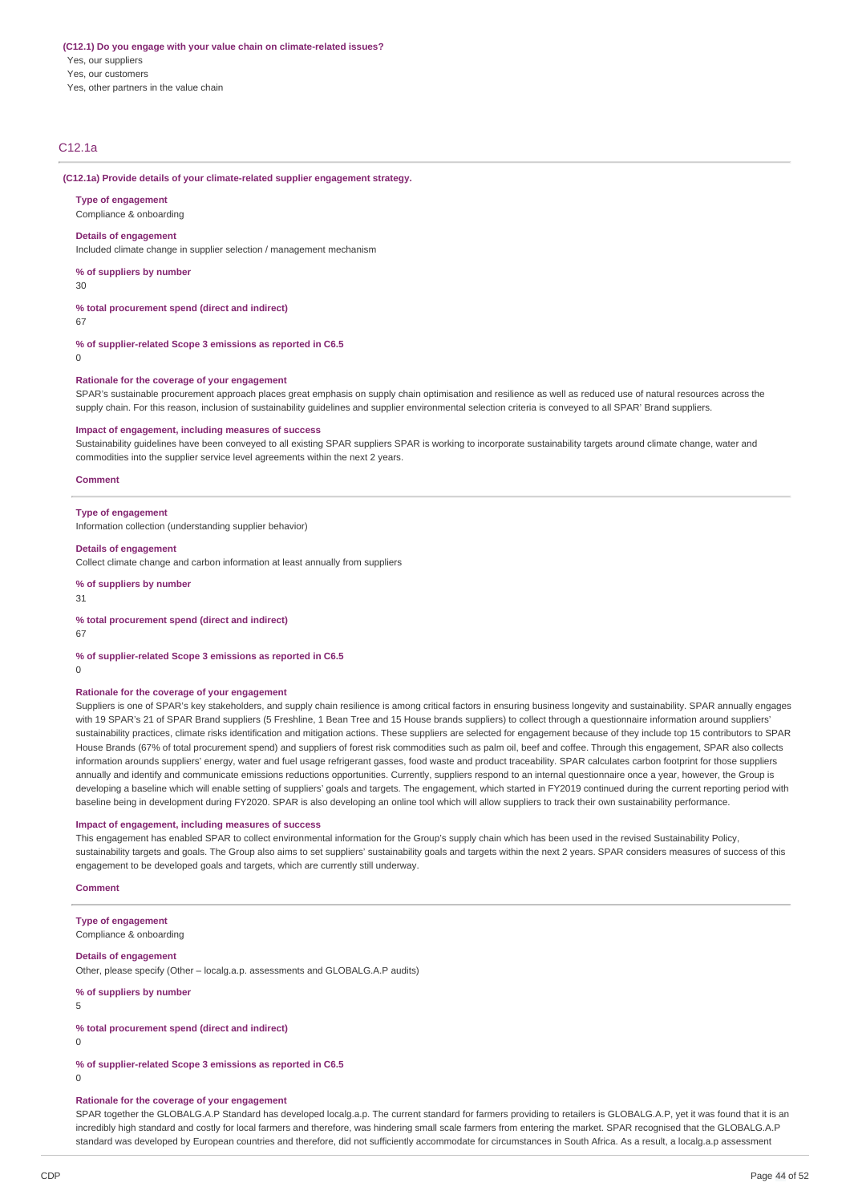**(C12.1) Do you engage with your value chain on climate-related issues?**

Yes, our suppliers

Yes, our customers

Yes, other partners in the value chain

## C12.1a

**(C12.1a) Provide details of your climate-related supplier engagement strategy.**

**Type of engagement**

Compliance & onboarding

**Details of engagement**

Included climate change in supplier selection / management mechanism

**% of suppliers by number**

30

**% total procurement spend (direct and indirect)**

67

**% of supplier-related Scope 3 emissions as reported in C6.5**

0

**Rationale for the coverage of your engagement**

SPAR's sustainable procurement approach places great emphasis on supply chain optimisation and resilience as well as reduced use of natural resources across the supply chain. For this reason, inclusion of sustainability guidelines and supplier environmental selection criteria is conveyed to all SPAR' Brand suppliers.

**Impact of engagement, including measures of success**

Sustainability guidelines have been conveyed to all existing SPAR suppliers SPAR is working to incorporate sustainability targets around climate change, water and commodities into the supplier service level agreements within the next 2 years.

**Comment**

---

**Type of engagement**

Information collection (understanding supplier behavior)

**Details of engagement**

Collect climate change and carbon information at least annually from suppliers

**% of suppliers by number**

31

**% total procurement spend (direct and indirect)**

67

**% of supplier-related Scope 3 emissions as reported in C6.5**

0

**Rationale for the coverage of your engagement**

Suppliers is one of SPAR's key stakeholders, and supply chain resilience is among critical factors in ensuring business longevity and sustainability. SPAR annually engages with 19 SPAR's 21 of SPAR Brand suppliers (5 Freshline, 1 Bean Tree and 15 House brands suppliers) to collect through a questionnaire information around suppliers' sustainability practices, climate risks identification and mitigation actions. These suppliers are selected for engagement because of they include top 15 contributors to SPAR House Brands (67% of total procurement spend) and suppliers of forest risk commodities such as palm oil, beef and coffee. Through this engagement, SPAR also collects information arounds suppliers' energy, water and fuel usage refrigerant gasses, food waste and product traceability. SPAR calculates carbon footprint for those suppliers annually and identify and communicate emissions reductions opportunities. Currently, suppliers respond to an internal questionnaire once a year, however, the Group is developing a baseline which will enable setting of suppliers' goals and targets. The engagement, which started in FY2019 continued during the current reporting period with baseline being in development during FY2020. SPAR is also developing an online tool which will allow suppliers to track their own sustainability performance.

**Impact of engagement, including measures of success**

This engagement has enabled SPAR to collect environmental information for the Group's supply chain which has been used in the revised Sustainability Policy, sustainability targets and goals. The Group also aims to set suppliers' sustainability goals and targets within the next 2 years. SPAR considers measures of success of this engagement to be developed goals and targets, which are currently still underway.

**Comment**

---

**Type of engagement**

Compliance & onboarding

**Details of engagement**

Other, please specify (Other – localg.a.p. assessments and GLOBALG.A.P audits)

**% of suppliers by number**

5

**% total procurement spend (direct and indirect)**

0

**% of supplier-related Scope 3 emissions as reported in C6.5**

0

**Rationale for the coverage of your engagement**

SPAR together the GLOBALG.A.P Standard has developed localg.a.p. The current standard for farmers providing to retailers is GLOBALG.A.P, yet it was found that it is an incredibly high standard and costly for local farmers and therefore, was hindering small scale farmers from entering the market. SPAR recognised that the GLOBALG.A.P standard was developed by European countries and therefore, did not sufficiently accommodate for circumstances in South Africa. As a result, a localg.a.p assessment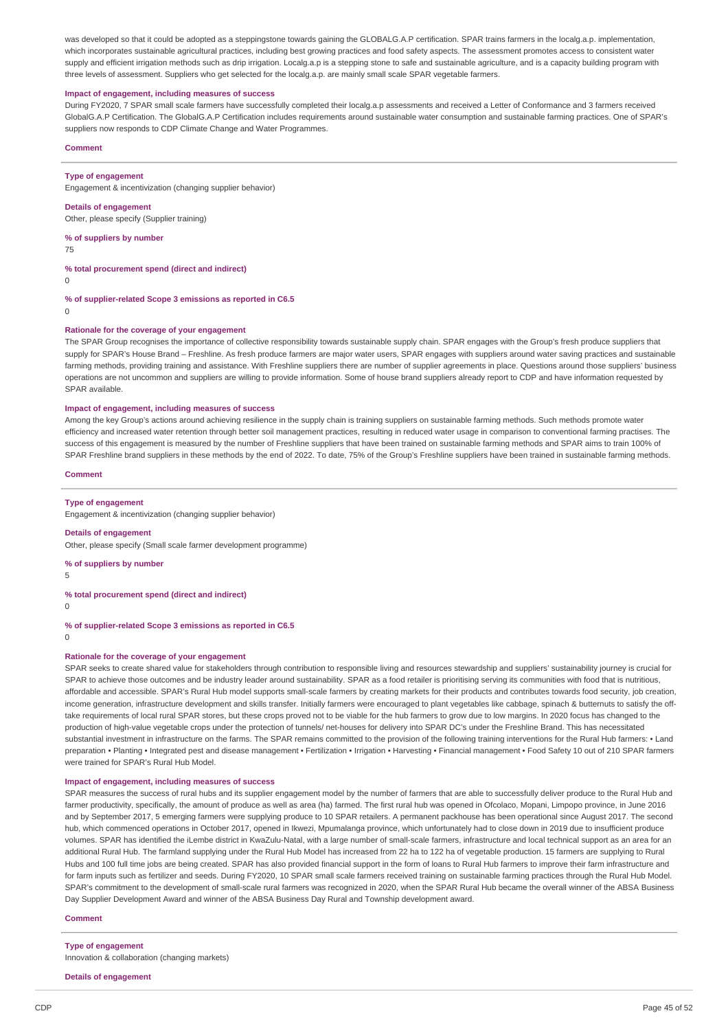was developed so that it could be adopted as a steppingstone towards gaining the GLOBALG.A.P certification. SPAR trains farmers in the localg.a.p. implementation, which incorporates sustainable agricultural practices, including best growing practices and food safety aspects. The assessment promotes access to consistent water supply and efficient irrigation methods such as drip irrigation. Localg.a.p is a stepping stone to safe and sustainable agriculture, and is a capacity building program with three levels of assessment. Suppliers who get selected for the localg.a.p. are mainly small scale SPAR vegetable farmers.

**Impact of engagement, including measures of success**

During FY2020, 7 SPAR small scale farmers have successfully completed their localg.a.p assessments and received a Letter of Conformance and 3 farmers received GlobalG.A.P Certification. The GlobalG.A.P Certification includes requirements around sustainable water consumption and sustainable farming practices. One of SPAR's suppliers now responds to CDP Climate Change and Water Programmes.

**Comment**

---

**Type of engagement**

Engagement & incentivization (changing supplier behavior)

**Details of engagement**

Other, please specify (Supplier training)

**% of suppliers by number**

75

**% total procurement spend (direct and indirect)**

0

**% of supplier-related Scope 3 emissions as reported in C6.5**

0

**Rationale for the coverage of your engagement**

The SPAR Group recognises the importance of collective responsibility towards sustainable supply chain. SPAR engages with the Group's fresh produce suppliers that supply for SPAR's House Brand – Freshline. As fresh produce farmers are major water users, SPAR engages with suppliers around water saving practices and sustainable farming methods, providing training and assistance. With Freshline suppliers there are number of supplier agreements in place. Questions around those suppliers' business operations are not uncommon and suppliers are willing to provide information. Some of house brand suppliers already report to CDP and have information requested by SPAR available.

**Impact of engagement, including measures of success**

Among the key Group's actions around achieving resilience in the supply chain is training suppliers on sustainable farming methods. Such methods promote water efficiency and increased water retention through better soil management practices, resulting in reduced water usage in comparison to conventional farming practises. The success of this engagement is measured by the number of Freshline suppliers that have been trained on sustainable farming methods and SPAR aims to train 100% of SPAR Freshline brand suppliers in these methods by the end of 2022. To date, 75% of the Group's Freshline suppliers have been trained in sustainable farming methods.

**Comment**

---

**Type of engagement**

Engagement & incentivization (changing supplier behavior)

**Details of engagement**

Other, please specify (Small scale farmer development programme)

**% of suppliers by number**

5

**% total procurement spend (direct and indirect)**

0

**% of supplier-related Scope 3 emissions as reported in C6.5**

0

**Rationale for the coverage of your engagement**

SPAR seeks to create shared value for stakeholders through contribution to responsible living and resources stewardship and suppliers' sustainability journey is crucial for SPAR to achieve those outcomes and be industry leader around sustainability. SPAR as a food retailer is prioritising serving its communities with food that is nutritious, affordable and accessible. SPAR's Rural Hub model supports small-scale farmers by creating markets for their products and contributes towards food security, job creation, income generation, infrastructure development and skills transfer. Initially farmers were encouraged to plant vegetables like cabbage, spinach & butternuts to satisfy the off-take requirements of local rural SPAR stores, but these crops proved not to be viable for the hub farmers to grow due to low margins. In 2020 focus has changed to the production of high-value vegetable crops under the protection of tunnels/ net-houses for delivery into SPAR DC's under the Freshline Brand. This has necessitated substantial investment in infrastructure on the farms. The SPAR remains committed to the provision of the following training interventions for the Rural Hub farmers: • Land preparation • Planting • Integrated pest and disease management • Fertilization • Irrigation • Harvesting • Financial management • Food Safety 10 out of 210 SPAR farmers were trained for SPAR's Rural Hub Model.

**Impact of engagement, including measures of success**

SPAR measures the success of rural hubs and its supplier engagement model by the number of farmers that are able to successfully deliver produce to the Rural Hub and farmer productivity, specifically, the amount of produce as well as area (ha) farmed. The first rural hub was opened in Ofcolaco, Mopani, Limpopo province, in June 2016 and by September 2017, 5 emerging farmers were supplying produce to 10 SPAR retailers. A permanent packhouse has been operational since August 2017. The second hub, which commenced operations in October 2017, opened in Ikwezi, Mpumalanga province, which unfortunately had to close down in 2019 due to insufficient produce volumes. SPAR has identified the iLembe district in KwaZulu-Natal, with a large number of small-scale farmers, infrastructure and local technical support as an area for an additional Rural Hub. The farmland supplying under the Rural Hub Model has increased from 22 ha to 122 ha of vegetable production. 15 farmers are supplying to Rural Hubs and 100 full time jobs are being created. SPAR has also provided financial support in the form of loans to Rural Hub farmers to improve their farm infrastructure and for farm inputs such as fertilizer and seeds. During FY2020, 10 SPAR small scale farmers received training on sustainable farming practices through the Rural Hub Model. SPAR's commitment to the development of small-scale rural farmers was recognized in 2020, when the SPAR Rural Hub became the overall winner of the ABSA Business Day Supplier Development Award and winner of the ABSA Business Day Rural and Township development award.

**Comment**

---

**Type of engagement**

Innovation & collaboration (changing markets)

**Details of engagement**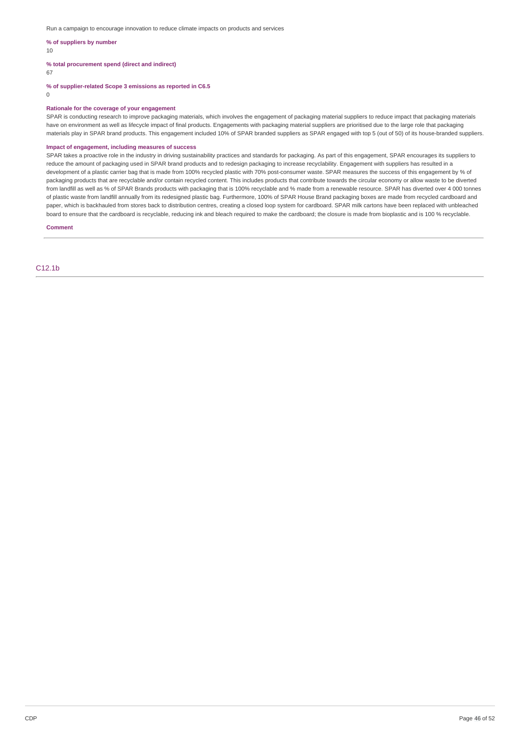Run a campaign to encourage innovation to reduce climate impacts on products and services

**% of suppliers by number**

10

**% total procurement spend (direct and indirect)**

67

**% of supplier-related Scope 3 emissions as reported in C6.5**

0

**Rationale for the coverage of your engagement**

SPAR is conducting research to improve packaging materials, which involves the engagement of packaging material suppliers to reduce impact that packaging materials have on environment as well as lifecycle impact of final products. Engagements with packaging material suppliers are prioritised due to the large role that packaging materials play in SPAR brand products. This engagement included 10% of SPAR branded suppliers as SPAR engaged with top 5 (out of 50) of its house-branded suppliers.

**Impact of engagement, including measures of success**

SPAR takes a proactive role in the industry in driving sustainability practices and standards for packaging. As part of this engagement, SPAR encourages its suppliers to reduce the amount of packaging used in SPAR brand products and to redesign packaging to increase recyclability. Engagement with suppliers has resulted in a development of a plastic carrier bag that is made from 100% recycled plastic with 70% post-consumer waste. SPAR measures the success of this engagement by % of packaging products that are recyclable and/or contain recycled content. This includes products that contribute towards the circular economy or allow waste to be diverted from landfill as well as % of SPAR Brands products with packaging that is 100% recyclable and % made from a renewable resource. SPAR has diverted over 4 000 tonnes of plastic waste from landfill annually from its redesigned plastic bag. Furthermore, 100% of SPAR House Brand packaging boxes are made from recycled cardboard and paper, which is backhauled from stores back to distribution centres, creating a closed loop system for cardboard. SPAR milk cartons have been replaced with unbleached board to ensure that the cardboard is recyclable, reducing ink and bleach required to make the cardboard; the closure is made from bioplastic and is 100 % recyclable.

**Comment**

## C12.1b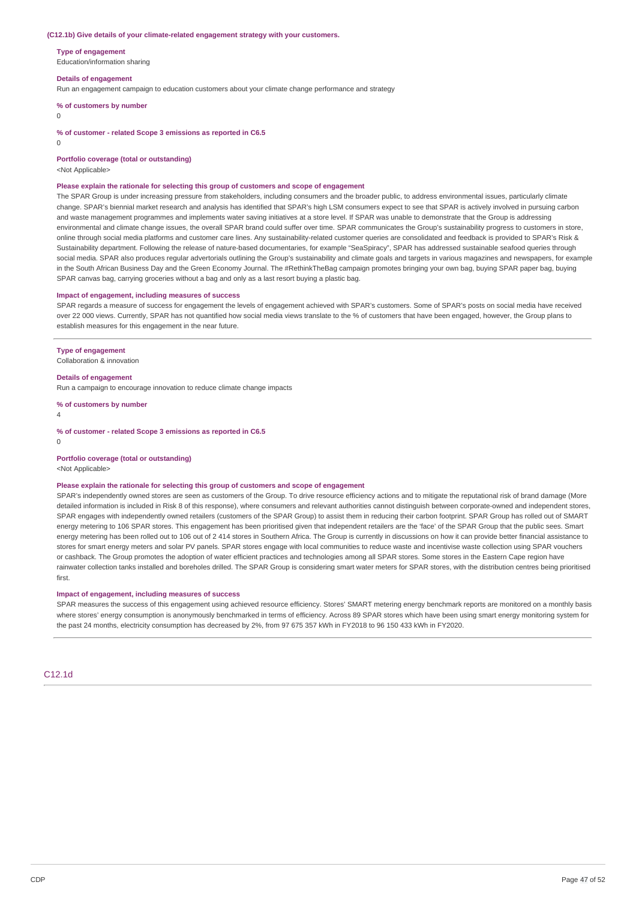**(C12.1b) Give details of your climate-related engagement strategy with your customers.**

**Type of engagement**
Education/information sharing

**Details of engagement**
Run an engagement campaign to education customers about your climate change performance and strategy

**% of customers by number**
0

**% of customer - related Scope 3 emissions as reported in C6.5**
0

**Portfolio coverage (total or outstanding)**
<Not Applicable>

**Please explain the rationale for selecting this group of customers and scope of engagement**
The SPAR Group is under increasing pressure from stakeholders, including consumers and the broader public, to address environmental issues, particularly climate change. SPAR's biennial market research and analysis has identified that SPAR's high LSM consumers expect to see that SPAR is actively involved in pursuing carbon and waste management programmes and implements water saving initiatives at a store level. If SPAR was unable to demonstrate that the Group is addressing environmental and climate change issues, the overall SPAR brand could suffer over time. SPAR communicates the Group's sustainability progress to customers in store, online through social media platforms and customer care lines. Any sustainability-related customer queries are consolidated and feedback is provided to SPAR's Risk & Sustainability department. Following the release of nature-based documentaries, for example "SeaSpiracy", SPAR has addressed sustainable seafood queries through social media. SPAR also produces regular advertorials outlining the Group's sustainability and climate goals and targets in various magazines and newspapers, for example in the South African Business Day and the Green Economy Journal. The #RethinkTheBag campaign promotes bringing your own bag, buying SPAR paper bag, buying SPAR canvas bag, carrying groceries without a bag and only as a last resort buying a plastic bag.

**Impact of engagement, including measures of success**
SPAR regards a measure of success for engagement the levels of engagement achieved with SPAR's customers. Some of SPAR's posts on social media have received over 22 000 views. Currently, SPAR has not quantified how social media views translate to the % of customers that have been engaged, however, the Group plans to establish measures for this engagement in the near future.

---

**Type of engagement**
Collaboration & innovation

**Details of engagement**
Run a campaign to encourage innovation to reduce climate change impacts

**% of customers by number**
4

**% of customer - related Scope 3 emissions as reported in C6.5**
0

**Portfolio coverage (total or outstanding)**
<Not Applicable>

**Please explain the rationale for selecting this group of customers and scope of engagement**
SPAR's independently owned stores are seen as customers of the Group. To drive resource efficiency actions and to mitigate the reputational risk of brand damage (More detailed information is included in Risk 8 of this response), where consumers and relevant authorities cannot distinguish between corporate-owned and independent stores, SPAR engages with independently owned retailers (customers of the SPAR Group) to assist them in reducing their carbon footprint. SPAR Group has rolled out of SMART energy metering to 106 SPAR stores. This engagement has been prioritised given that independent retailers are the 'face' of the SPAR Group that the public sees. Smart energy metering has been rolled out to 106 out of 2 414 stores in Southern Africa. The Group is currently in discussions on how it can provide better financial assistance to stores for smart energy meters and solar PV panels. SPAR stores engage with local communities to reduce waste and incentivise waste collection using SPAR vouchers or cashback. The Group promotes the adoption of water efficient practices and technologies among all SPAR stores. Some stores in the Eastern Cape region have rainwater collection tanks installed and boreholes drilled. The SPAR Group is considering smart water meters for SPAR stores, with the distribution centres being prioritised first.

**Impact of engagement, including measures of success**
SPAR measures the success of this engagement using achieved resource efficiency. Stores' SMART metering energy benchmark reports are monitored on a monthly basis where stores' energy consumption is anonymously benchmarked in terms of efficiency. Across 89 SPAR stores which have been using smart energy monitoring system for the past 24 months, electricity consumption has decreased by 2%, from 97 675 357 kWh in FY2018 to 96 150 433 kWh in FY2020.

---

## C12.1d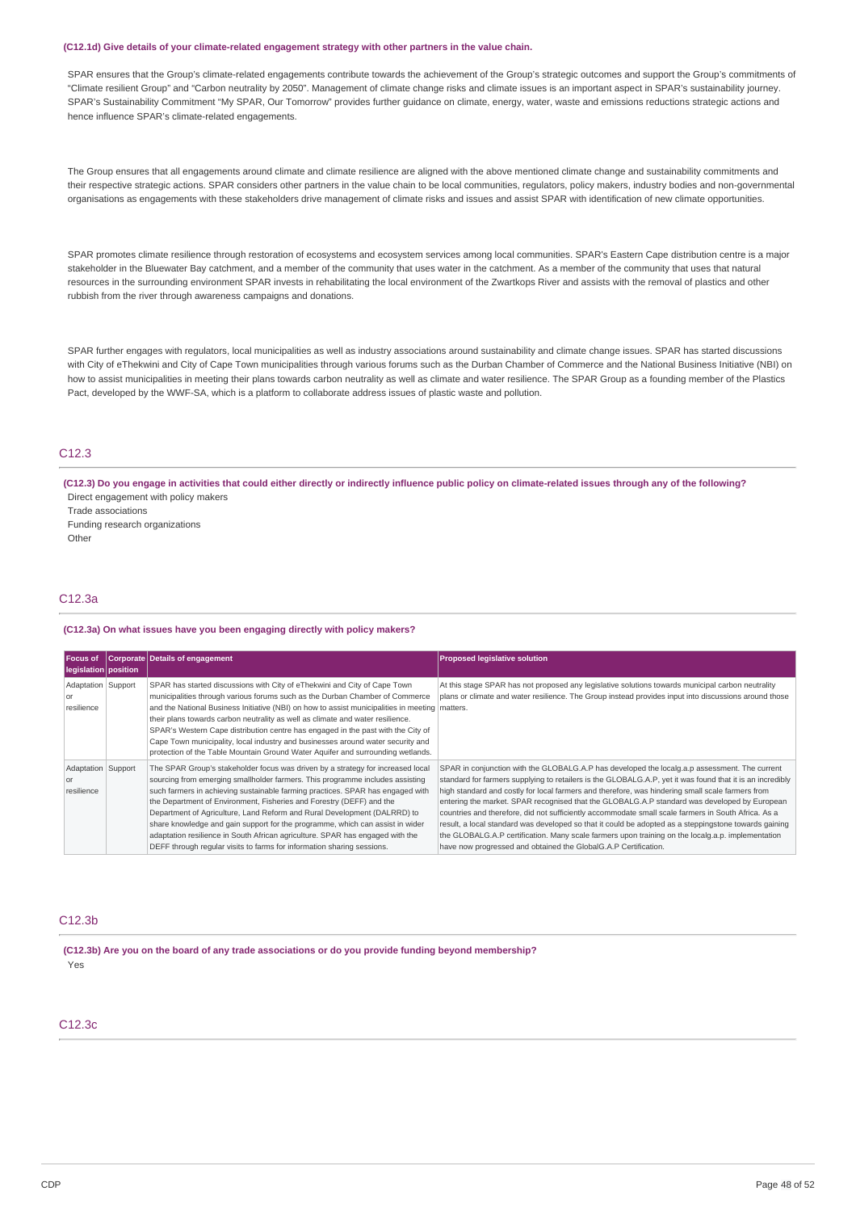**(C12.1d) Give details of your climate-related engagement strategy with other partners in the value chain.**

SPAR ensures that the Group's climate-related engagements contribute towards the achievement of the Group's strategic outcomes and support the Group's commitments of "Climate resilient Group" and "Carbon neutrality by 2050". Management of climate change risks and climate issues is an important aspect in SPAR's sustainability journey. SPAR's Sustainability Commitment "My SPAR, Our Tomorrow" provides further guidance on climate, energy, water, waste and emissions reductions strategic actions and hence influence SPAR's climate-related engagements.

The Group ensures that all engagements around climate and climate resilience are aligned with the above mentioned climate change and sustainability commitments and their respective strategic actions. SPAR considers other partners in the value chain to be local communities, regulators, policy makers, industry bodies and non-governmental organisations as engagements with these stakeholders drive management of climate risks and issues and assist SPAR with identification of new climate opportunities.

SPAR promotes climate resilience through restoration of ecosystems and ecosystem services among local communities. SPAR's Eastern Cape distribution centre is a major stakeholder in the Bluewater Bay catchment, and a member of the community that uses water in the catchment. As a member of the community that uses that natural resources in the surrounding environment SPAR invests in rehabilitating the local environment of the Zwartkops River and assists with the removal of plastics and other rubbish from the river through awareness campaigns and donations.

SPAR further engages with regulators, local municipalities as well as industry associations around sustainability and climate change issues. SPAR has started discussions with City of eThekwini and City of Cape Town municipalities through various forums such as the Durban Chamber of Commerce and the National Business Initiative (NBI) on how to assist municipalities in meeting their plans towards carbon neutrality as well as climate and water resilience. The SPAR Group as a founding member of the Plastics Pact, developed by the WWF-SA, which is a platform to collaborate address issues of plastic waste and pollution.

## C12.3

**(C12.3) Do you engage in activities that could either directly or indirectly influence public policy on climate-related issues through any of the following?**

Direct engagement with policy makers
Trade associations
Funding research organizations
Other

## C12.3a

**(C12.3a) On what issues have you been engaging directly with policy makers?**

| Focus of legislation | Corporate position | Details of engagement | Proposed legislative solution |
|---|---|---|---|
| Adaptation or resilience | Support | SPAR has started discussions with City of eThekwini and City of Cape Town municipalities through various forums such as the Durban Chamber of Commerce and the National Business Initiative (NBI) on how to assist municipalities in meeting their plans towards carbon neutrality as well as climate and water resilience. SPAR's Western Cape distribution centre has engaged in the past with the City of Cape Town municipality, local industry and businesses around water security and protection of the Table Mountain Ground Water Aquifer and surrounding wetlands. | At this stage SPAR has not proposed any legislative solutions towards municipal carbon neutrality plans or climate and water resilience. The Group instead provides input into discussions around those matters. |
| Adaptation or resilience | Support | The SPAR Group's stakeholder focus was driven by a strategy for increased local sourcing from emerging smallholder farmers. This programme includes assisting such farmers in achieving sustainable farming practices. SPAR has engaged with the Department of Environment, Fisheries and Forestry (DEFF) and the Department of Agriculture, Land Reform and Rural Development (DALRRD) to share knowledge and gain support for the programme, which can assist in wider adaptation resilience in South African agriculture. SPAR has engaged with the DEFF through regular visits to farms for information sharing sessions. | SPAR in conjunction with the GLOBALG.A.P has developed the localg.a.p assessment. The current standard for farmers supplying to retailers is the GLOBALG.A.P, yet it was found that it is an incredibly high standard and costly for local farmers and therefore, was hindering small scale farmers from entering the market. SPAR recognised that the GLOBALG.A.P standard was developed by European countries and therefore, did not sufficiently accommodate small scale farmers in South Africa. As a result, a local standard was developed so that it could be adopted as a steppingstone towards gaining the GLOBALG.A.P certification. Many scale farmers upon training on the localg.a.p. implementation have now progressed and obtained the GlobalG.A.P Certification. |

## C12.3b

**(C12.3b) Are you on the board of any trade associations or do you provide funding beyond membership?**

Yes

## C12.3c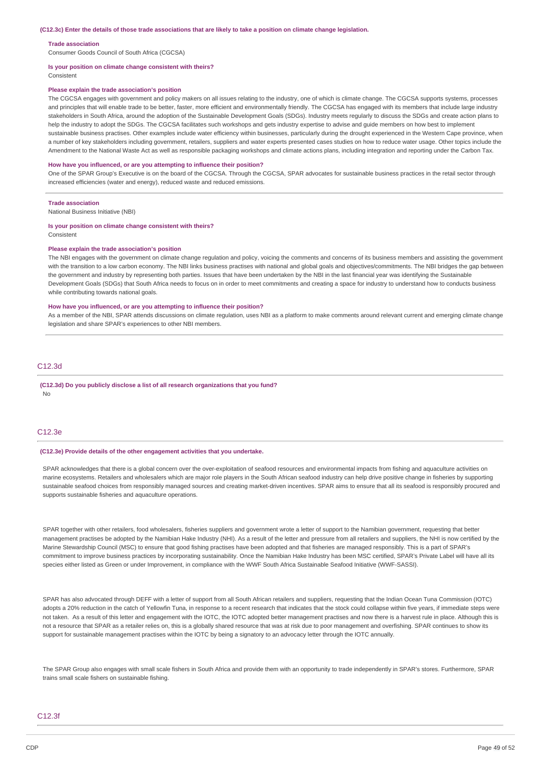**(C12.3c) Enter the details of those trade associations that are likely to take a position on climate change legislation.**

**Trade association**
Consumer Goods Council of South Africa (CGCSA)

**Is your position on climate change consistent with theirs?**
Consistent

**Please explain the trade association's position**
The CGCSA engages with government and policy makers on all issues relating to the industry, one of which is climate change. The CGCSA supports systems, processes and principles that will enable trade to be better, faster, more efficient and environmentally friendly. The CGCSA has engaged with its members that include large industry stakeholders in South Africa, around the adoption of the Sustainable Development Goals (SDGs). Industry meets regularly to discuss the SDGs and create action plans to help the industry to adopt the SDGs. The CGCSA facilitates such workshops and gets industry expertise to advise and guide members on how best to implement sustainable business practises. Other examples include water efficiency within businesses, particularly during the drought experienced in the Western Cape province, when a number of key stakeholders including government, retailers, suppliers and water experts presented cases studies on how to reduce water usage. Other topics include the Amendment to the National Waste Act as well as responsible packaging workshops and climate actions plans, including integration and reporting under the Carbon Tax.

**How have you influenced, or are you attempting to influence their position?**
One of the SPAR Group's Executive is on the board of the CGCSA. Through the CGCSA, SPAR advocates for sustainable business practices in the retail sector through increased efficiencies (water and energy), reduced waste and reduced emissions.

---

**Trade association**
National Business Initiative (NBI)

**Is your position on climate change consistent with theirs?**
Consistent

**Please explain the trade association's position**
The NBI engages with the government on climate change regulation and policy, voicing the comments and concerns of its business members and assisting the government with the transition to a low carbon economy. The NBI links business practises with national and global goals and objectives/commitments. The NBI bridges the gap between the government and industry by representing both parties. Issues that have been undertaken by the NBI in the last financial year was identifying the Sustainable Development Goals (SDGs) that South Africa needs to focus on in order to meet commitments and creating a space for industry to understand how to conducts business while contributing towards national goals.

**How have you influenced, or are you attempting to influence their position?**
As a member of the NBI, SPAR attends discussions on climate regulation, uses NBI as a platform to make comments around relevant current and emerging climate change legislation and share SPAR's experiences to other NBI members.

## C12.3d

**(C12.3d) Do you publicly disclose a list of all research organizations that you fund?**
No

## C12.3e

**(C12.3e) Provide details of the other engagement activities that you undertake.**

SPAR acknowledges that there is a global concern over the over-exploitation of seafood resources and environmental impacts from fishing and aquaculture activities on marine ecosystems. Retailers and wholesalers which are major role players in the South African seafood industry can help drive positive change in fisheries by supporting sustainable seafood choices from responsibly managed sources and creating market-driven incentives. SPAR aims to ensure that all its seafood is responsibly procured and supports sustainable fisheries and aquaculture operations.

SPAR together with other retailers, food wholesalers, fisheries suppliers and government wrote a letter of support to the Namibian government, requesting that better management practises be adopted by the Namibian Hake Industry (NHI). As a result of the letter and pressure from all retailers and suppliers, the NHI is now certified by the Marine Stewardship Council (MSC) to ensure that good fishing practises have been adopted and that fisheries are managed responsibly. This is a part of SPAR's commitment to improve business practices by incorporating sustainability. Once the Namibian Hake Industry has been MSC certified, SPAR's Private Label will have all its species either listed as Green or under Improvement, in compliance with the WWF South Africa Sustainable Seafood Initiative (WWF-SASSI).

SPAR has also advocated through DEFF with a letter of support from all South African retailers and suppliers, requesting that the Indian Ocean Tuna Commission (IOTC) adopts a 20% reduction in the catch of Yellowfin Tuna, in response to a recent research that indicates that the stock could collapse within five years, if immediate steps were not taken. As a result of this letter and engagement with the IOTC, the IOTC adopted better management practises and now there is a harvest rule in place. Although this is not a resource that SPAR as a retailer relies on, this is a globally shared resource that was at risk due to poor management and overfishing. SPAR continues to show its support for sustainable management practises within the IOTC by being a signatory to an advocacy letter through the IOTC annually.

The SPAR Group also engages with small scale fishers in South Africa and provide them with an opportunity to trade independently in SPAR's stores. Furthermore, SPAR trains small scale fishers on sustainable fishing.

## C12.3f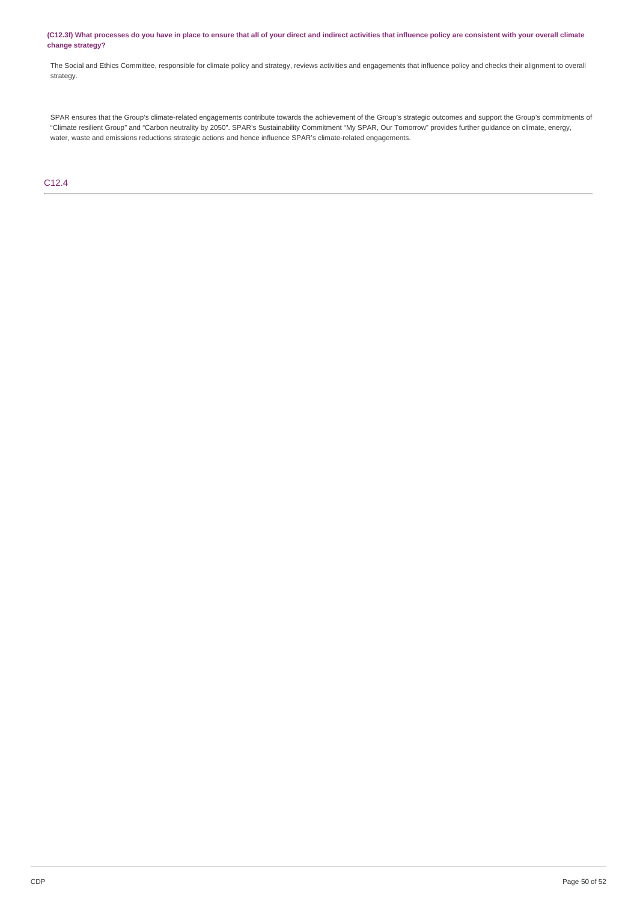**(C12.3f) What processes do you have in place to ensure that all of your direct and indirect activities that influence policy are consistent with your overall climate change strategy?**

The Social and Ethics Committee, responsible for climate policy and strategy, reviews activities and engagements that influence policy and checks their alignment to overall strategy.

SPAR ensures that the Group's climate-related engagements contribute towards the achievement of the Group's strategic outcomes and support the Group's commitments of "Climate resilient Group" and "Carbon neutrality by 2050". SPAR's Sustainability Commitment "My SPAR, Our Tomorrow" provides further guidance on climate, energy, water, waste and emissions reductions strategic actions and hence influence SPAR's climate-related engagements.

## C12.4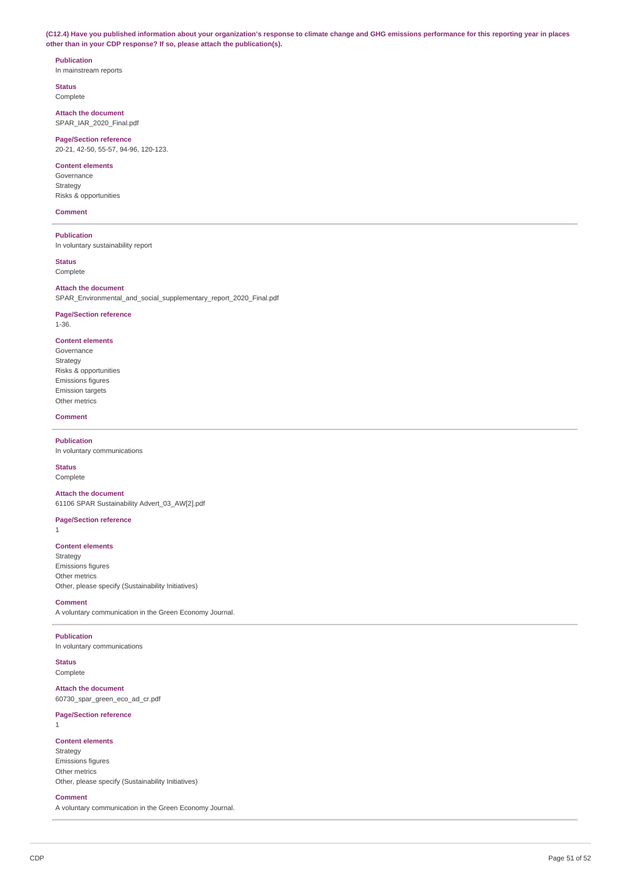**(C12.4) Have you published information about your organization's response to climate change and GHG emissions performance for this reporting year in places other than in your CDP response? If so, please attach the publication(s).**

**Publication**
In mainstream reports

**Status**
Complete

**Attach the document**
SPAR_IAR_2020_Final.pdf

**Page/Section reference**
20-21, 42-50, 55-57, 94-96, 120-123.

**Content elements**
Governance
Strategy
Risks & opportunities

**Comment**

---

**Publication**
In voluntary sustainability report

**Status**
Complete

**Attach the document**
SPAR_Environmental_and_social_supplementary_report_2020_Final.pdf

**Page/Section reference**
1-36.

**Content elements**
Governance
Strategy
Risks & opportunities
Emissions figures
Emission targets
Other metrics

**Comment**

---

**Publication**
In voluntary communications

**Status**
Complete

**Attach the document**
61106 SPAR Sustainability Advert_03_AW[2].pdf

**Page/Section reference**
1

**Content elements**
Strategy
Emissions figures
Other metrics
Other, please specify (Sustainability Initiatives)

**Comment**
A voluntary communication in the Green Economy Journal.

---

**Publication**
In voluntary communications

**Status**
Complete

**Attach the document**
60730_spar_green_eco_ad_cr.pdf

**Page/Section reference**
1

**Content elements**
Strategy
Emissions figures
Other metrics
Other, please specify (Sustainability Initiatives)

**Comment**
A voluntary communication in the Green Economy Journal.

---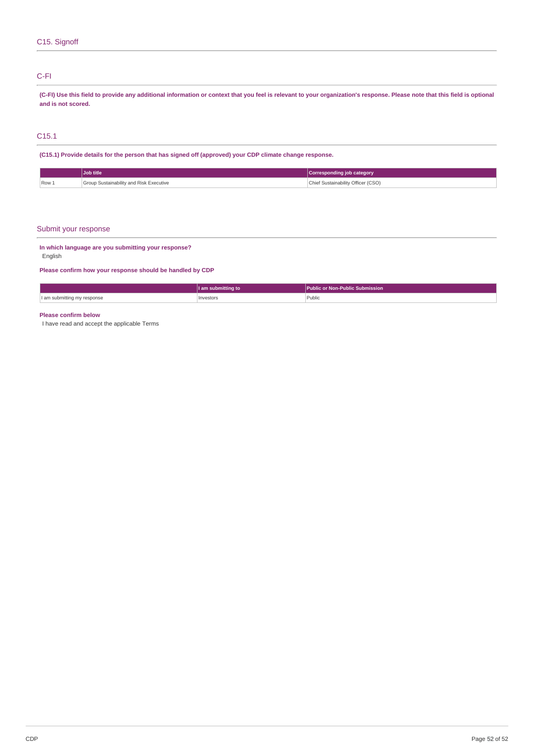## C15. Signoff

### C-FI

**(C-FI) Use this field to provide any additional information or context that you feel is relevant to your organization's response. Please note that this field is optional and is not scored.**

### C15.1

**(C15.1) Provide details for the person that has signed off (approved) your CDP climate change response.**

| | Job title | Corresponding job category |
|---|---|---|
| Row 1 | Group Sustainability and Risk Executive | Chief Sustainability Officer (CSO) |

## Submit your response

**In which language are you submitting your response?**

English

**Please confirm how your response should be handled by CDP**

| | I am submitting to | Public or Non-Public Submission |
|---|---|---|
| I am submitting my response | Investors | Public |

**Please confirm below**

I have read and accept the applicable Terms